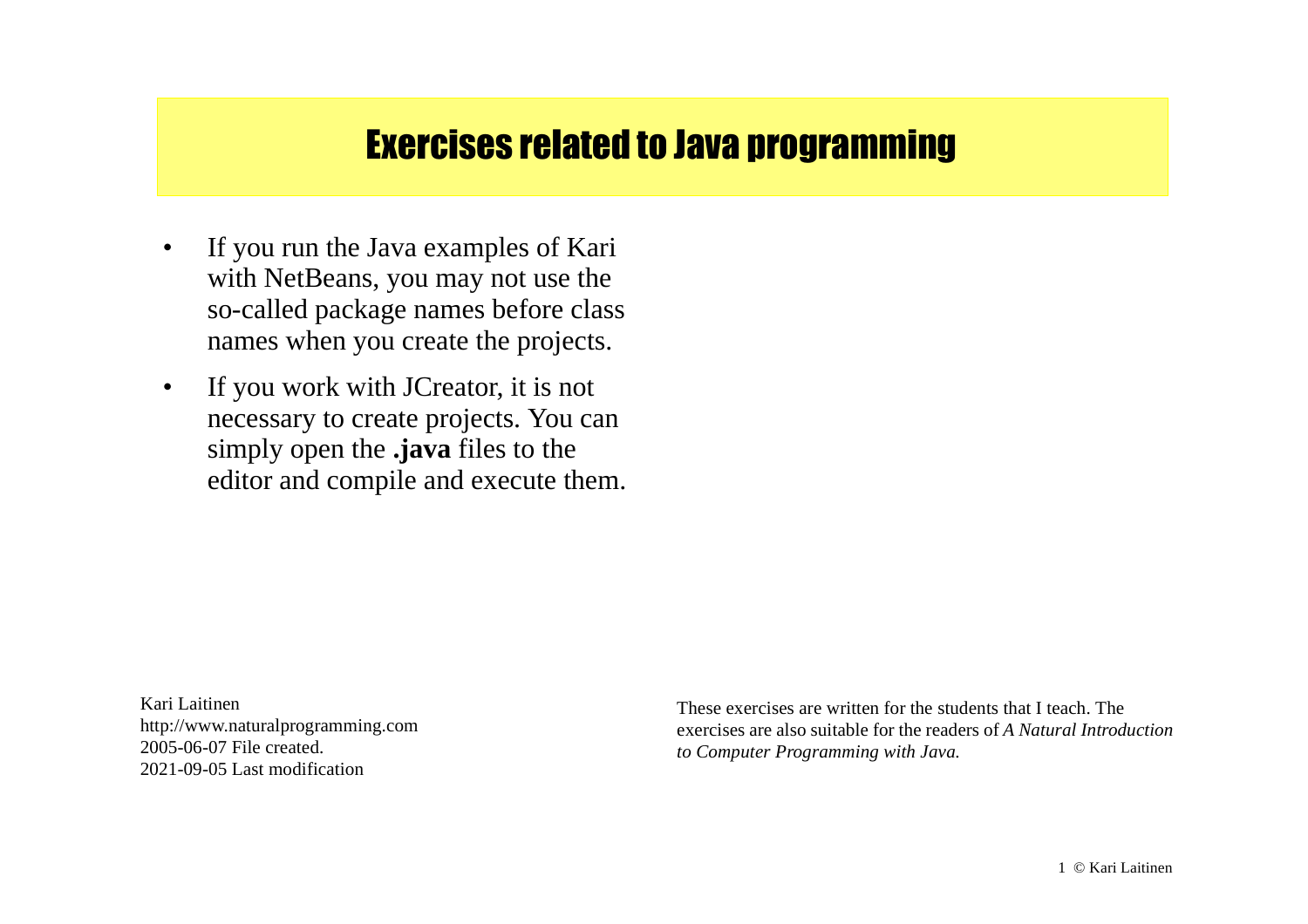# Exercises related to Java programming

- If you run the Java examples of Kari with NetBeans, you may not use the so-called package names before class names when you create the projects.
- If you work with JCreator, it is not necessary to create projects. You can simply open the **.java** files to the editor and compile and execute them.

Kari Laitinen
http://www.naturalprogramming.com
2005-06-07 File created.
2021-09-05 Last modification

These exercises are written for the students that I teach. The exercises are also suitable for the readers of *A Natural Introduction to Computer Programming with Java.*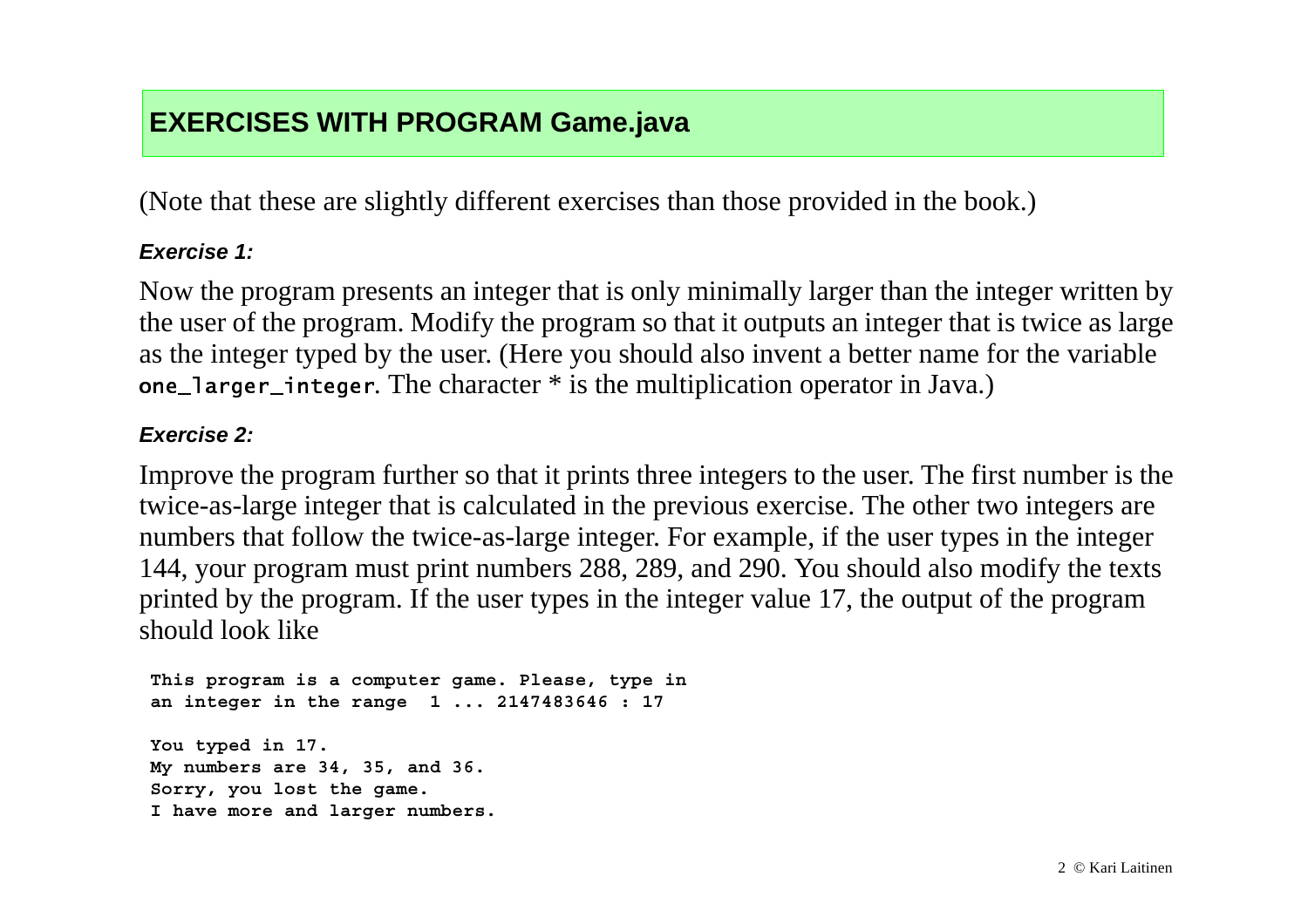## EXERCISES WITH PROGRAM Game.java

(Note that these are slightly different exercises than those provided in the book.)

***Exercise 1:***

Now the program presents an integer that is only minimally larger than the integer written by the user of the program. Modify the program so that it outputs an integer that is twice as large as the integer typed by the user. (Here you should also invent a better name for the variable `one_larger_integer`. The character * is the multiplication operator in Java.)

***Exercise 2:***

Improve the program further so that it prints three integers to the user. The first number is the twice-as-large integer that is calculated in the previous exercise. The other two integers are numbers that follow the twice-as-large integer. For example, if the user types in the integer 144, your program must print numbers 288, 289, and 290. You should also modify the texts printed by the program. If the user types in the integer value 17, the output of the program should look like

```
This program is a computer game. Please, type in
an integer in the range  1 ... 2147483646 : 17

You typed in 17.
My numbers are 34, 35, and 36.
Sorry, you lost the game.
I have more and larger numbers.
```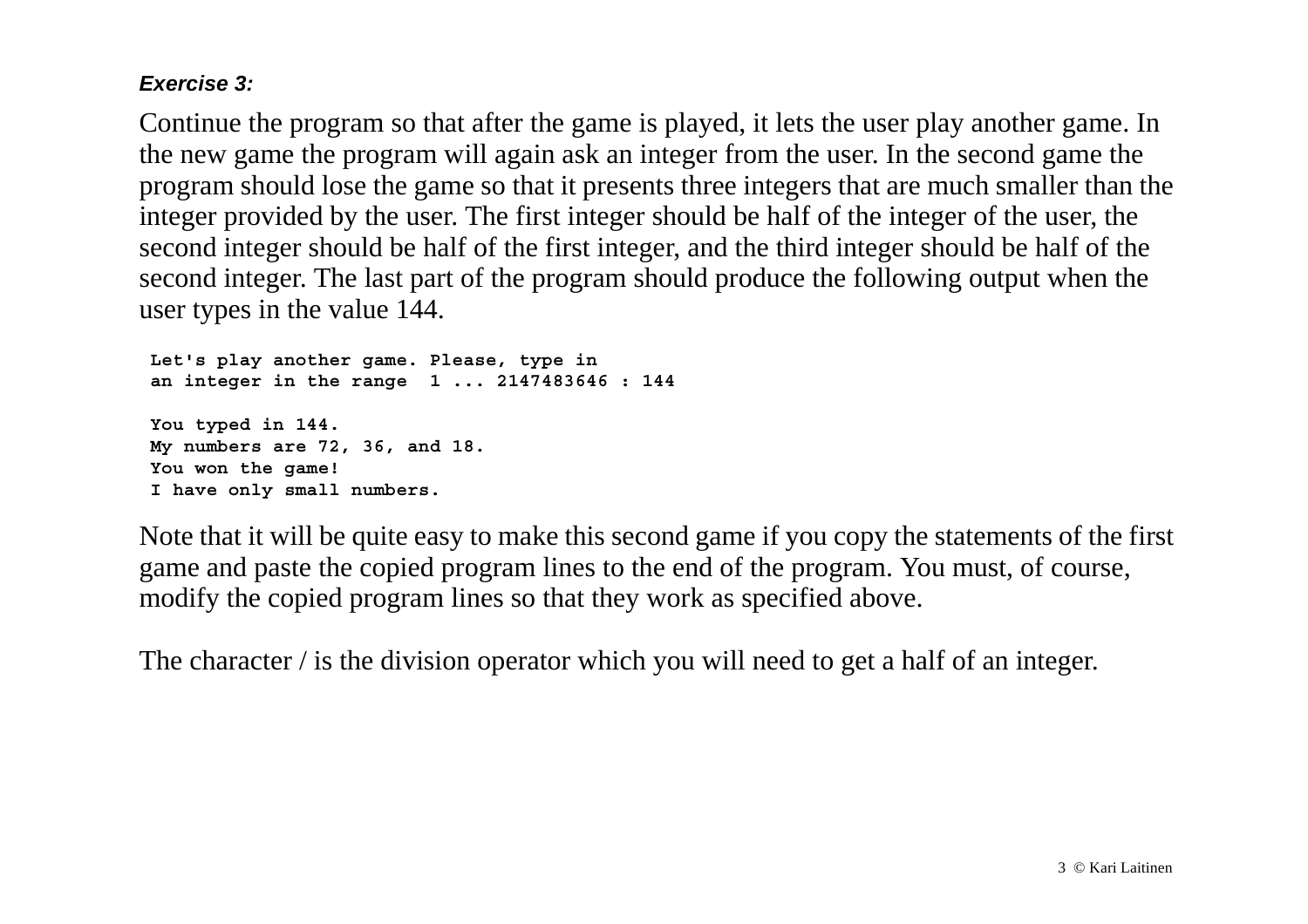***Exercise 3:***

Continue the program so that after the game is played, it lets the user play another game. In the new game the program will again ask an integer from the user. In the second game the program should lose the game so that it presents three integers that are much smaller than the integer provided by the user. The first integer should be half of the integer of the user, the second integer should be half of the first integer, and the third integer should be half of the second integer. The last part of the program should produce the following output when the user types in the value 144.

```
Let's play another game. Please, type in
an integer in the range  1 ... 2147483646 : 144

You typed in 144.
My numbers are 72, 36, and 18.
You won the game!
I have only small numbers.
```

Note that it will be quite easy to make this second game if you copy the statements of the first game and paste the copied program lines to the end of the program. You must, of course, modify the copied program lines so that they work as specified above.

The character / is the division operator which you will need to get a half of an integer.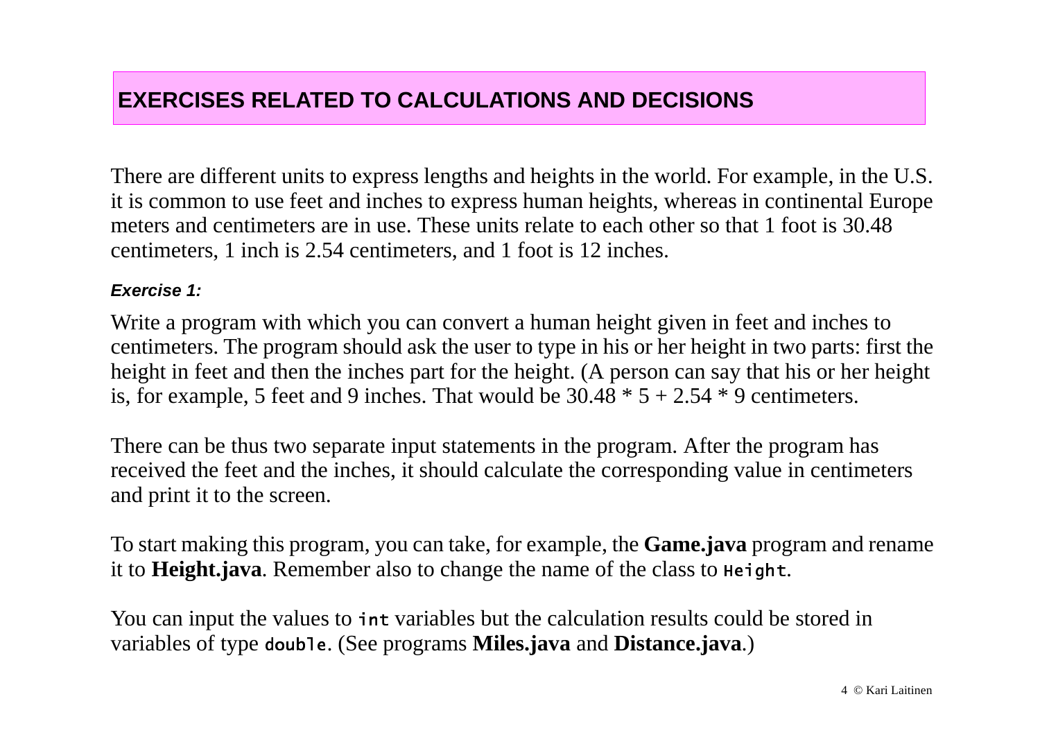## EXERCISES RELATED TO CALCULATIONS AND DECISIONS

There are different units to express lengths and heights in the world. For example, in the U.S. it is common to use feet and inches to express human heights, whereas in continental Europe meters and centimeters are in use. These units relate to each other so that 1 foot is 30.48 centimeters, 1 inch is 2.54 centimeters, and 1 foot is 12 inches.

***Exercise 1:***

Write a program with which you can convert a human height given in feet and inches to centimeters. The program should ask the user to type in his or her height in two parts: first the height in feet and then the inches part for the height. (A person can say that his or her height is, for example, 5 feet and 9 inches. That would be $30.48 * 5 + 2.54 * 9$ centimeters.

There can be thus two separate input statements in the program. After the program has received the feet and the inches, it should calculate the corresponding value in centimeters and print it to the screen.

To start making this program, you can take, for example, the **Game.java** program and rename it to **Height.java**. Remember also to change the name of the class to `Height`.

You can input the values to `int` variables but the calculation results could be stored in variables of type `double`. (See programs **Miles.java** and **Distance.java**.)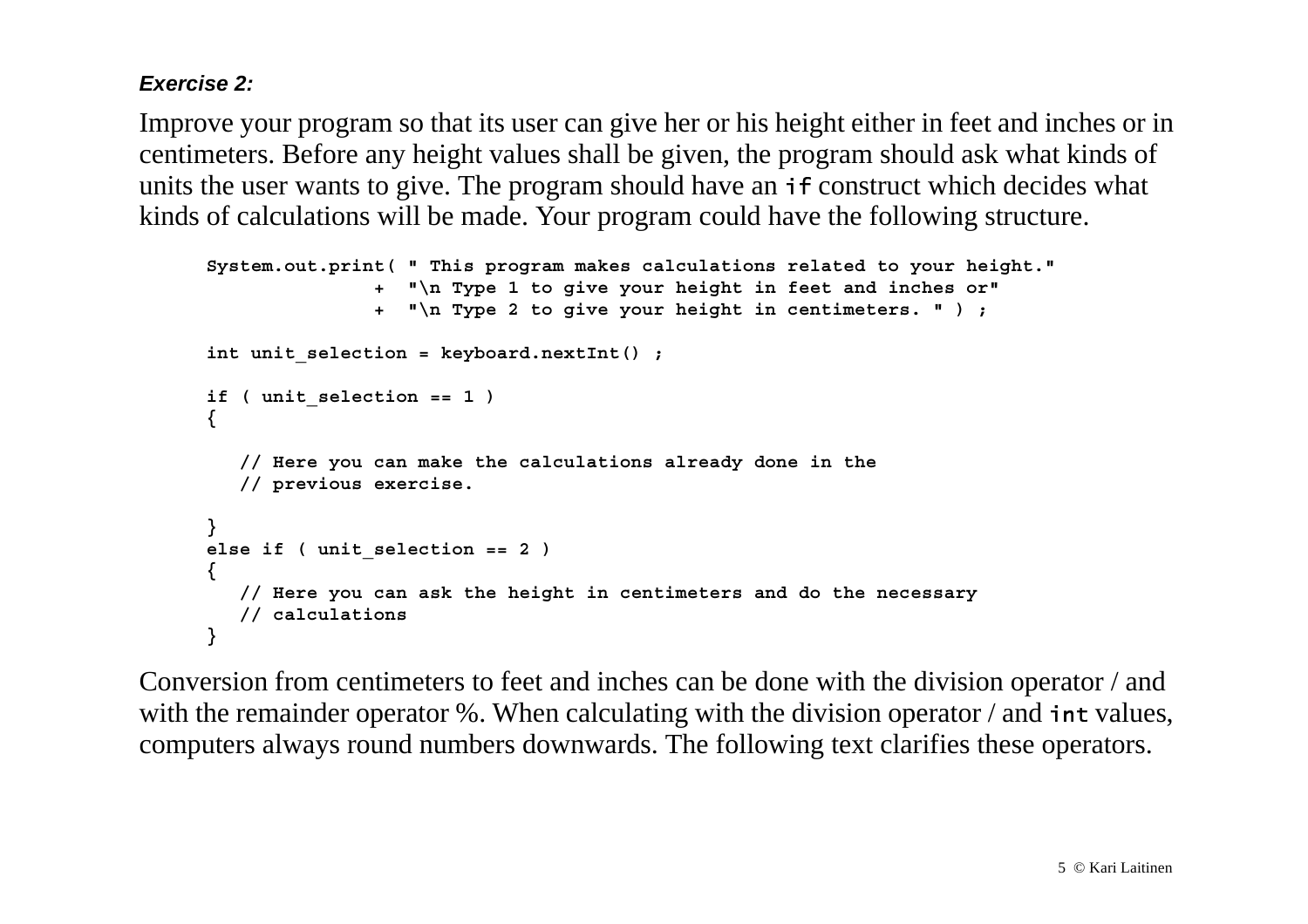***Exercise 2:***

Improve your program so that its user can give her or his height either in feet and inches or in centimeters. Before any height values shall be given, the program should ask what kinds of units the user wants to give. The program should have an `if` construct which decides what kinds of calculations will be made. Your program could have the following structure.

```
System.out.print( " This program makes calculations related to your height."
               +  "\n Type 1 to give your height in feet and inches or"
               +  "\n Type 2 to give your height in centimeters. " ) ;

int unit_selection = keyboard.nextInt() ;

if ( unit_selection == 1 )
{

   // Here you can make the calculations already done in the
   // previous exercise.

}
else if ( unit_selection == 2 )
{
   // Here you can ask the height in centimeters and do the necessary
   // calculations
}
```

Conversion from centimeters to feet and inches can be done with the division operator / and with the remainder operator %. When calculating with the division operator / and `int` values, computers always round numbers downwards. The following text clarifies these operators.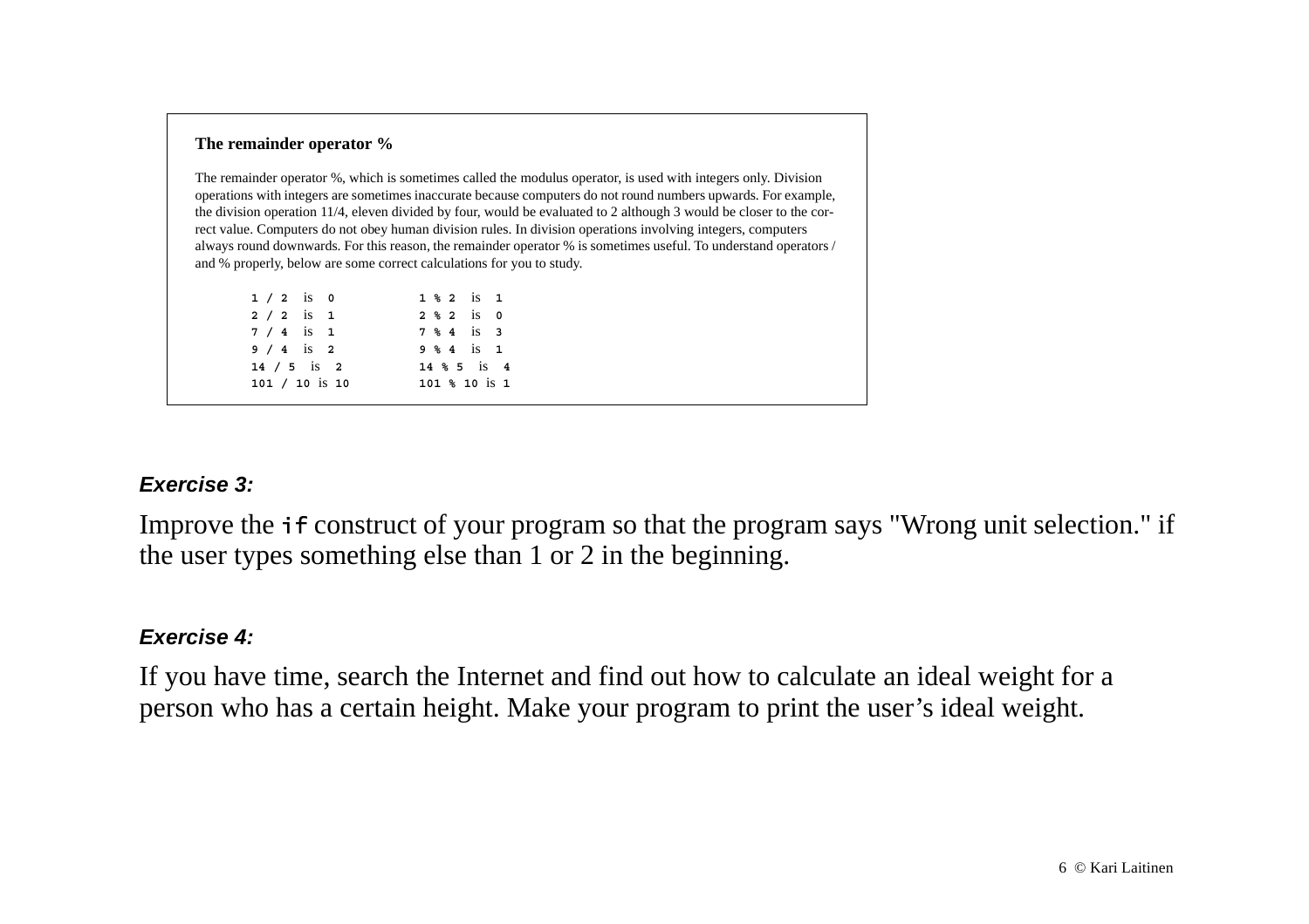### The remainder operator %

The remainder operator %, which is sometimes called the modulus operator, is used with integers only. Division operations with integers are sometimes inaccurate because computers do not round numbers upwards. For example, the division operation 11/4, eleven divided by four, would be evaluated to 2 although 3 would be closer to the correct value. Computers do not obey human division rules. In division operations involving integers, computers always round downwards. For this reason, the remainder operator % is sometimes useful. To understand operators / and % properly, below are some correct calculations for you to study.

```
1 / 2  is  0            1 % 2  is  1
2 / 2  is  1            2 % 2  is  0
7 / 4  is  1            7 % 4  is  3
9 / 4  is  2            9 % 4  is  1
14 / 5  is  2           14 % 5  is  4
101 / 10 is 10          101 % 10 is 1
```

***Exercise 3:***

Improve the `if` construct of your program so that the program says "Wrong unit selection." if the user types something else than 1 or 2 in the beginning.

***Exercise 4:***

If you have time, search the Internet and find out how to calculate an ideal weight for a person who has a certain height. Make your program to print the user's ideal weight.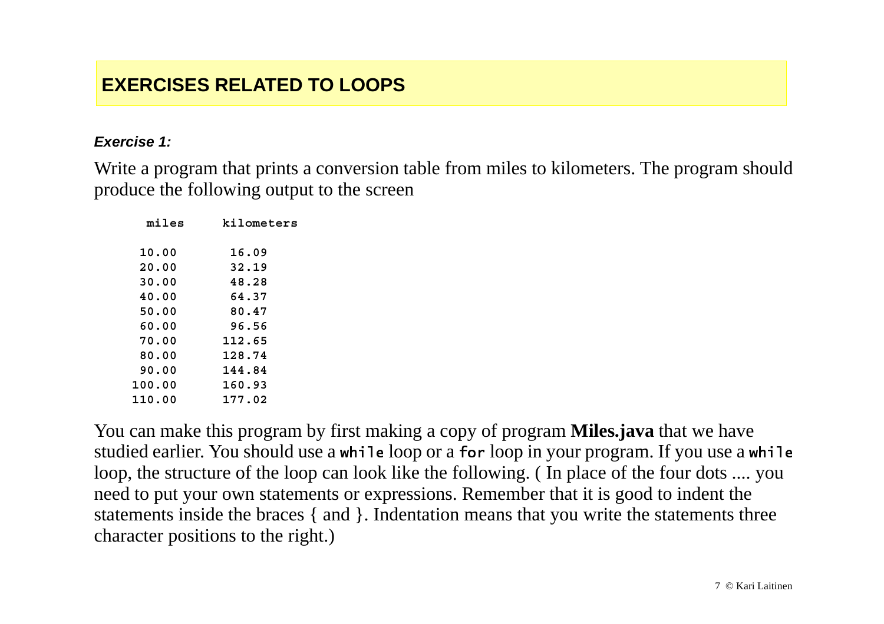# EXERCISES RELATED TO LOOPS

***Exercise 1:***

Write a program that prints a conversion table from miles to kilometers. The program should produce the following output to the screen

```
    miles      kilometers

   10.00        16.09
   20.00        32.19
   30.00        48.28
   40.00        64.37
   50.00        80.47
   60.00        96.56
   70.00       112.65
   80.00       128.74
   90.00       144.84
  100.00       160.93
  110.00       177.02
```

You can make this program by first making a copy of program **Miles.java** that we have studied earlier. You should use a `while` loop or a `for` loop in your program. If you use a `while` loop, the structure of the loop can look like the following. ( In place of the four dots .... you need to put your own statements or expressions. Remember that it is good to indent the statements inside the braces { and }. Indentation means that you write the statements three character positions to the right.)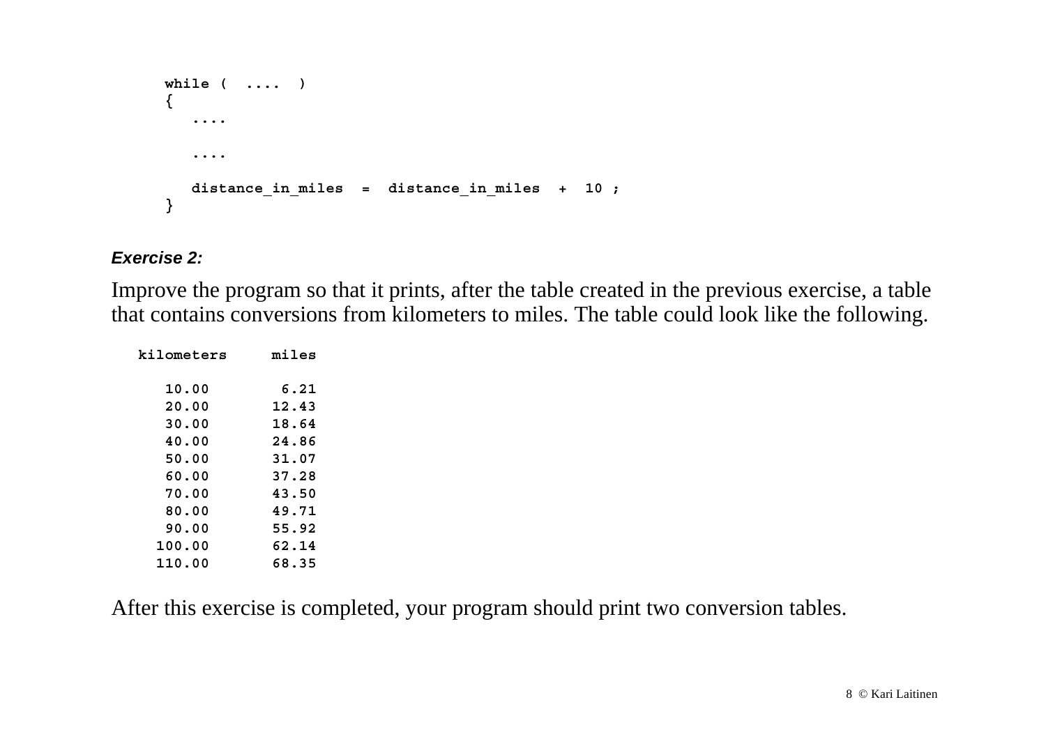```
while (  ....  )
{
   ....

   ....

   distance_in_miles  =  distance_in_miles  +  10 ;
}
```

***Exercise 2:***

Improve the program so that it prints, after the table created in the previous exercise, a table that contains conversions from kilometers to miles. The table could look like the following.

```
kilometers     miles

   10.00        6.21
   20.00       12.43
   30.00       18.64
   40.00       24.86
   50.00       31.07
   60.00       37.28
   70.00       43.50
   80.00       49.71
   90.00       55.92
  100.00       62.14
  110.00       68.35
```

After this exercise is completed, your program should print two conversion tables.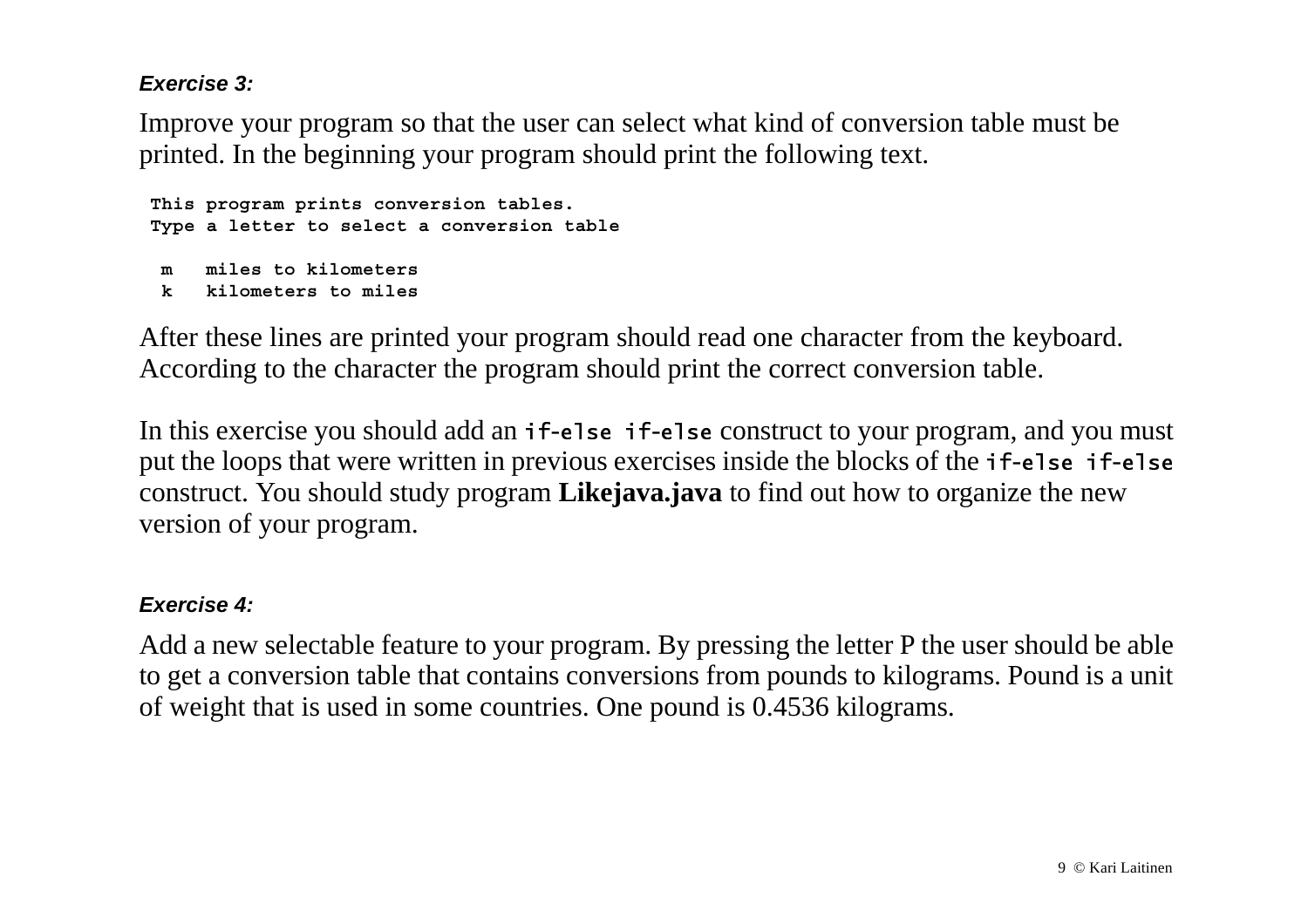***Exercise 3:***

Improve your program so that the user can select what kind of conversion table must be printed. In the beginning your program should print the following text.

```
This program prints conversion tables.
Type a letter to select a conversion table

 m   miles to kilometers
 k   kilometers to miles
```

After these lines are printed your program should read one character from the keyboard. According to the character the program should print the correct conversion table.

In this exercise you should add an `if-else if-else` construct to your program, and you must put the loops that were written in previous exercises inside the blocks of the `if-else if-else` construct. You should study program **Likejava.java** to find out how to organize the new version of your program.

***Exercise 4:***

Add a new selectable feature to your program. By pressing the letter P the user should be able to get a conversion table that contains conversions from pounds to kilograms. Pound is a unit of weight that is used in some countries. One pound is 0.4536 kilograms.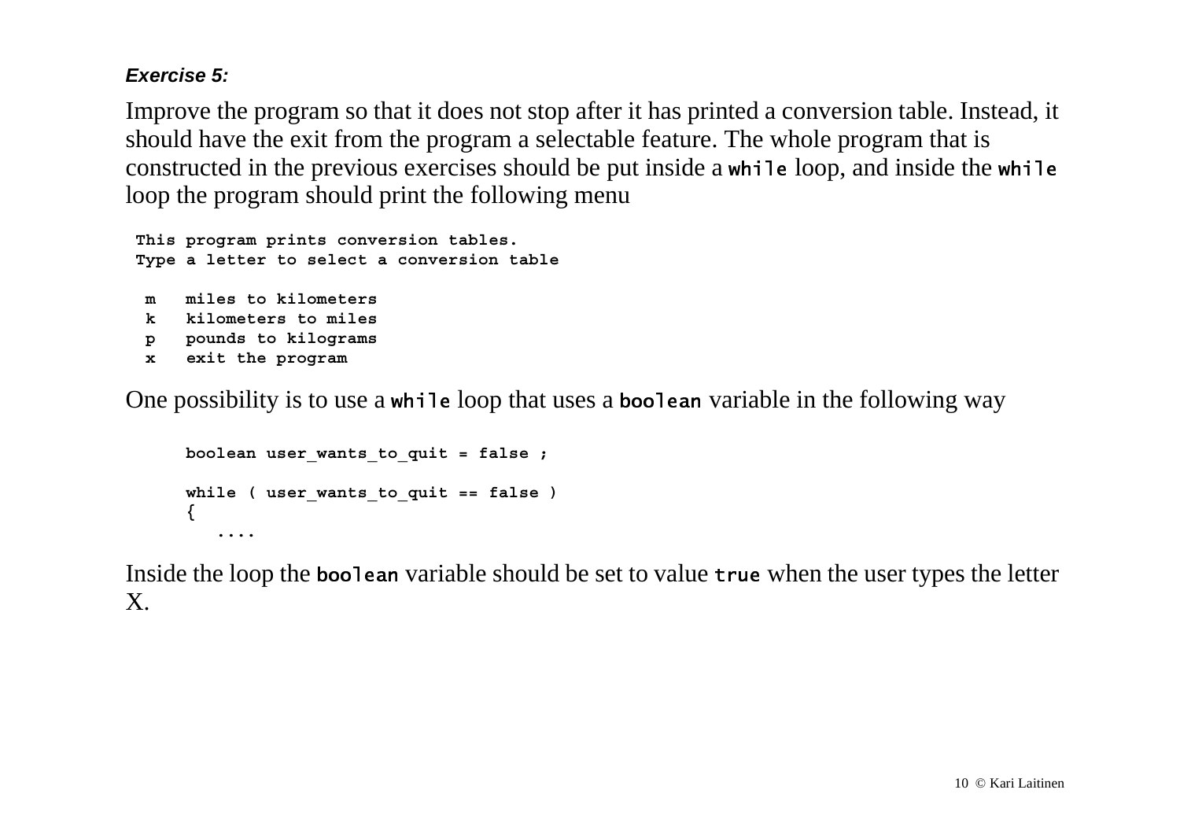***Exercise 5:***

Improve the program so that it does not stop after it has printed a conversion table. Instead, it should have the exit from the program a selectable feature. The whole program that is constructed in the previous exercises should be put inside a `while` loop, and inside the `while` loop the program should print the following menu

```
This program prints conversion tables.
Type a letter to select a conversion table

 m   miles to kilometers
 k   kilometers to miles
 p   pounds to kilograms
 x   exit the program
```

One possibility is to use a `while` loop that uses a `boolean` variable in the following way

```
boolean user_wants_to_quit = false ;

while ( user_wants_to_quit == false )
{
   ....
```

Inside the loop the `boolean` variable should be set to value `true` when the user types the letter X.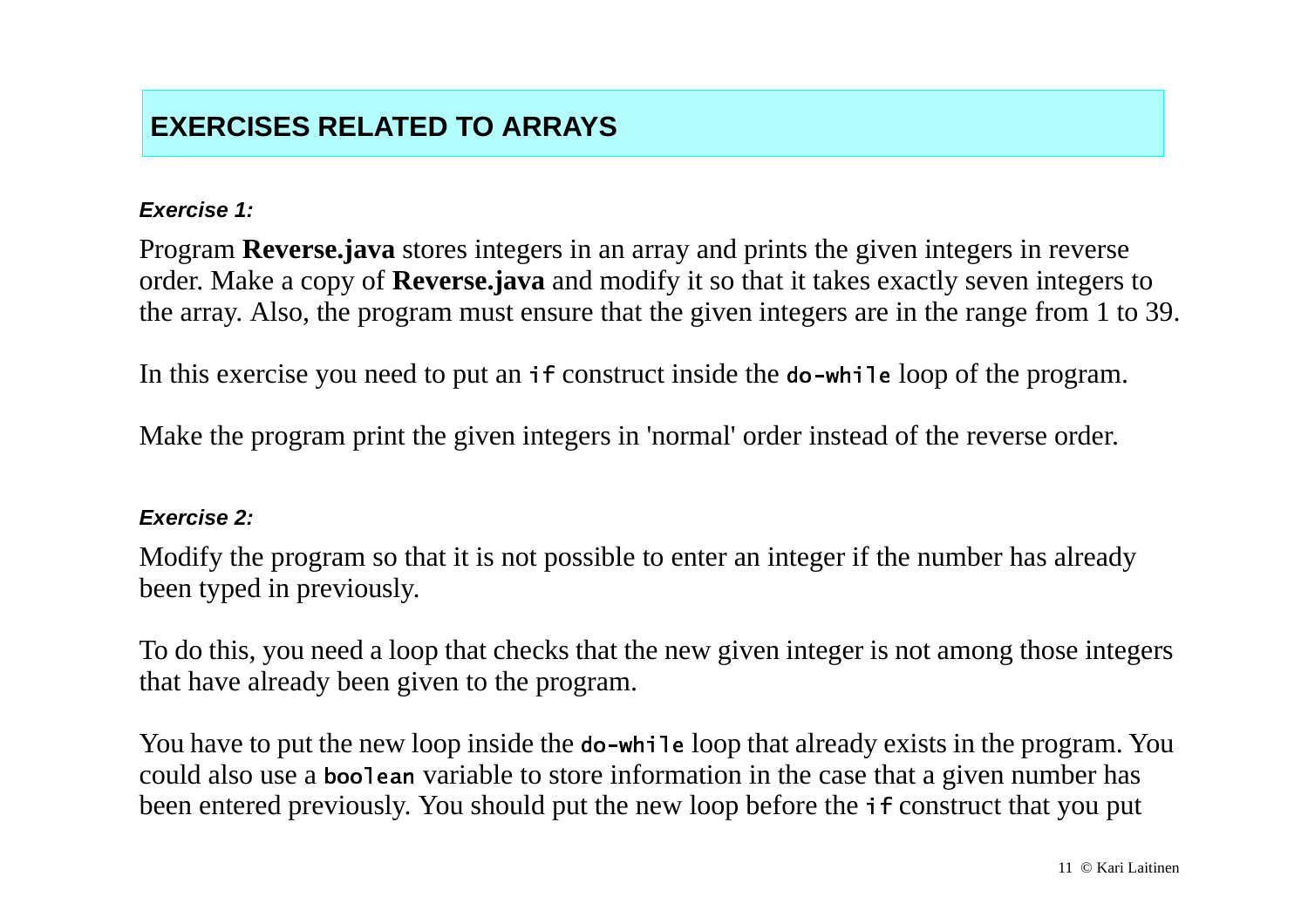# EXERCISES RELATED TO ARRAYS

***Exercise 1:***

Program **Reverse.java** stores integers in an array and prints the given integers in reverse order. Make a copy of **Reverse.java** and modify it so that it takes exactly seven integers to the array. Also, the program must ensure that the given integers are in the range from 1 to 39.

In this exercise you need to put an `if` construct inside the `do-while` loop of the program.

Make the program print the given integers in 'normal' order instead of the reverse order.

***Exercise 2:***

Modify the program so that it is not possible to enter an integer if the number has already been typed in previously.

To do this, you need a loop that checks that the new given integer is not among those integers that have already been given to the program.

You have to put the new loop inside the `do-while` loop that already exists in the program. You could also use a `boolean` variable to store information in the case that a given number has been entered previously. You should put the new loop before the `if` construct that you put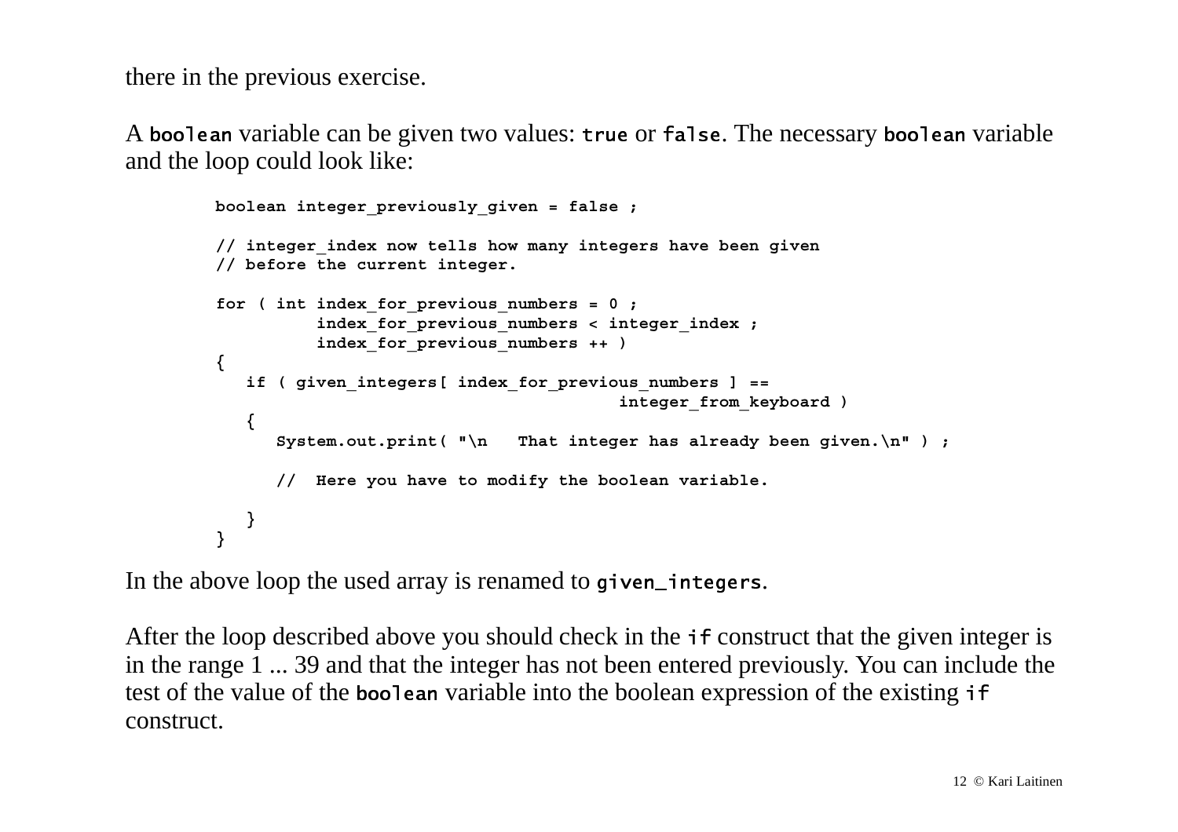there in the previous exercise.

A `boolean` variable can be given two values: `true` or `false`. The necessary `boolean` variable and the loop could look like:

```
boolean integer_previously_given = false ;

// integer_index now tells how many integers have been given
// before the current integer.

for ( int index_for_previous_numbers = 0 ;
          index_for_previous_numbers < integer_index ;
          index_for_previous_numbers ++ )
{
   if ( given_integers[ index_for_previous_numbers ] ==
                                        integer_from_keyboard )
   {
      System.out.print( "\n   That integer has already been given.\n" ) ;

      //  Here you have to modify the boolean variable.

   }
}
```

In the above loop the used array is renamed to `given_integers`.

After the loop described above you should check in the `if` construct that the given integer is in the range 1 ... 39 and that the integer has not been entered previously. You can include the test of the value of the `boolean` variable into the boolean expression of the existing `if` construct.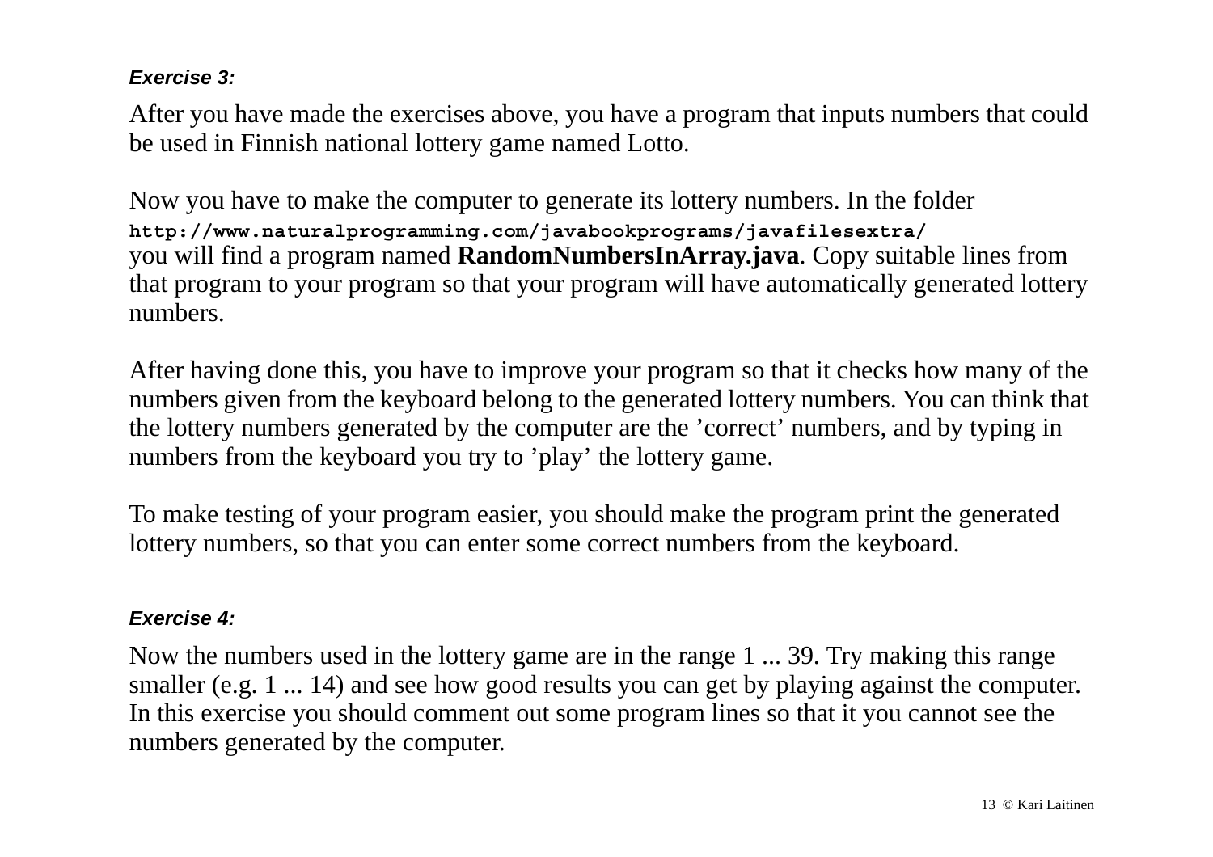***Exercise 3:***

After you have made the exercises above, you have a program that inputs numbers that could be used in Finnish national lottery game named Lotto.

Now you have to make the computer to generate its lottery numbers. In the folder **`http://www.naturalprogramming.com/javabookprograms/javafilesextra/`** you will find a program named **RandomNumbersInArray.java**. Copy suitable lines from that program to your program so that your program will have automatically generated lottery numbers.

After having done this, you have to improve your program so that it checks how many of the numbers given from the keyboard belong to the generated lottery numbers. You can think that the lottery numbers generated by the computer are the ’correct’ numbers, and by typing in numbers from the keyboard you try to ’play’ the lottery game.

To make testing of your program easier, you should make the program print the generated lottery numbers, so that you can enter some correct numbers from the keyboard.

***Exercise 4:***

Now the numbers used in the lottery game are in the range 1 ... 39. Try making this range smaller (e.g. 1 ... 14) and see how good results you can get by playing against the computer. In this exercise you should comment out some program lines so that it you cannot see the numbers generated by the computer.

© Kari Laitinen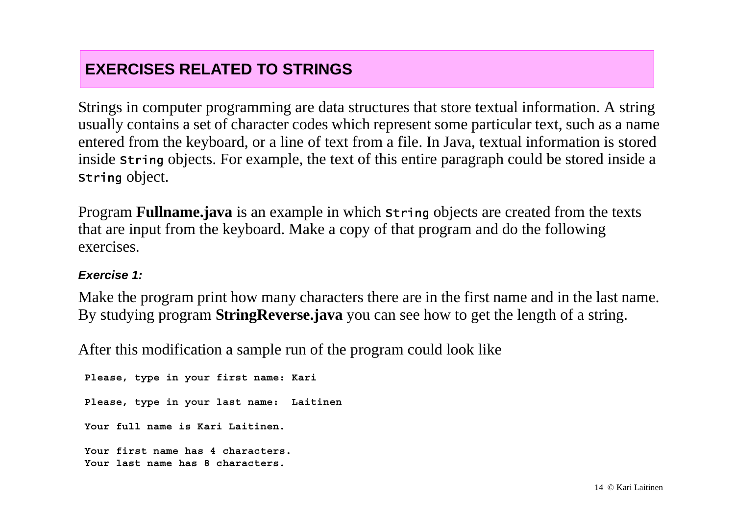## EXERCISES RELATED TO STRINGS

Strings in computer programming are data structures that store textual information. A string usually contains a set of character codes which represent some particular text, such as a name entered from the keyboard, or a line of text from a file. In Java, textual information is stored inside `String` objects. For example, the text of this entire paragraph could be stored inside a `String` object.

Program **Fullname.java** is an example in which `String` objects are created from the texts that are input from the keyboard. Make a copy of that program and do the following exercises.

***Exercise 1:***

Make the program print how many characters there are in the first name and in the last name. By studying program **StringReverse.java** you can see how to get the length of a string.

After this modification a sample run of the program could look like

```
Please, type in your first name: Kari

Please, type in your last name:  Laitinen

Your full name is Kari Laitinen.

Your first name has 4 characters.
Your last name has 8 characters.
```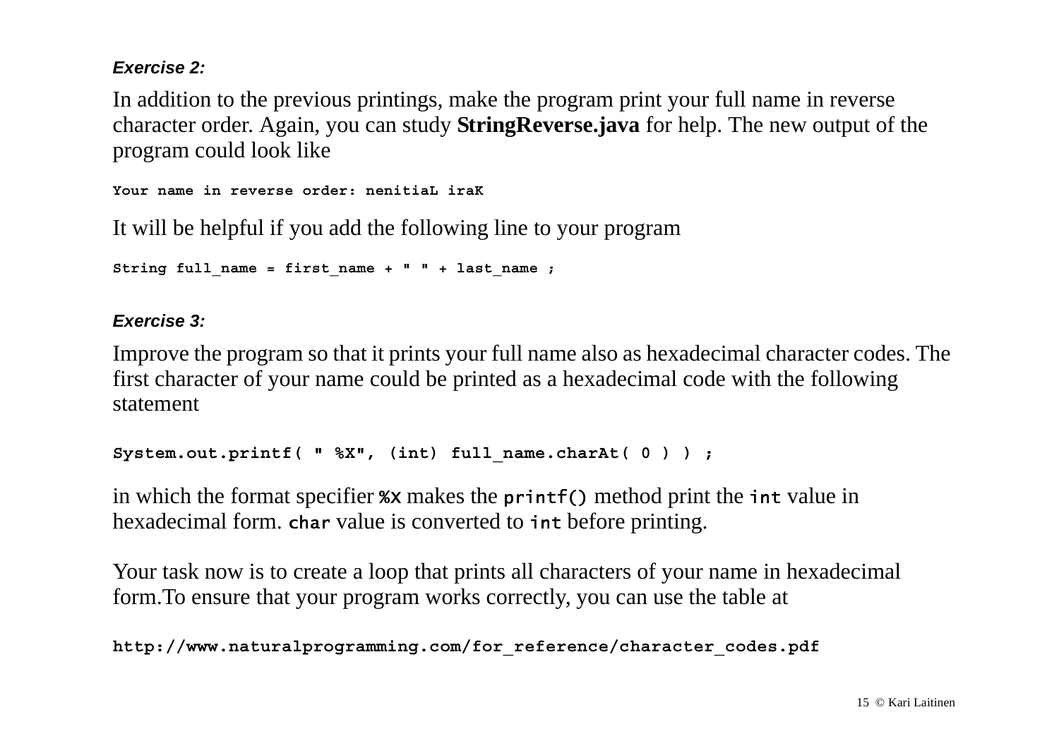***Exercise 2:***

In addition to the previous printings, make the program print your full name in reverse character order. Again, you can study **StringReverse.java** for help. The new output of the program could look like

```
Your name in reverse order: nenitiaL iraK
```

It will be helpful if you add the following line to your program

```
String full_name = first_name + " " + last_name ;
```

***Exercise 3:***

Improve the program so that it prints your full name also as hexadecimal character codes. The first character of your name could be printed as a hexadecimal code with the following statement

```
System.out.printf( " %X", (int) full_name.charAt( 0 ) ) ;
```

in which the format specifier `%X` makes the `printf()` method print the `int` value in hexadecimal form. `char` value is converted to `int` before printing.

Your task now is to create a loop that prints all characters of your name in hexadecimal form.To ensure that your program works correctly, you can use the table at

```
http://www.naturalprogramming.com/for_reference/character_codes.pdf
```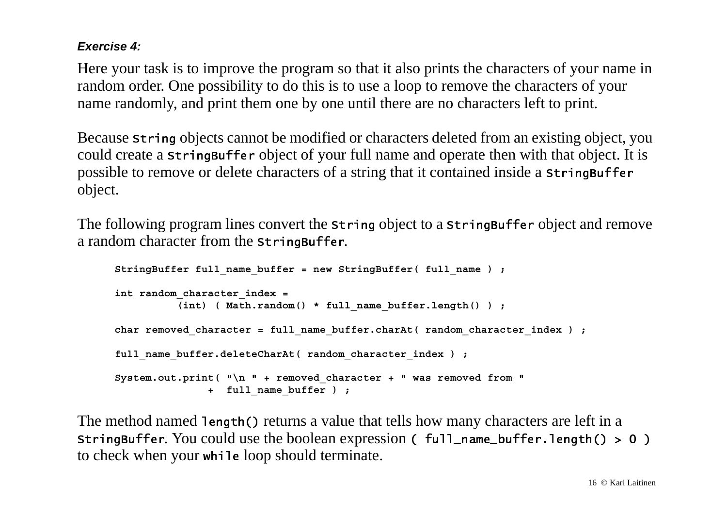***Exercise 4:***

Here your task is to improve the program so that it also prints the characters of your name in random order. One possibility to do this is to use a loop to remove the characters of your name randomly, and print them one by one until there are no characters left to print.

Because `String` objects cannot be modified or characters deleted from an existing object, you could create a `StringBuffer` object of your full name and operate then with that object. It is possible to remove or delete characters of a string that it contained inside a `StringBuffer` object.

The following program lines convert the `String` object to a `StringBuffer` object and remove a random character from the `StringBuffer`.

```
StringBuffer full_name_buffer = new StringBuffer( full_name ) ;

int random_character_index =
          (int) ( Math.random() * full_name_buffer.length() ) ;

char removed_character = full_name_buffer.charAt( random_character_index ) ;

full_name_buffer.deleteCharAt( random_character_index ) ;

System.out.print( "\n " + removed_character + " was removed from "
              +  full_name_buffer ) ;
```

The method named `length()` returns a value that tells how many characters are left in a `StringBuffer`. You could use the boolean expression `( full_name_buffer.length() > 0 )` to check when your `while` loop should terminate.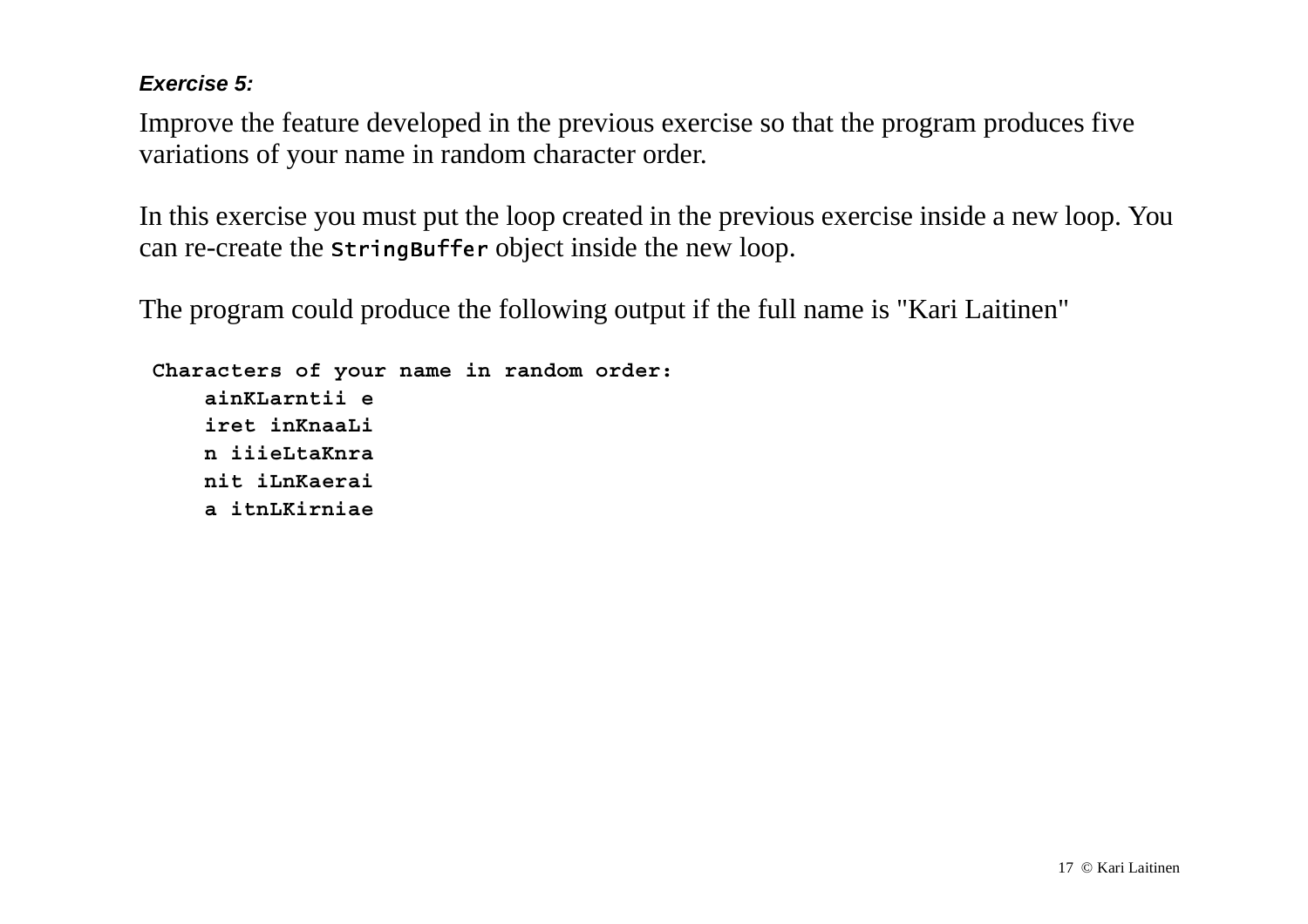***Exercise 5:***

Improve the feature developed in the previous exercise so that the program produces five variations of your name in random character order.

In this exercise you must put the loop created in the previous exercise inside a new loop. You can re-create the `StringBuffer` object inside the new loop.

The program could produce the following output if the full name is "Kari Laitinen"

```
Characters of your name in random order:
    ainKLarntii e
    iret inKnaaLi
    n iiieLtaKnra
    nit iLnKaerai
    a itnLKirniae
```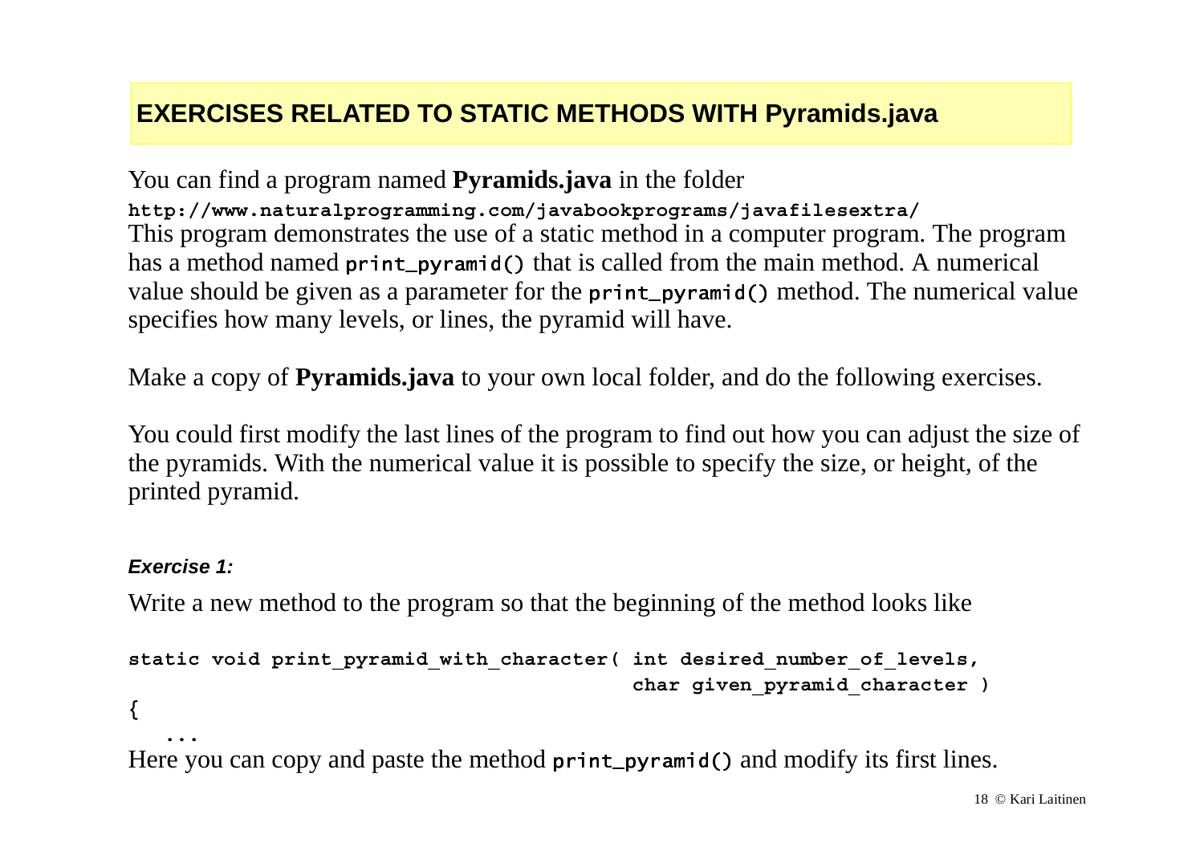## EXERCISES RELATED TO STATIC METHODS WITH Pyramids.java

You can find a program named **Pyramids.java** in the folder
`http://www.naturalprogramming.com/javabookprograms/javafilesextra/`
This program demonstrates the use of a static method in a computer program. The program has a method named `print_pyramid()` that is called from the main method. A numerical value should be given as a parameter for the `print_pyramid()` method. The numerical value specifies how many levels, or lines, the pyramid will have.

Make a copy of **Pyramids.java** to your own local folder, and do the following exercises.

You could first modify the last lines of the program to find out how you can adjust the size of the pyramids. With the numerical value it is possible to specify the size, or height, of the printed pyramid.

***Exercise 1:***

Write a new method to the program so that the beginning of the method looks like

```
static void print_pyramid_with_character( int desired_number_of_levels,
                                          char given_pyramid_character )
{
   ...
```

Here you can copy and paste the method `print_pyramid()` and modify its first lines.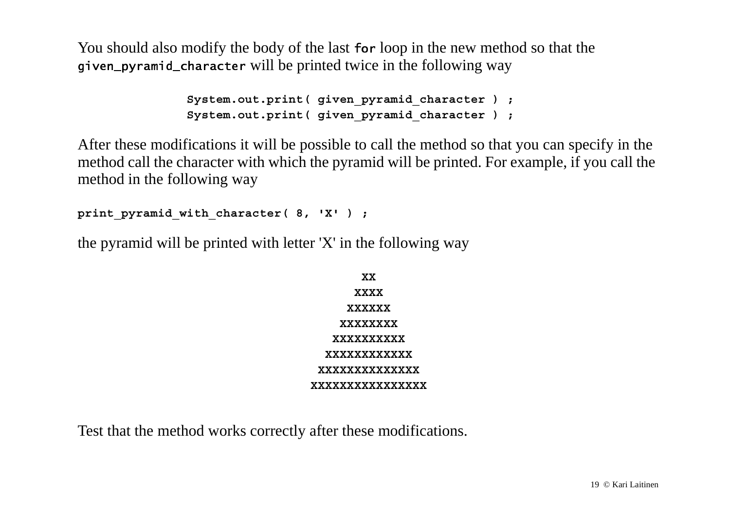You should also modify the body of the last `for` loop in the new method so that the `given_pyramid_character` will be printed twice in the following way

```
            System.out.print( given_pyramid_character ) ;
            System.out.print( given_pyramid_character ) ;
```

After these modifications it will be possible to call the method so that you can specify in the method call the character with which the pyramid will be printed. For example, if you call the method in the following way

```
print_pyramid_with_character( 8, 'X' ) ;
```

the pyramid will be printed with letter 'X' in the following way

```
              XX
             XXXX
            XXXXXX
           XXXXXXXX
          XXXXXXXXXX
         XXXXXXXXXXXX
        XXXXXXXXXXXXXX
       XXXXXXXXXXXXXXXX
```

Test that the method works correctly after these modifications.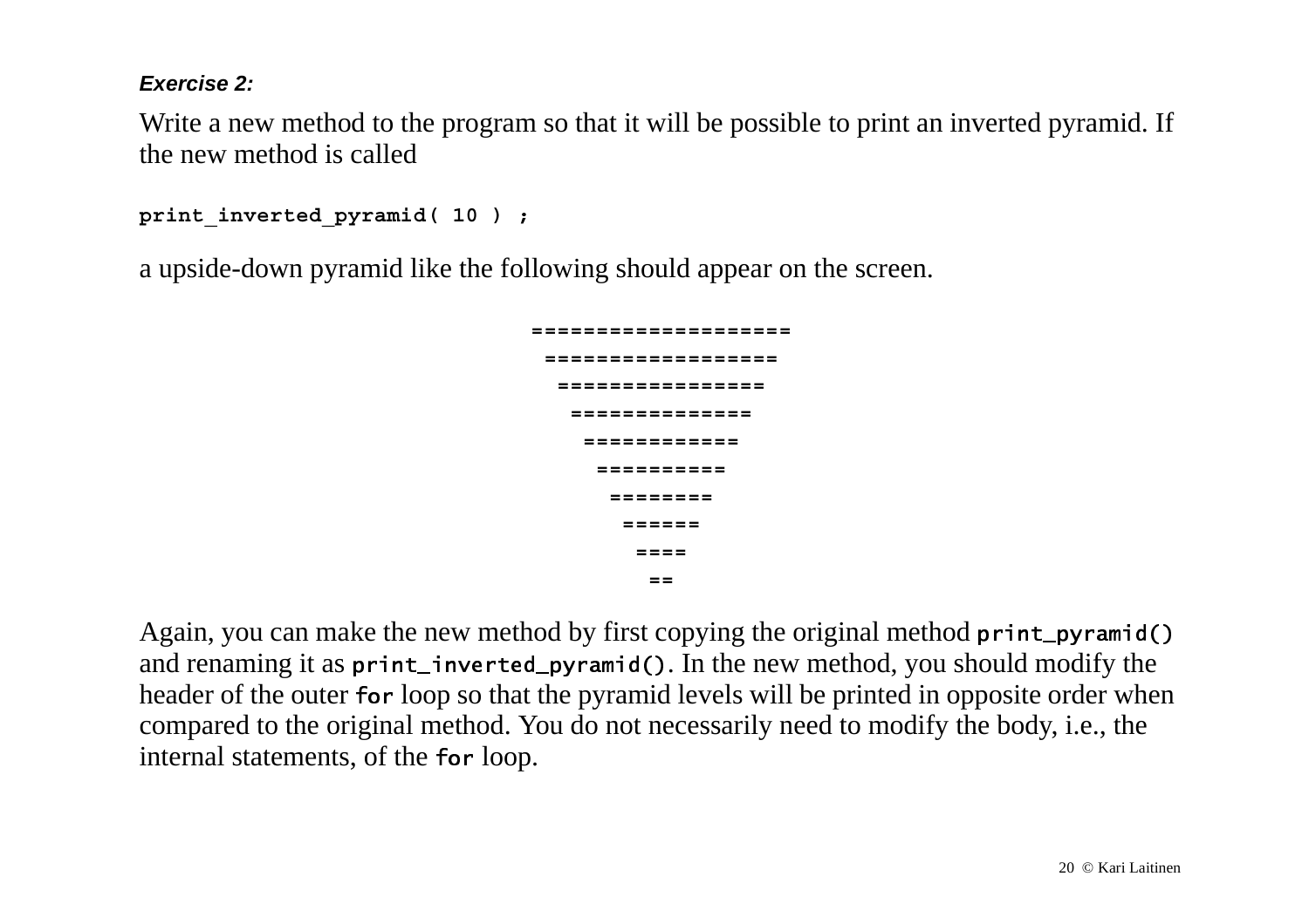***Exercise 2:***

Write a new method to the program so that it will be possible to print an inverted pyramid. If the new method is called

```
print_inverted_pyramid( 10 ) ;
```

a upside-down pyramid like the following should appear on the screen.

```
====================
 ==================
  ================
   ==============
    ============
     ==========
      ========
       ======
        ====
         ==
```

Again, you can make the new method by first copying the original method `print_pyramid()` and renaming it as `print_inverted_pyramid()`. In the new method, you should modify the header of the outer `for` loop so that the pyramid levels will be printed in opposite order when compared to the original method. You do not necessarily need to modify the body, i.e., the internal statements, of the `for` loop.

© Kari Laitinen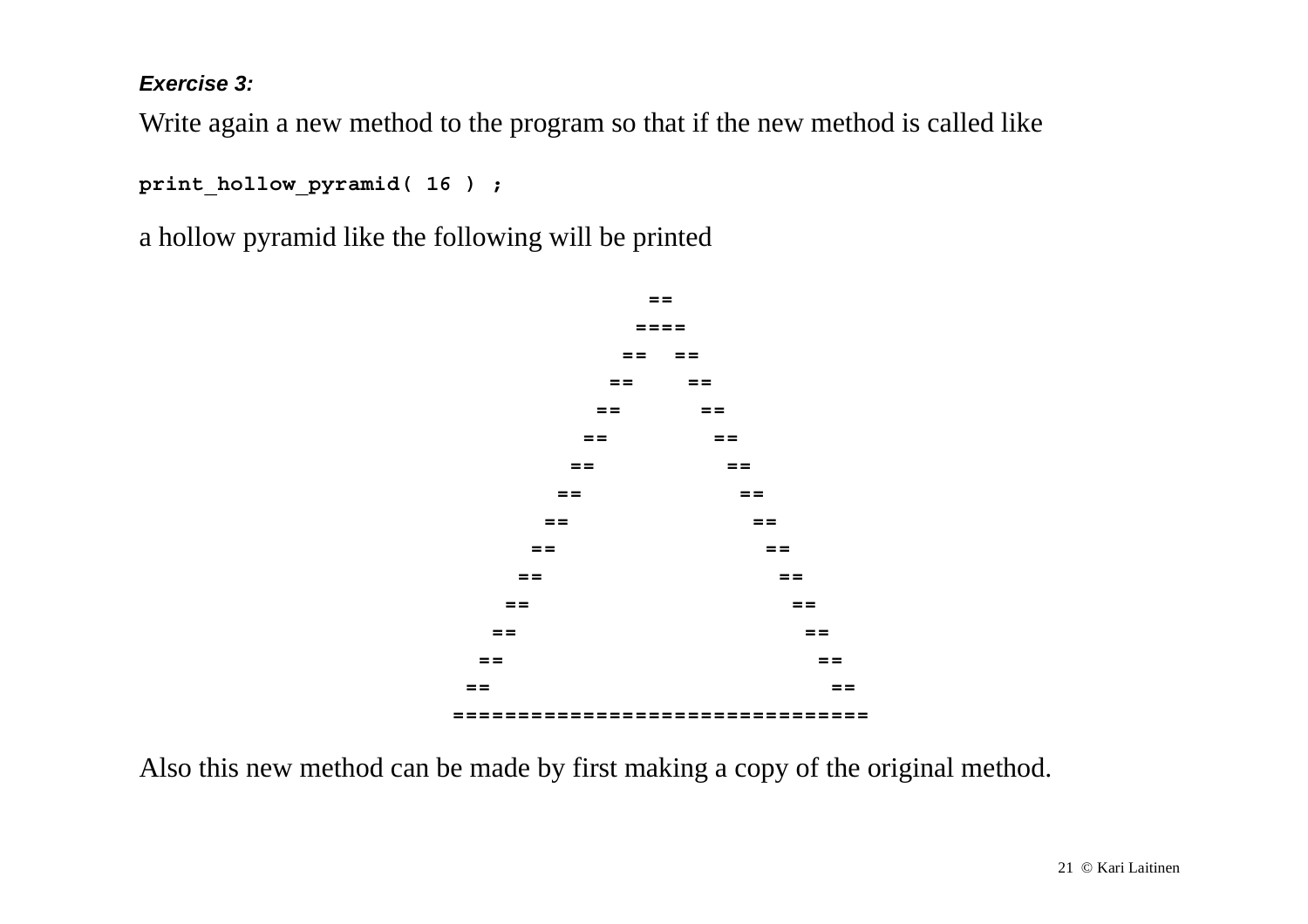***Exercise 3:***

Write again a new method to the program so that if the new method is called like

```
print_hollow_pyramid( 16 ) ;
```

a hollow pyramid like the following will be printed

```
               ==
              ====
             ==  ==
            ==    ==
           ==      ==
          ==        ==
         ==          ==
        ==            ==
       ==              ==
      ==                ==
     ==                  ==
    ==                    ==
   ==                      ==
  ==                        ==
 ==                          ==
================================
```

Also this new method can be made by first making a copy of the original method.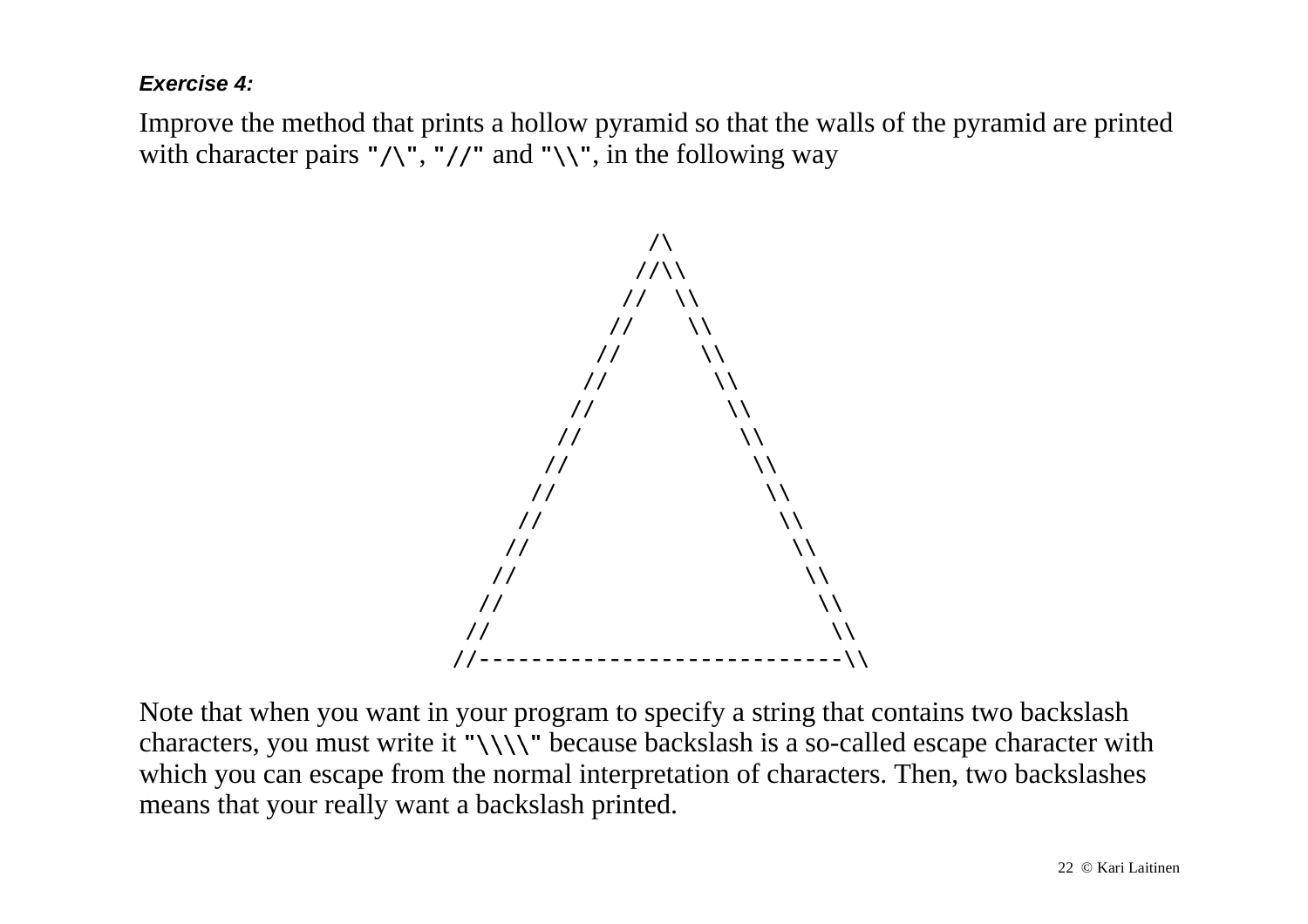***Exercise 4:***

Improve the method that prints a hollow pyramid so that the walls of the pyramid are printed with character pairs `"/\"`, `"//"` and `"\\"`, in the following way

```
               /\
              //\\
             //  \\
            //    \\
           //      \\
          //        \\
         //          \\
        //            \\
       //              \\
      //                \\
     //                  \\
    //                    \\
   //                      \\
  //                        \\
 //                          \\
//----------------------------\\
```

Note that when you want in your program to specify a string that contains two backslash characters, you must write it `"\\\\"` because backslash is a so-called escape character with which you can escape from the normal interpretation of characters. Then, two backslashes means that your really want a backslash printed.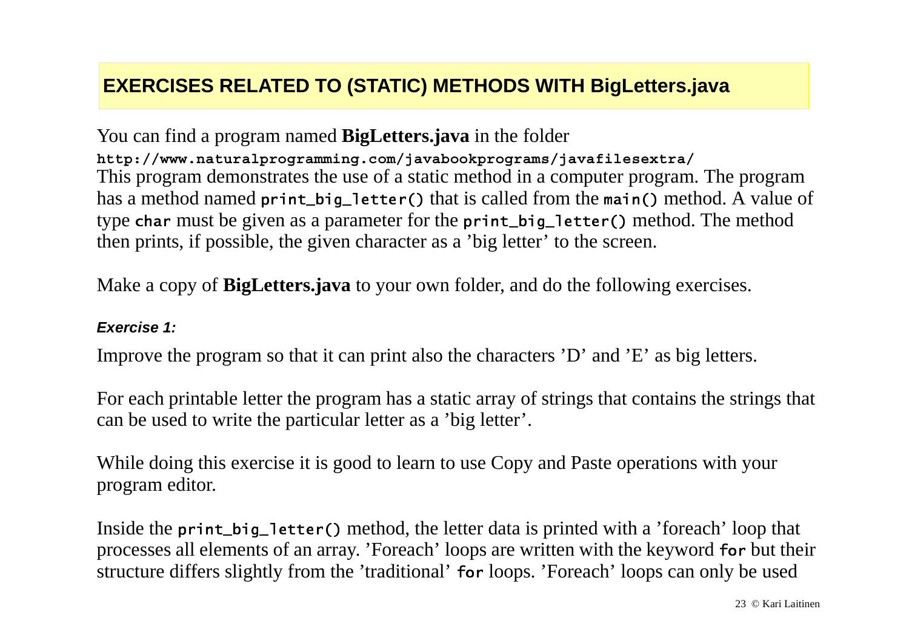## EXERCISES RELATED TO (STATIC) METHODS WITH BigLetters.java

You can find a program named **BigLetters.java** in the folder
`http://www.naturalprogramming.com/javabookprograms/javafilesextra/`
This program demonstrates the use of a static method in a computer program. The program has a method named `print_big_letter()` that is called from the `main()` method. A value of type `char` must be given as a parameter for the `print_big_letter()` method. The method then prints, if possible, the given character as a ’big letter’ to the screen.

Make a copy of **BigLetters.java** to your own folder, and do the following exercises.

***Exercise 1:***

Improve the program so that it can print also the characters ’D’ and ’E’ as big letters.

For each printable letter the program has a static array of strings that contains the strings that can be used to write the particular letter as a ’big letter’.

While doing this exercise it is good to learn to use Copy and Paste operations with your program editor.

Inside the `print_big_letter()` method, the letter data is printed with a ’foreach’ loop that processes all elements of an array. ’Foreach’ loops are written with the keyword `for` but their structure differs slightly from the ’traditional’ `for` loops. ’Foreach’ loops can only be used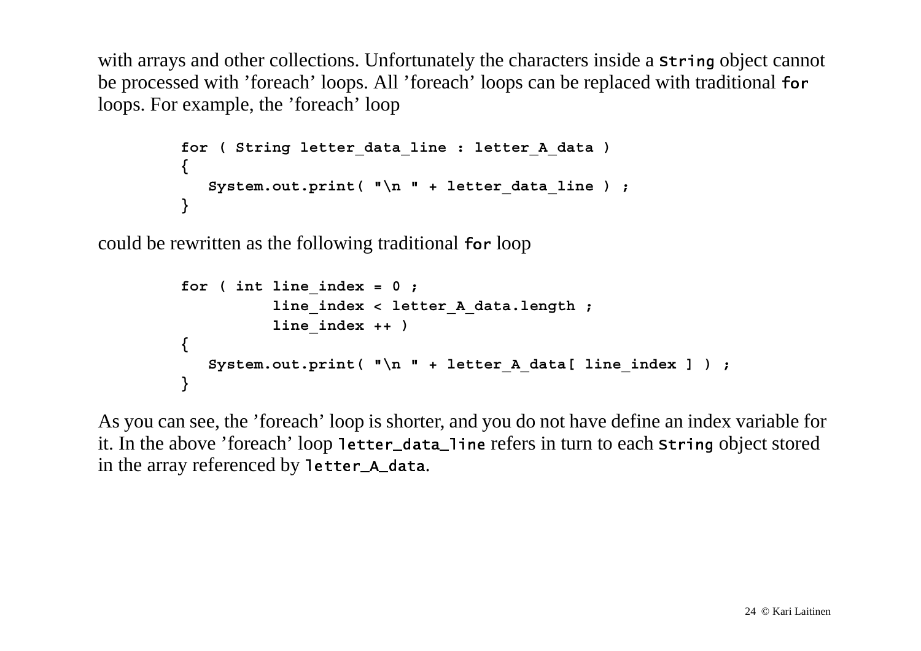with arrays and other collections. Unfortunately the characters inside a `String` object cannot be processed with ’foreach’ loops. All ’foreach’ loops can be replaced with traditional `for` loops. For example, the ’foreach’ loop

```
for ( String letter_data_line : letter_A_data )
{
   System.out.print( "\n " + letter_data_line ) ;
}
```

could be rewritten as the following traditional `for` loop

```
for ( int line_index = 0 ;
          line_index < letter_A_data.length ;
          line_index ++ )
{
   System.out.print( "\n " + letter_A_data[ line_index ] ) ;
}
```

As you can see, the ’foreach’ loop is shorter, and you do not have define an index variable for it. In the above ’foreach’ loop `letter_data_line` refers in turn to each `String` object stored in the array referenced by `letter_A_data`.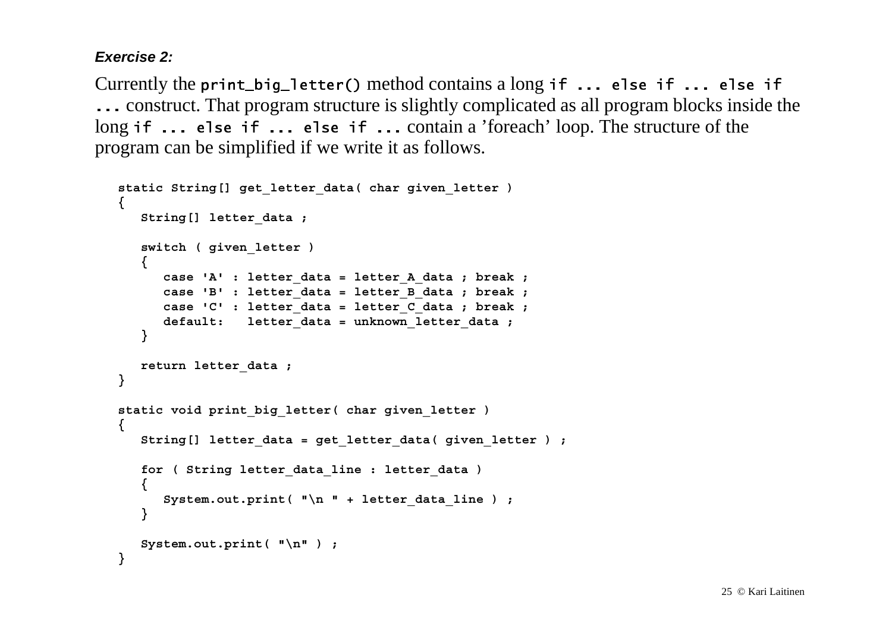***Exercise 2:***

Currently the `print_big_letter()` method contains a long `if ... else if ... else if ...` construct. That program structure is slightly complicated as all program blocks inside the long `if ... else if ... else if ...` contain a ’foreach’ loop. The structure of the program can be simplified if we write it as follows.

```
static String[] get_letter_data( char given_letter )
{
   String[] letter_data ;

   switch ( given_letter )
   {
      case 'A' : letter_data = letter_A_data ; break ;
      case 'B' : letter_data = letter_B_data ; break ;
      case 'C' : letter_data = letter_C_data ; break ;
      default:   letter_data = unknown_letter_data ;
   }

   return letter_data ;
}

static void print_big_letter( char given_letter )
{
   String[] letter_data = get_letter_data( given_letter ) ;

   for ( String letter_data_line : letter_data )
   {
      System.out.print( "\n " + letter_data_line ) ;
   }

   System.out.print( "\n" ) ;
}
```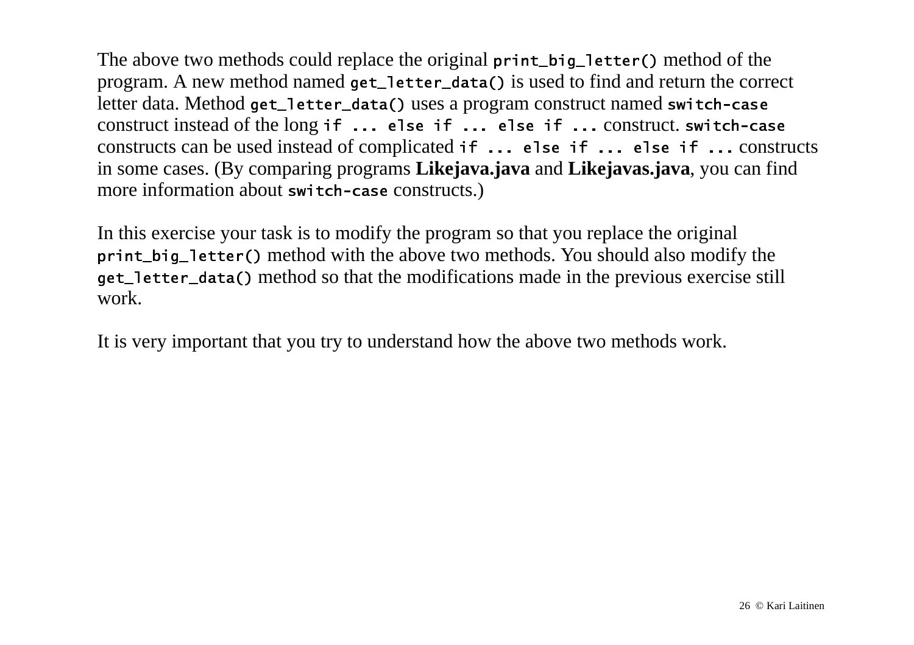The above two methods could replace the original `print_big_letter()` method of the program. A new method named `get_letter_data()` is used to find and return the correct letter data. Method `get_letter_data()` uses a program construct named `switch-case` construct instead of the long `if ... else if ... else if ...` construct. `switch-case` constructs can be used instead of complicated `if ... else if ... else if ...` constructs in some cases. (By comparing programs **Likejava.java** and **Likejavas.java**, you can find more information about `switch-case` constructs.)

In this exercise your task is to modify the program so that you replace the original `print_big_letter()` method with the above two methods. You should also modify the `get_letter_data()` method so that the modifications made in the previous exercise still work.

It is very important that you try to understand how the above two methods work.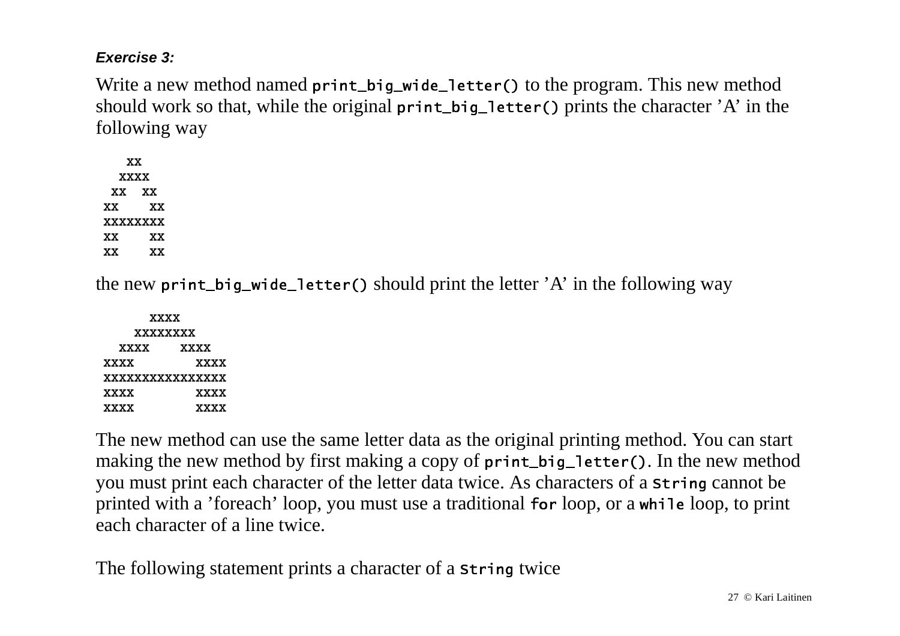***Exercise 3:***

Write a new method named `print_big_wide_letter()` to the program. This new method should work so that, while the original `print_big_letter()` prints the character 'A' in the following way

```
   XX
  XXXX
 XX  XX
XX    XX
XXXXXXXX
XX    XX
XX    XX
```

the new `print_big_wide_letter()` should print the letter 'A' in the following way

```
      XXXX
    XXXXXXXX
  XXXX    XXXX
XXXX        XXXX
XXXXXXXXXXXXXXXX
XXXX        XXXX
XXXX        XXXX
```

The new method can use the same letter data as the original printing method. You can start making the new method by first making a copy of `print_big_letter()`. In the new method you must print each character of the letter data twice. As characters of a `String` cannot be printed with a 'foreach' loop, you must use a traditional `for` loop, or a `while` loop, to print each character of a line twice.

The following statement prints a character of a `String` twice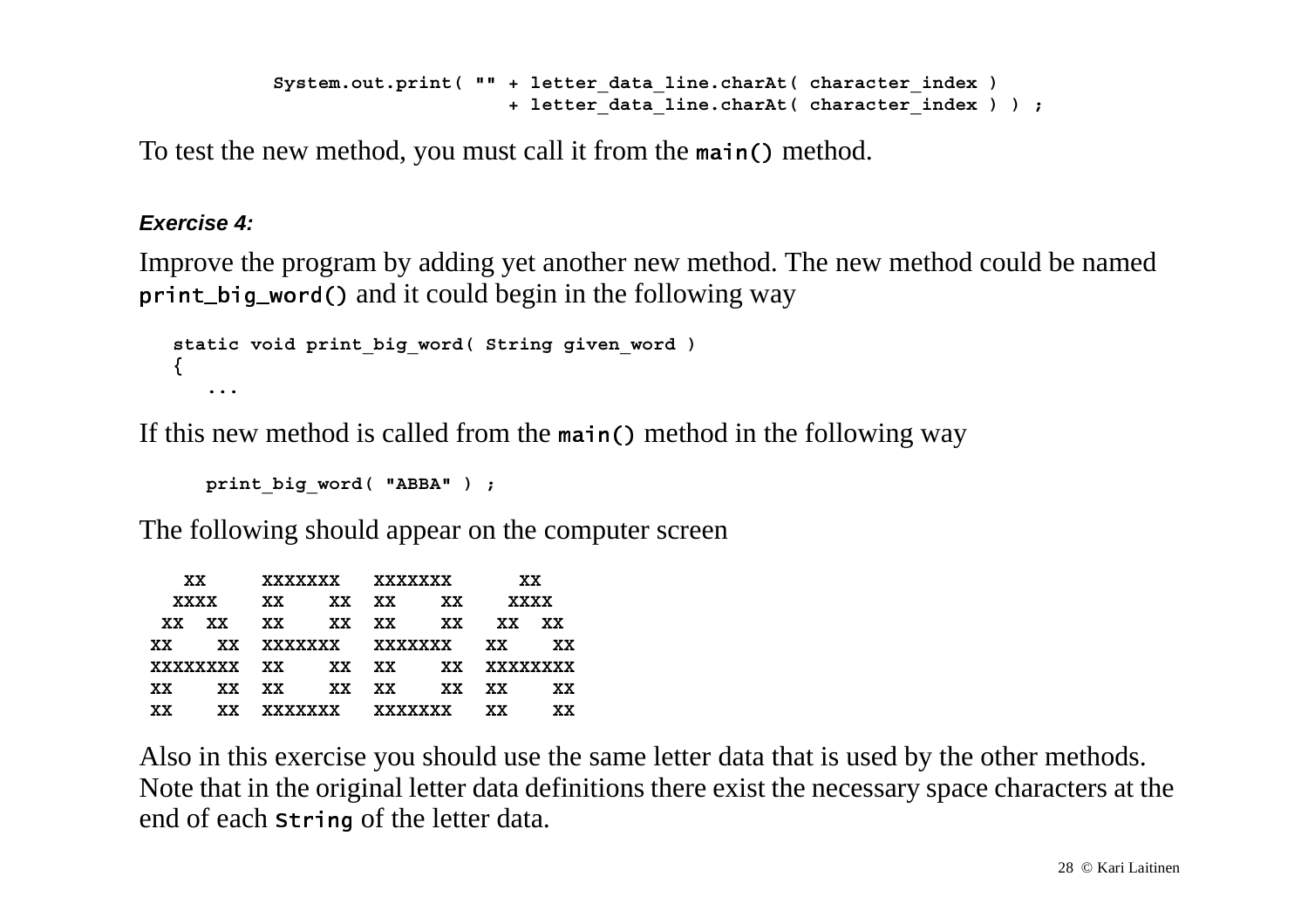```
         System.out.print( "" + letter_data_line.charAt( character_index )
                              + letter_data_line.charAt( character_index ) ) ;
```

To test the new method, you must call it from the `main()` method.

***Exercise 4:***

Improve the program by adding yet another new method. The new method could be named `print_big_word()` and it could begin in the following way

```
   static void print_big_word( String given_word )
   {
      ...
```

If this new method is called from the `main()` method in the following way

```
      print_big_word( "ABBA" ) ;
```

The following should appear on the computer screen

```
    XX     XXXXXXX   XXXXXXX      XX
   XXXX    XX    XX  XX    XX    XXXX
  XX  XX   XX    XX  XX    XX   XX  XX
 XX    XX  XXXXXXX   XXXXXXX   XX    XX
 XXXXXXXX  XX    XX  XX    XX  XXXXXXXX
 XX    XX  XX    XX  XX    XX  XX    XX
 XX    XX  XXXXXXX   XXXXXXX   XX    XX
```

Also in this exercise you should use the same letter data that is used by the other methods. Note that in the original letter data definitions there exist the necessary space characters at the end of each `String` of the letter data.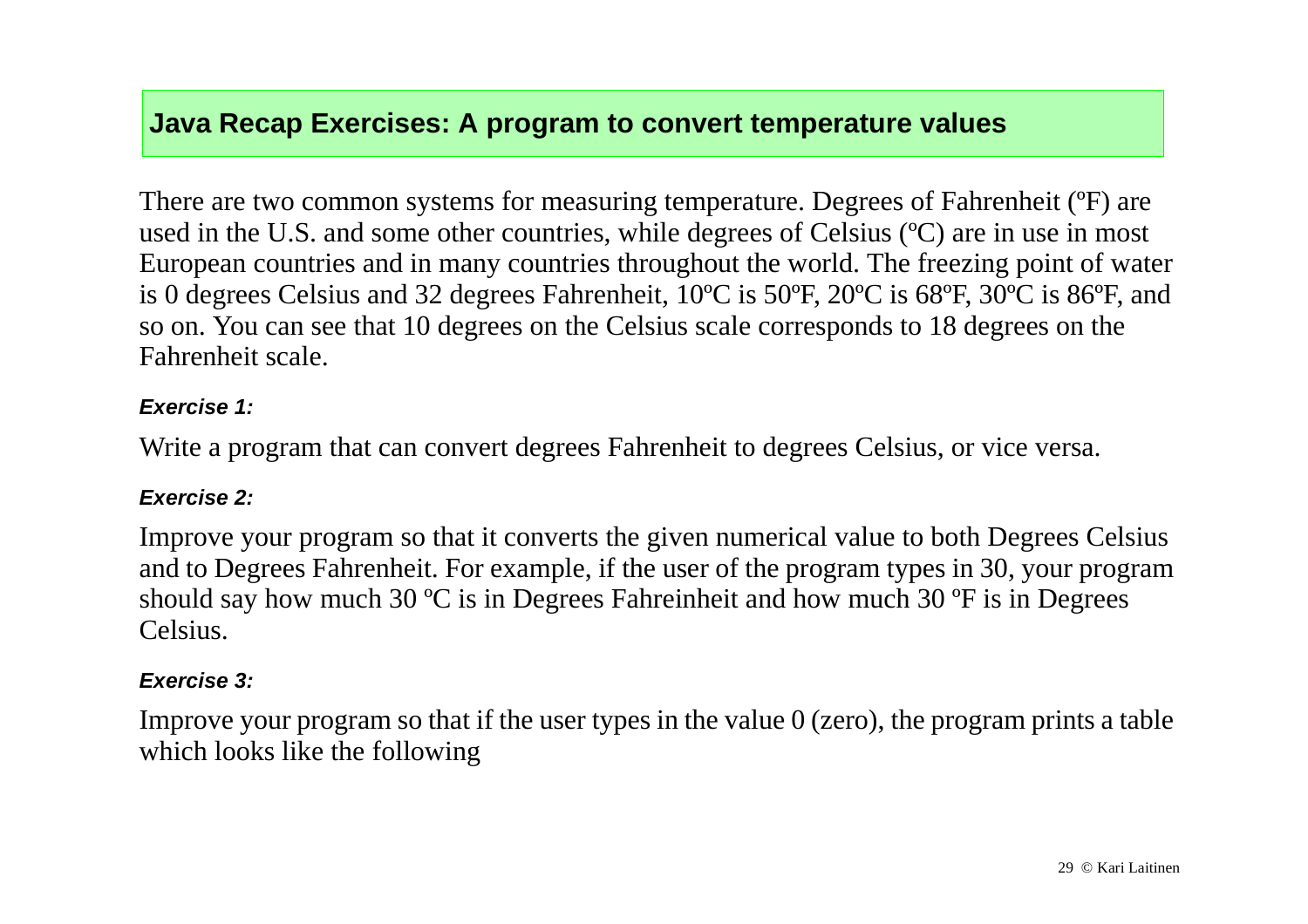## Java Recap Exercises: A program to convert temperature values

There are two common systems for measuring temperature. Degrees of Fahrenheit (ºF) are used in the U.S. and some other countries, while degrees of Celsius (ºC) are in use in most European countries and in many countries throughout the world. The freezing point of water is 0 degrees Celsius and 32 degrees Fahrenheit, 10ºC is 50ºF, 20ºC is 68ºF, 30ºC is 86ºF, and so on. You can see that 10 degrees on the Celsius scale corresponds to 18 degrees on the Fahrenheit scale.

***Exercise 1:***

Write a program that can convert degrees Fahrenheit to degrees Celsius, or vice versa.

***Exercise 2:***

Improve your program so that it converts the given numerical value to both Degrees Celsius and to Degrees Fahrenheit. For example, if the user of the program types in 30, your program should say how much 30 ºC is in Degrees Fahreinheit and how much 30 ºF is in Degrees Celsius.

***Exercise 3:***

Improve your program so that if the user types in the value 0 (zero), the program prints a table which looks like the following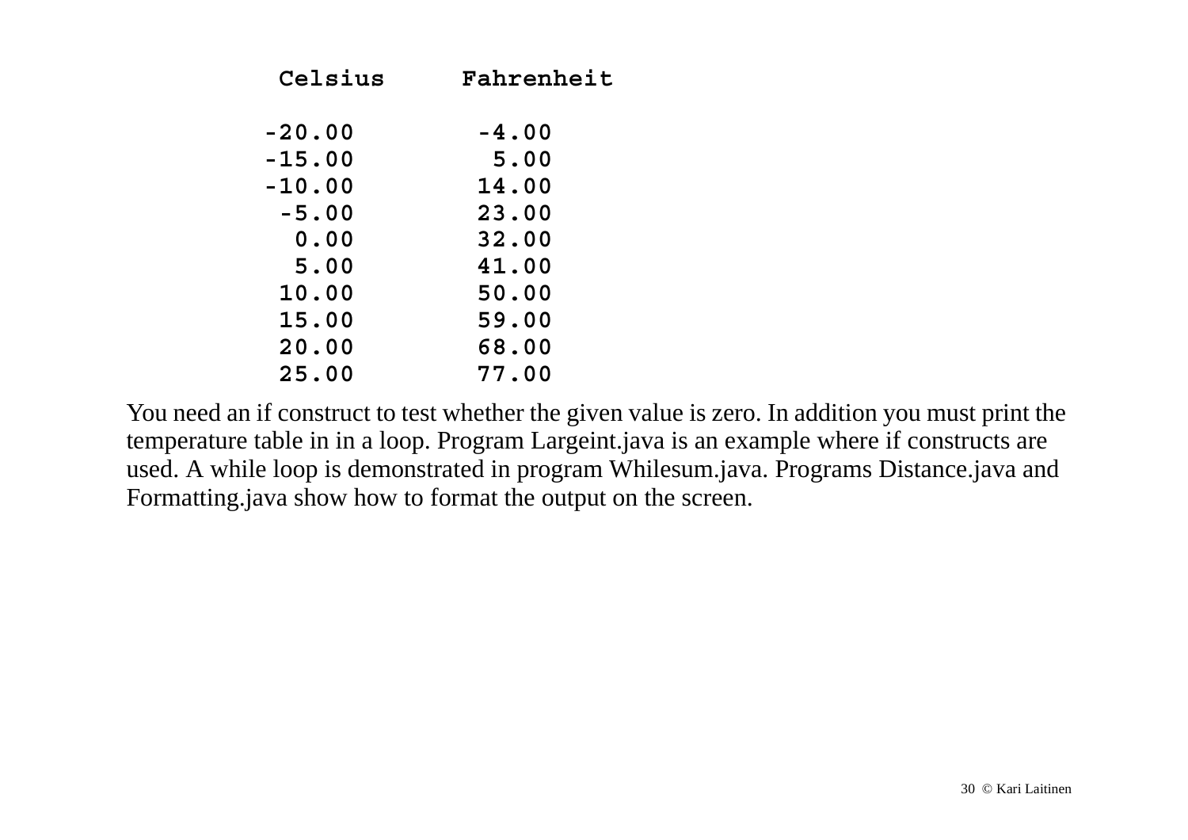```
   Celsius     Fahrenheit

  -20.00         -4.00
  -15.00          5.00
  -10.00         14.00
   -5.00         23.00
    0.00         32.00
    5.00         41.00
   10.00         50.00
   15.00         59.00
   20.00         68.00
   25.00         77.00
```

You need an if construct to test whether the given value is zero. In addition you must print the temperature table in in a loop. Program Largeint.java is an example where if constructs are used. A while loop is demonstrated in program Whilesum.java. Programs Distance.java and Formatting.java show how to format the output on the screen.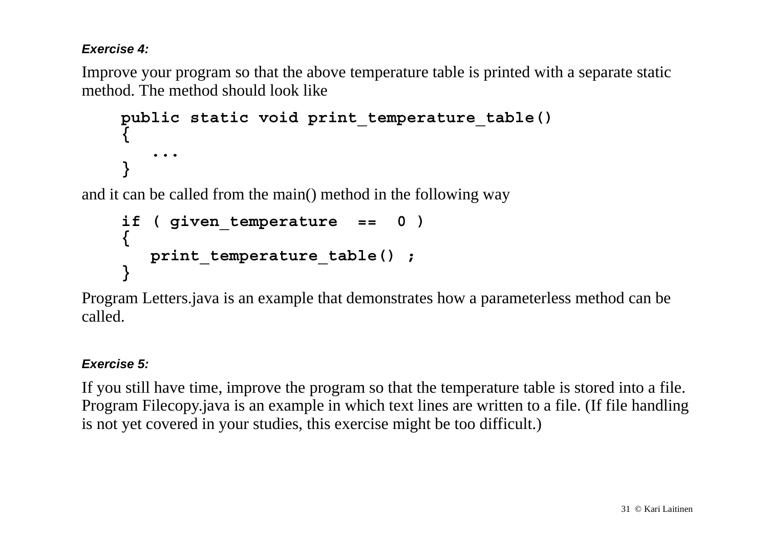***Exercise 4:***

Improve your program so that the above temperature table is printed with a separate static method. The method should look like

```
public static void print_temperature_table()
{
   ...
}
```

and it can be called from the main() method in the following way

```
if ( given_temperature  ==  0 )
{
   print_temperature_table() ;
}
```

Program Letters.java is an example that demonstrates how a parameterless method can be called.

***Exercise 5:***

If you still have time, improve the program so that the temperature table is stored into a file. Program Filecopy.java is an example in which text lines are written to a file. (If file handling is not yet covered in your studies, this exercise might be too difficult.)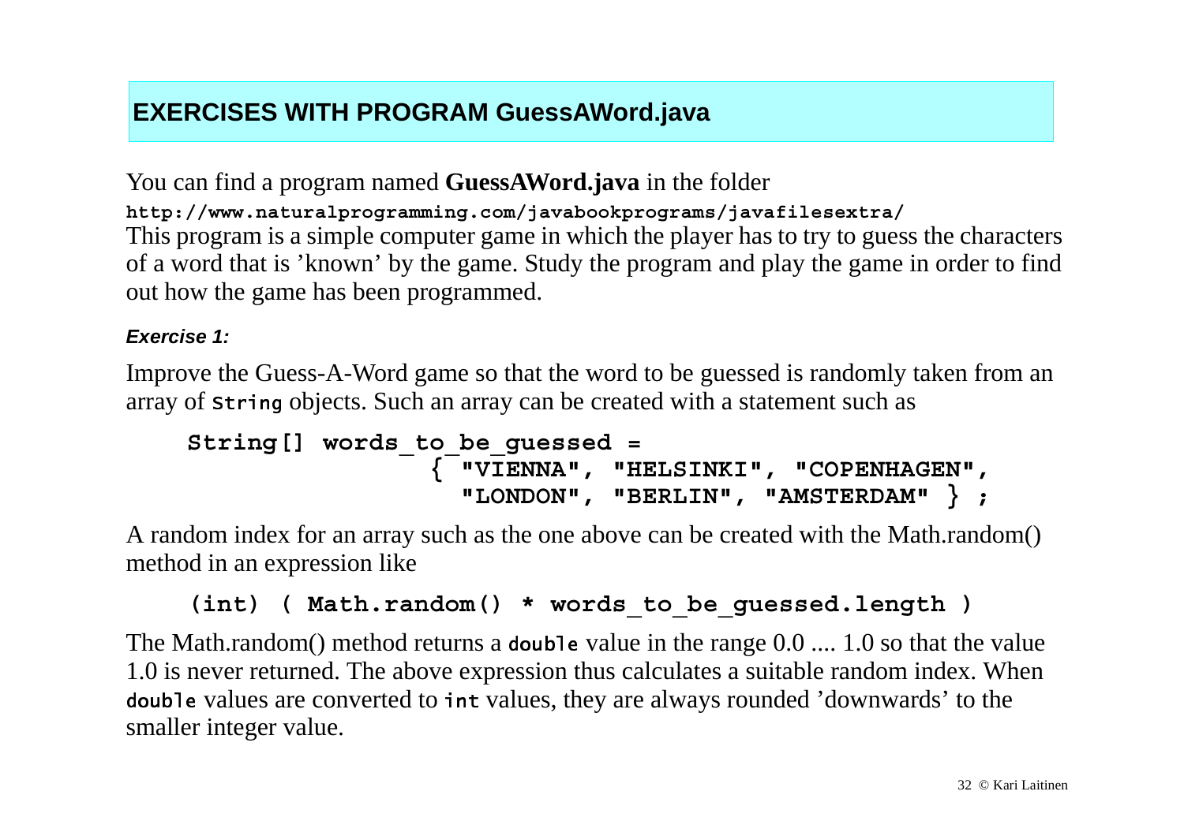## EXERCISES WITH PROGRAM GuessAWord.java

You can find a program named **GuessAWord.java** in the folder
`http://www.naturalprogramming.com/javabookprograms/javafilesextra/`
This program is a simple computer game in which the player has to try to guess the characters of a word that is 'known' by the game. Study the program and play the game in order to find out how the game has been programmed.

***Exercise 1:***

Improve the Guess-A-Word game so that the word to be guessed is randomly taken from an array of `String` objects. Such an array can be created with a statement such as

```
String[] words_to_be_guessed =
                { "VIENNA", "HELSINKI", "COPENHAGEN",
                  "LONDON", "BERLIN", "AMSTERDAM" } ;
```

A random index for an array such as the one above can be created with the Math.random() method in an expression like

```
(int) ( Math.random() * words_to_be_guessed.length )
```

The Math.random() method returns a `double` value in the range 0.0 .... 1.0 so that the value 1.0 is never returned. The above expression thus calculates a suitable random index. When `double` values are converted to `int` values, they are always rounded 'downwards' to the smaller integer value.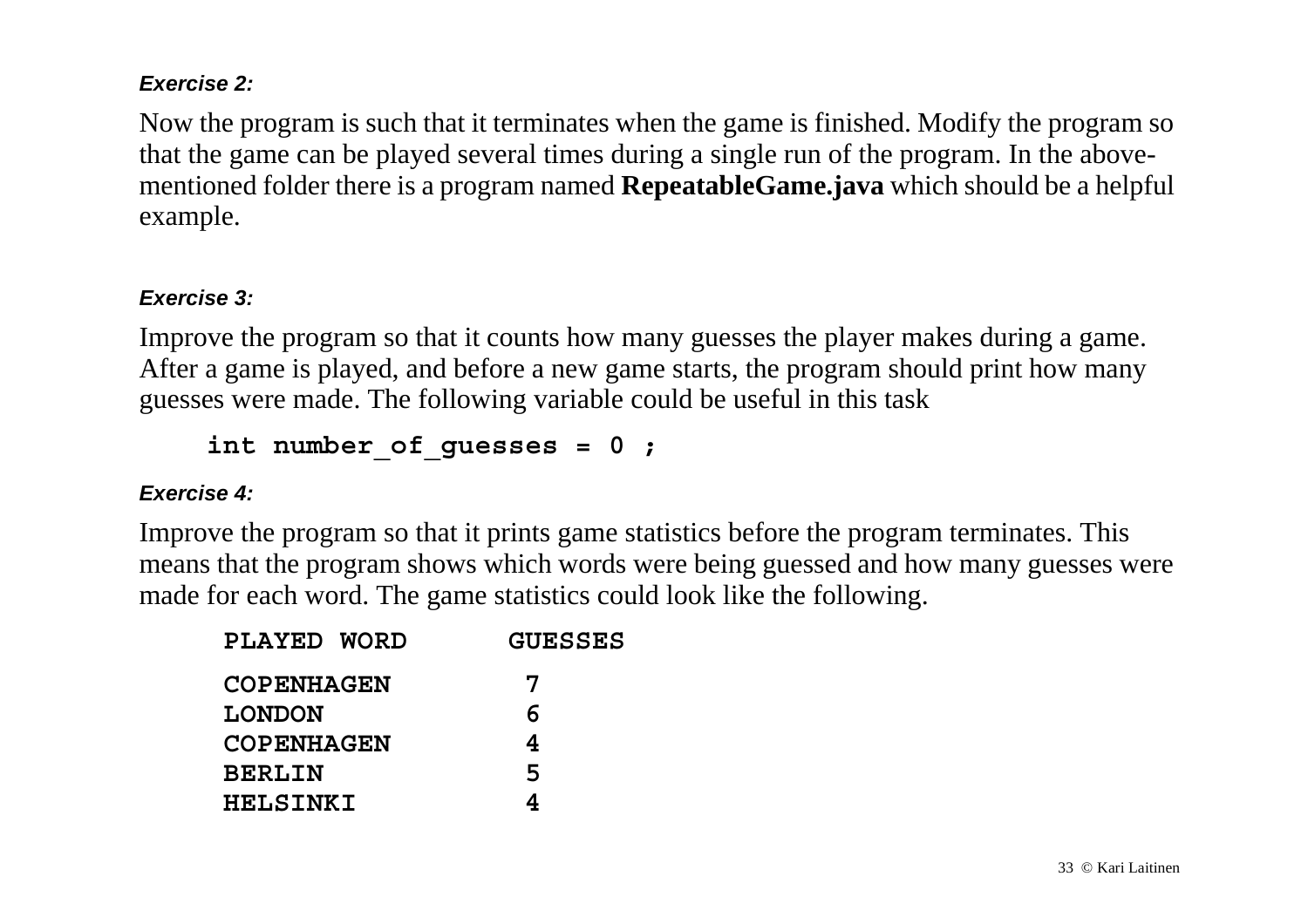***Exercise 2:***

Now the program is such that it terminates when the game is finished. Modify the program so that the game can be played several times during a single run of the program. In the above-mentioned folder there is a program named **RepeatableGame.java** which should be a helpful example.

***Exercise 3:***

Improve the program so that it counts how many guesses the player makes during a game. After a game is played, and before a new game starts, the program should print how many guesses were made. The following variable could be useful in this task

```
int number_of_guesses = 0 ;
```

***Exercise 4:***

Improve the program so that it prints game statistics before the program terminates. This means that the program shows which words were being guessed and how many guesses were made for each word. The game statistics could look like the following.

```
PLAYED WORD      GUESSES

COPENHAGEN         7
LONDON             6
COPENHAGEN         4
BERLIN             5
HELSINKI           4
```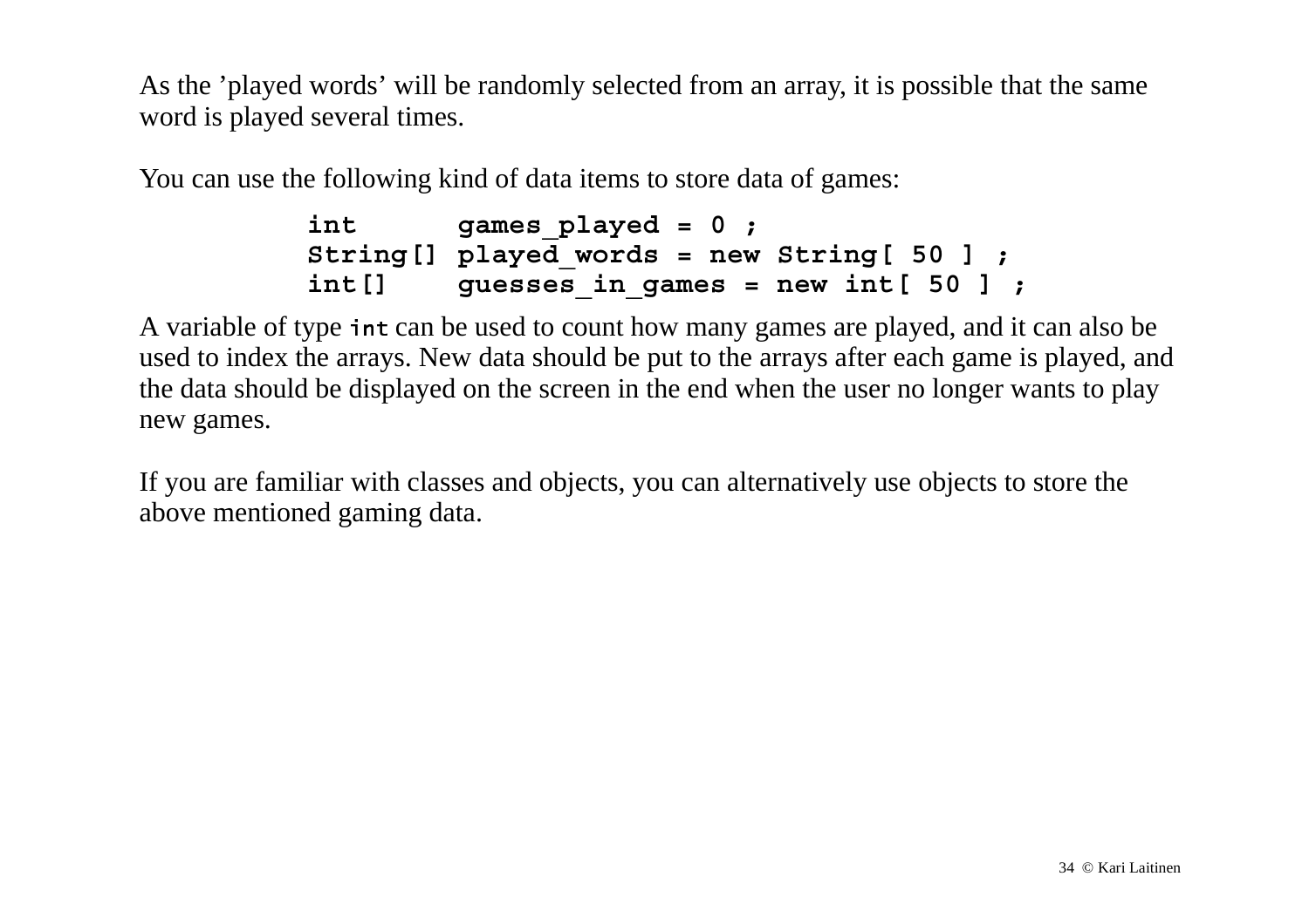As the ’played words’ will be randomly selected from an array, it is possible that the same word is played several times.

You can use the following kind of data items to store data of games:

```
int      games_played = 0 ;
String[] played_words = new String[ 50 ] ;
int[]    guesses_in_games = new int[ 50 ] ;
```

A variable of type `int` can be used to count how many games are played, and it can also be used to index the arrays. New data should be put to the arrays after each game is played, and the data should be displayed on the screen in the end when the user no longer wants to play new games.

If you are familiar with classes and objects, you can alternatively use objects to store the above mentioned gaming data.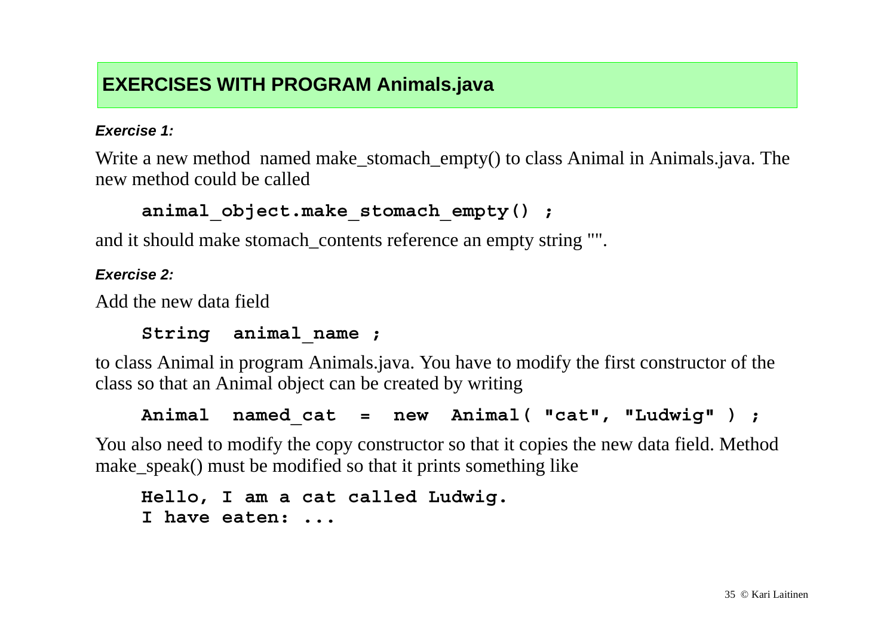## EXERCISES WITH PROGRAM Animals.java

***Exercise 1:***

Write a new method named make_stomach_empty() to class Animal in Animals.java. The new method could be called

```
animal_object.make_stomach_empty() ;
```

and it should make stomach_contents reference an empty string "".

***Exercise 2:***

Add the new data field

```
String  animal_name ;
```

to class Animal in program Animals.java. You have to modify the first constructor of the class so that an Animal object can be created by writing

```
Animal  named_cat  =  new  Animal( "cat", "Ludwig" ) ;
```

You also need to modify the copy constructor so that it copies the new data field. Method make_speak() must be modified so that it prints something like

```
Hello, I am a cat called Ludwig.
I have eaten: ...
```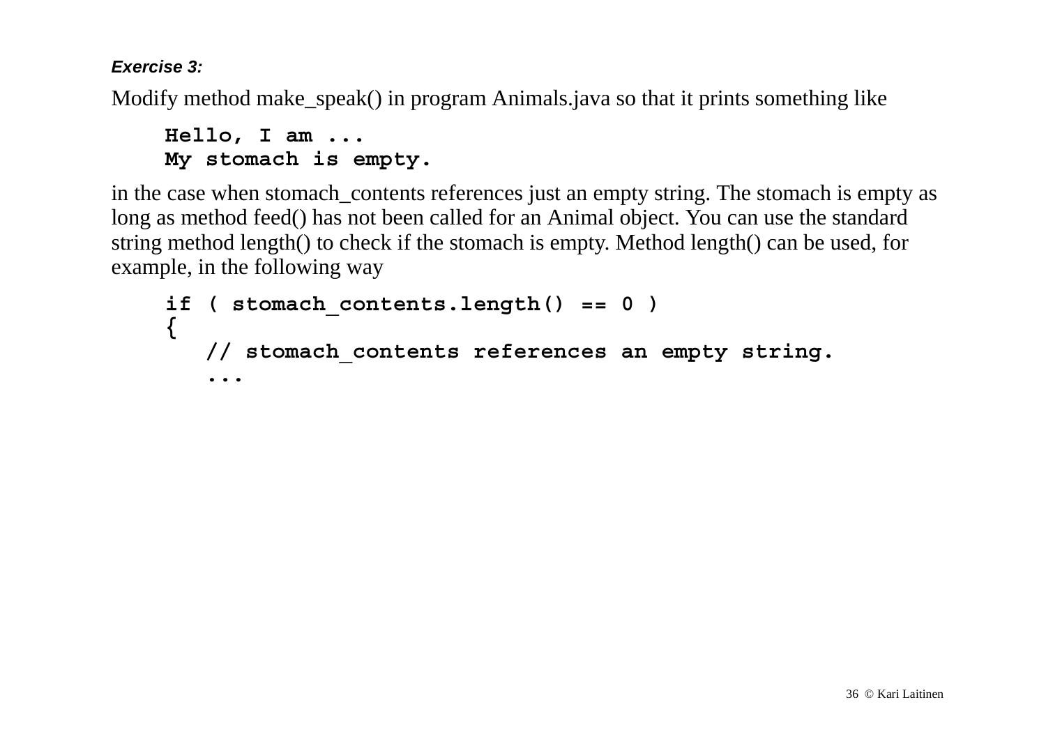***Exercise 3:***

Modify method make_speak() in program Animals.java so that it prints something like

```
Hello, I am ...
My stomach is empty.
```

in the case when stomach_contents references just an empty string. The stomach is empty as long as method feed() has not been called for an Animal object. You can use the standard string method length() to check if the stomach is empty. Method length() can be used, for example, in the following way

```
if ( stomach_contents.length() == 0 )
{
   // stomach_contents references an empty string.
   ...
```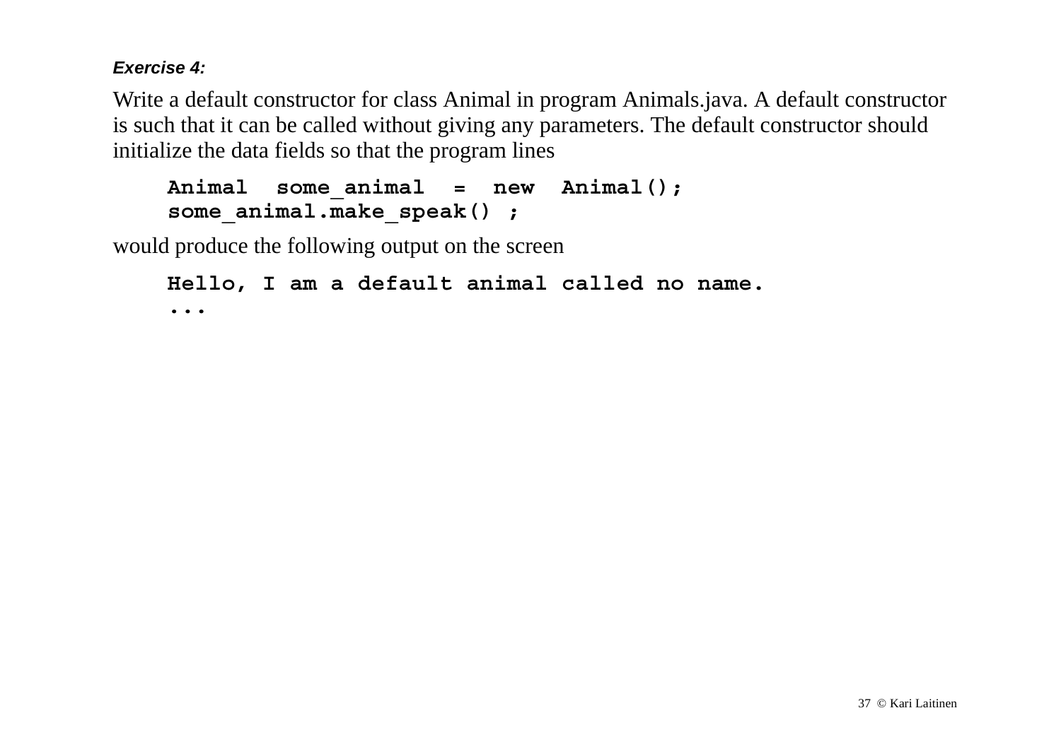***Exercise 4:***

Write a default constructor for class Animal in program Animals.java. A default constructor is such that it can be called without giving any parameters. The default constructor should initialize the data fields so that the program lines

```
Animal  some_animal  =  new  Animal();
some_animal.make_speak() ;
```

would produce the following output on the screen

```
Hello, I am a default animal called no name.
...
```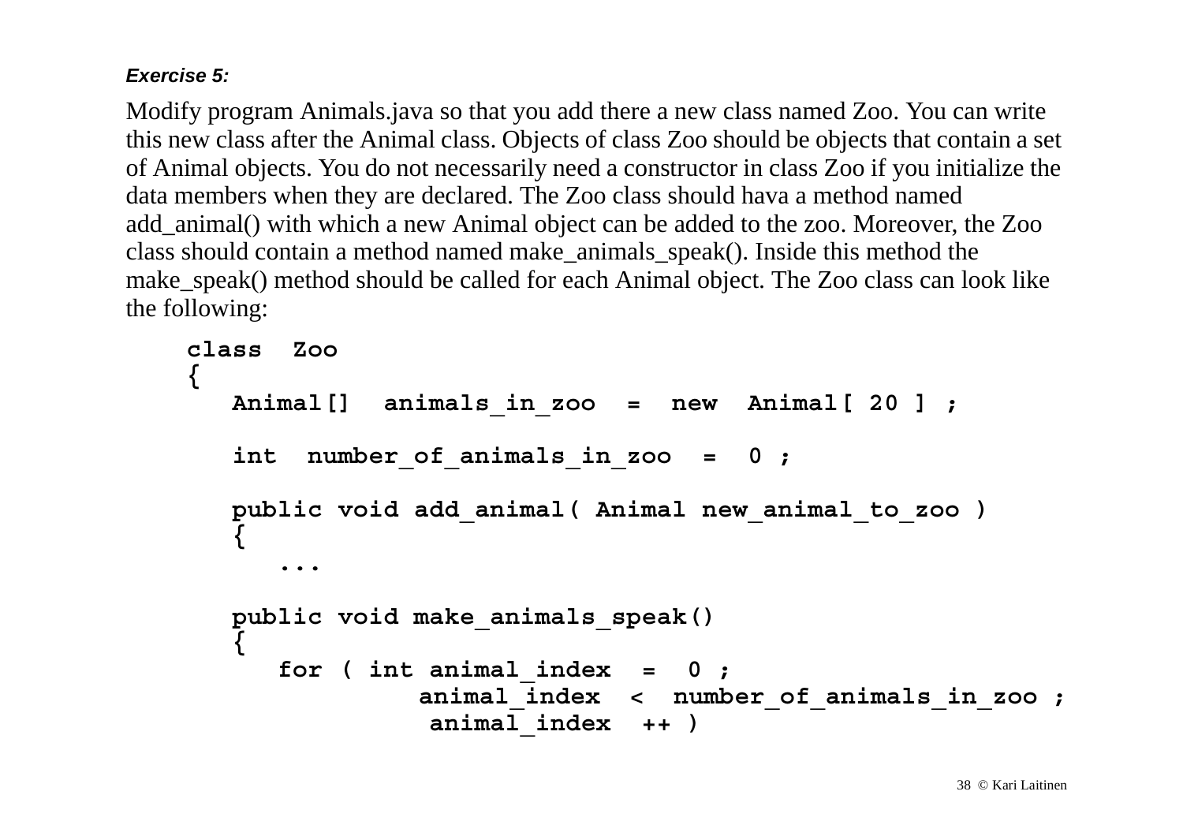***Exercise 5:***

Modify program Animals.java so that you add there a new class named Zoo. You can write this new class after the Animal class. Objects of class Zoo should be objects that contain a set of Animal objects. You do not necessarily need a constructor in class Zoo if you initialize the data members when they are declared. The Zoo class should hava a method named add_animal() with which a new Animal object can be added to the zoo. Moreover, the Zoo class should contain a method named make_animals_speak(). Inside this method the make_speak() method should be called for each Animal object. The Zoo class can look like the following:

```
class  Zoo
{
   Animal[]  animals_in_zoo  =  new  Animal[ 20 ] ;

   int  number_of_animals_in_zoo  =  0 ;

   public void add_animal( Animal new_animal_to_zoo )
   {
      ...

   public void make_animals_speak()
   {
      for ( int animal_index  =  0 ;
                animal_index  <  number_of_animals_in_zoo ;
                 animal_index  ++ )
```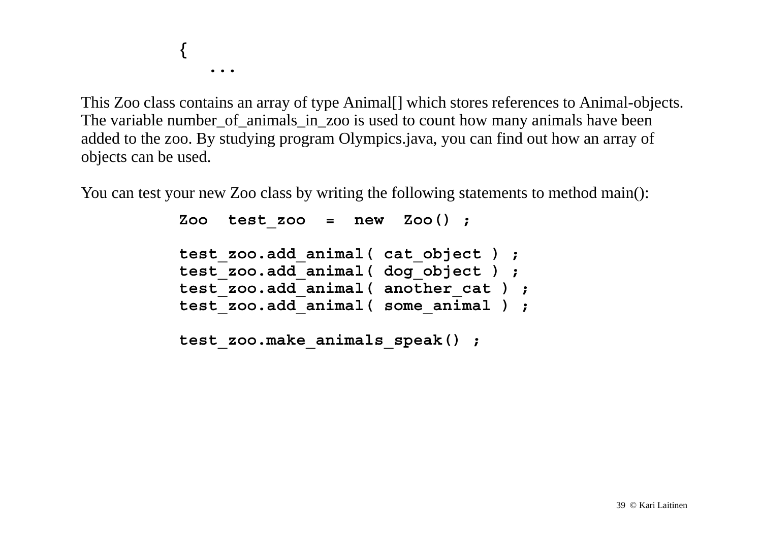```
{
   ...
```

This Zoo class contains an array of type Animal[] which stores references to Animal-objects. The variable number_of_animals_in_zoo is used to count how many animals have been added to the zoo. By studying program Olympics.java, you can find out how an array of objects can be used.

You can test your new Zoo class by writing the following statements to method main():

```
Zoo  test_zoo  =  new  Zoo() ;

test_zoo.add_animal( cat_object ) ;
test_zoo.add_animal( dog_object ) ;
test_zoo.add_animal( another_cat ) ;
test_zoo.add_animal( some_animal ) ;

test_zoo.make_animals_speak() ;
```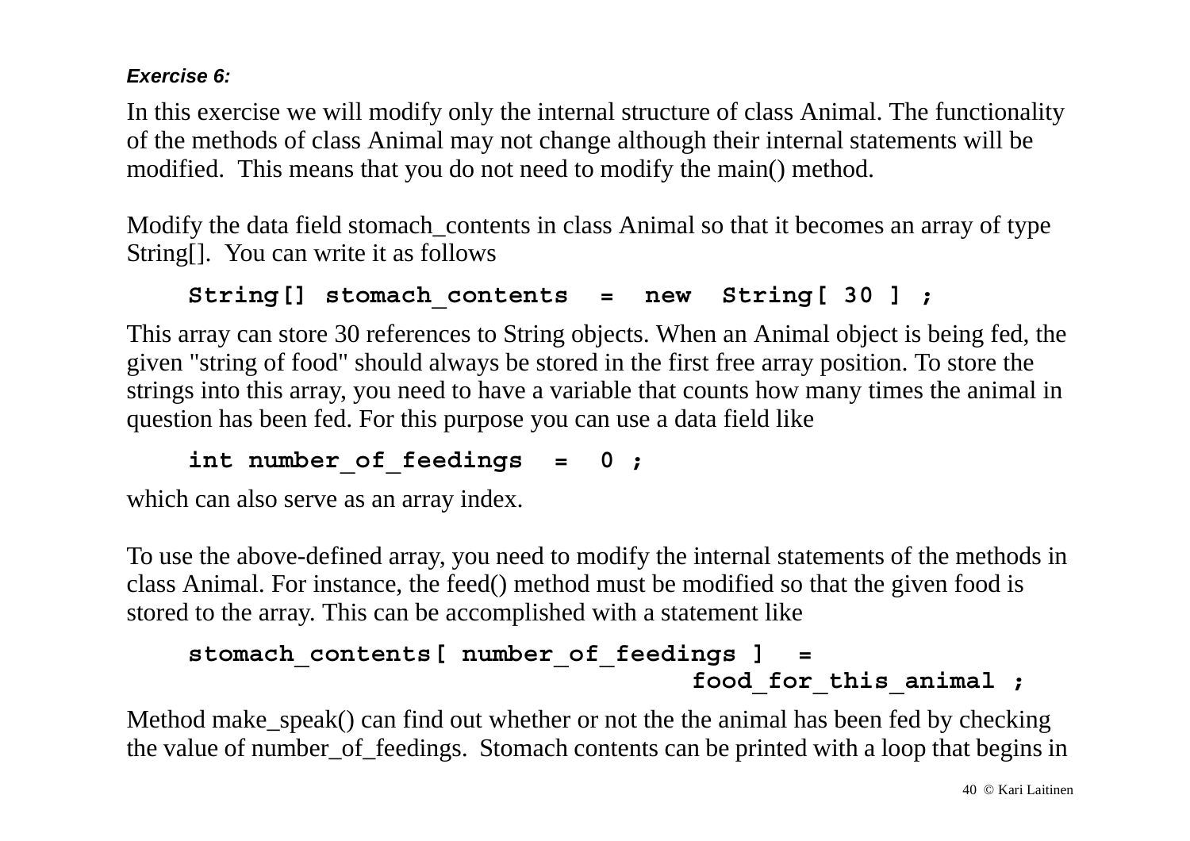***Exercise 6:***

In this exercise we will modify only the internal structure of class Animal. The functionality of the methods of class Animal may not change although their internal statements will be modified. This means that you do not need to modify the main() method.

Modify the data field stomach_contents in class Animal so that it becomes an array of type String[]. You can write it as follows

```
String[] stomach_contents  =  new  String[ 30 ] ;
```

This array can store 30 references to String objects. When an Animal object is being fed, the given "string of food" should always be stored in the first free array position. To store the strings into this array, you need to have a variable that counts how many times the animal in question has been fed. For this purpose you can use a data field like

```
int number_of_feedings  =  0 ;
```

which can also serve as an array index.

To use the above-defined array, you need to modify the internal statements of the methods in class Animal. For instance, the feed() method must be modified so that the given food is stored to the array. This can be accomplished with a statement like

```
stomach_contents[ number_of_feedings ]  =
                                  food_for_this_animal ;
```

Method make_speak() can find out whether or not the the animal has been fed by checking the value of number_of_feedings. Stomach contents can be printed with a loop that begins in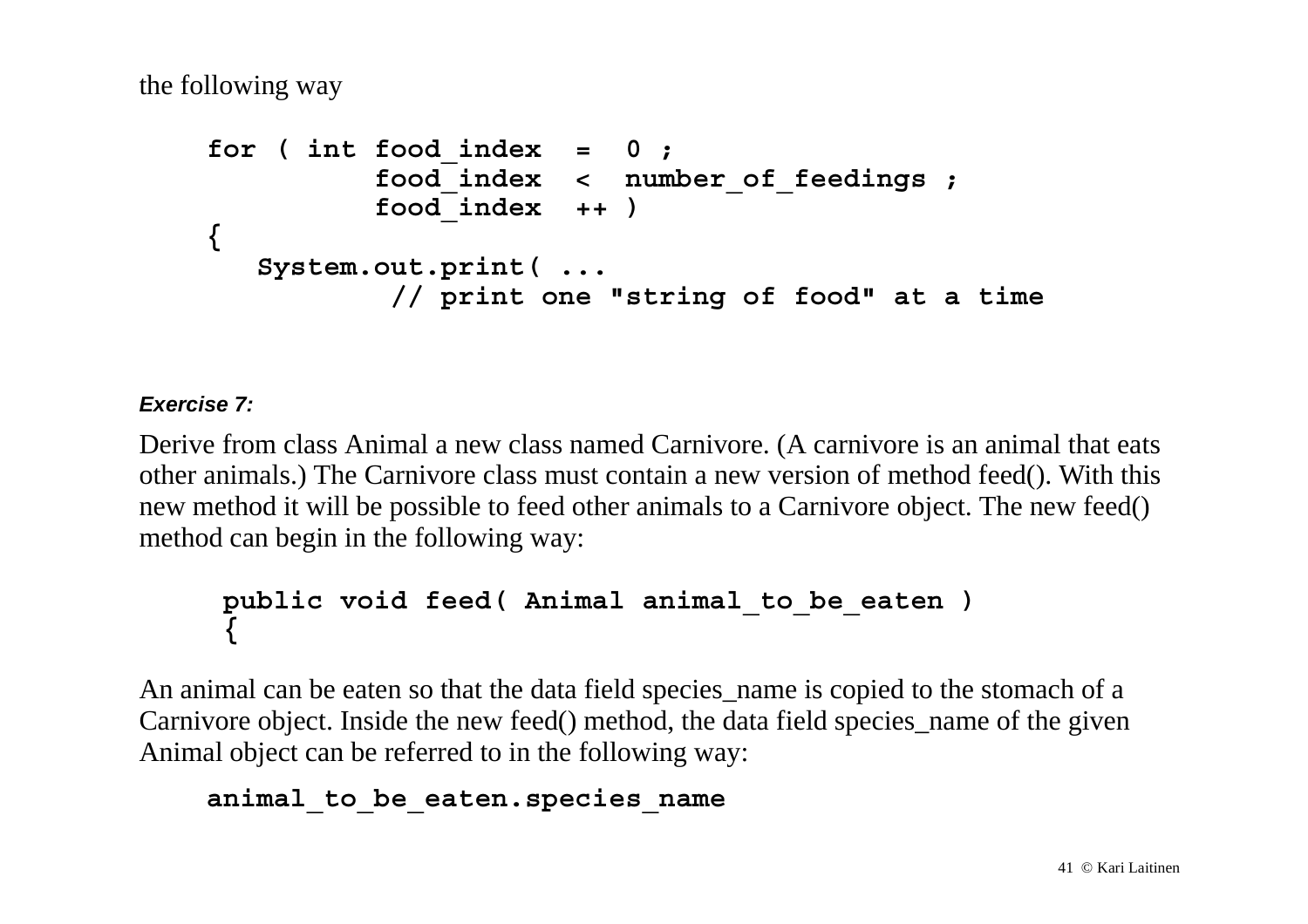the following way

```
for ( int food_index  =  0 ;
          food_index  <  number_of_feedings ;
          food_index  ++ )
{
   System.out.print( ...
            // print one "string of food" at a time
```

***Exercise 7:***

Derive from class Animal a new class named Carnivore. (A carnivore is an animal that eats other animals.) The Carnivore class must contain a new version of method feed(). With this new method it will be possible to feed other animals to a Carnivore object. The new feed() method can begin in the following way:

```
public void feed( Animal animal_to_be_eaten )
{
```

An animal can be eaten so that the data field species_name is copied to the stomach of a Carnivore object. Inside the new feed() method, the data field species_name of the given Animal object can be referred to in the following way:

```
animal_to_be_eaten.species_name
```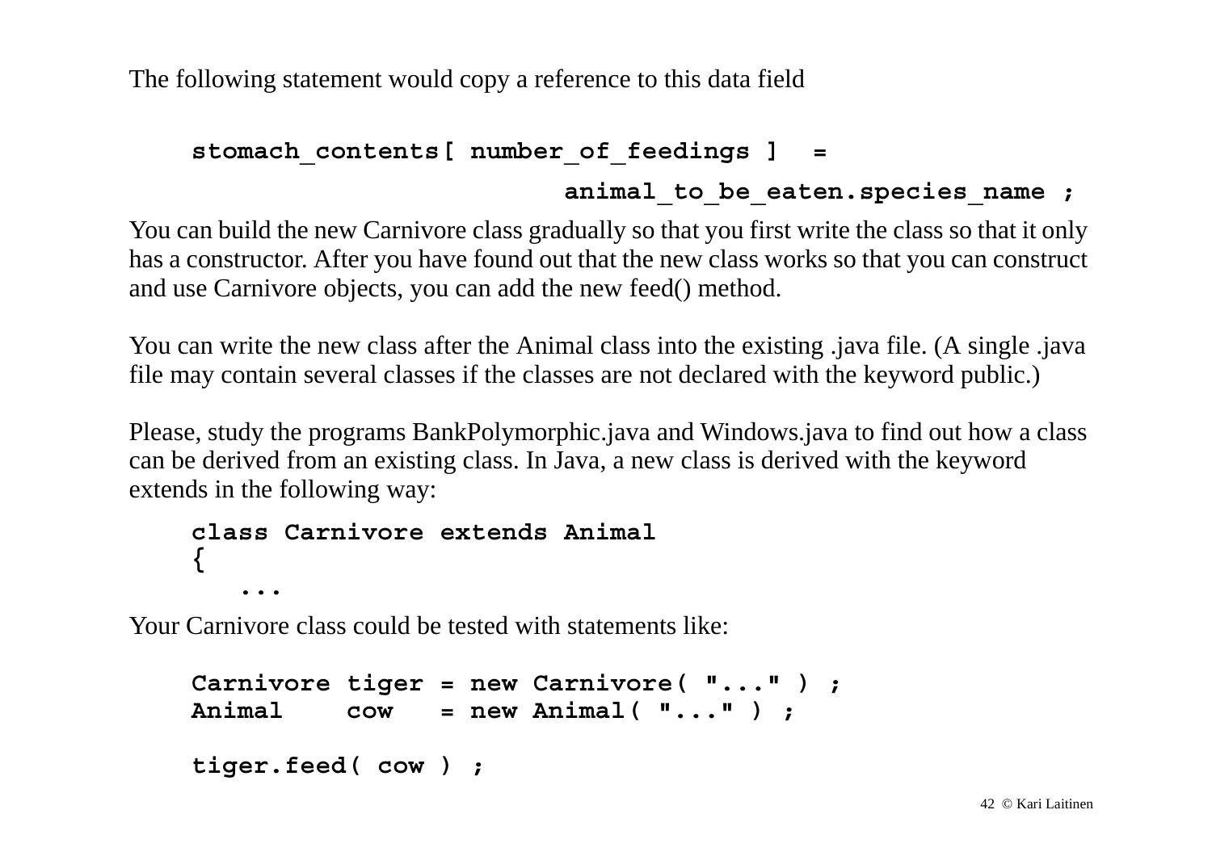The following statement would copy a reference to this data field

```
stomach_contents[ number_of_feedings ]  =
                            animal_to_be_eaten.species_name ;
```

You can build the new Carnivore class gradually so that you first write the class so that it only has a constructor. After you have found out that the new class works so that you can construct and use Carnivore objects, you can add the new feed() method.

You can write the new class after the Animal class into the existing .java file. (A single .java file may contain several classes if the classes are not declared with the keyword public.)

Please, study the programs BankPolymorphic.java and Windows.java to find out how a class can be derived from an existing class. In Java, a new class is derived with the keyword extends in the following way:

```
class Carnivore extends Animal
{
   ...
```

Your Carnivore class could be tested with statements like:

```
Carnivore tiger = new Carnivore( "..." ) ;
Animal    cow   = new Animal( "..." ) ;

tiger.feed( cow ) ;
```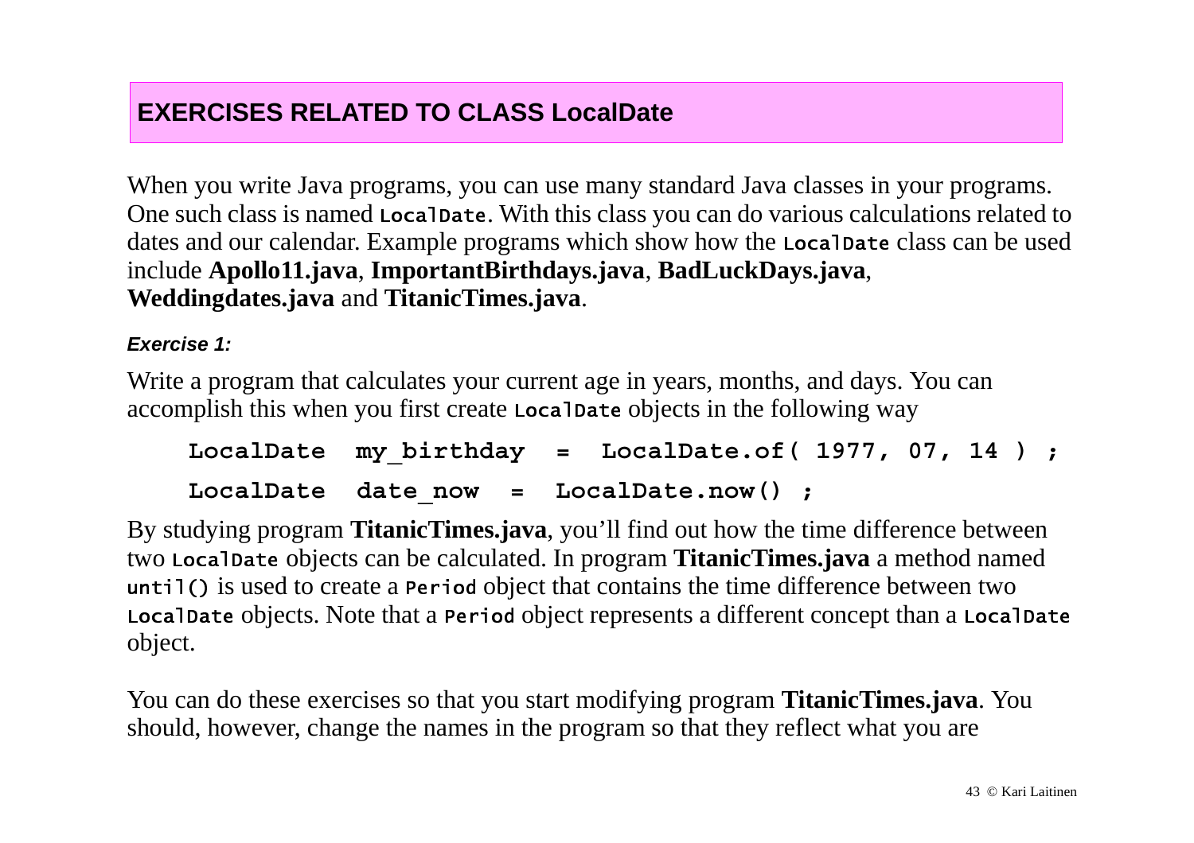## EXERCISES RELATED TO CLASS LocalDate

When you write Java programs, you can use many standard Java classes in your programs. One such class is named `LocalDate`. With this class you can do various calculations related to dates and our calendar. Example programs which show how the `LocalDate` class can be used include **Apollo11.java**, **ImportantBirthdays.java**, **BadLuckDays.java**, **Weddingdates.java** and **TitanicTimes.java**.

***Exercise 1:***

Write a program that calculates your current age in years, months, and days. You can accomplish this when you first create `LocalDate` objects in the following way

```
LocalDate  my_birthday  =  LocalDate.of( 1977, 07, 14 ) ;
LocalDate  date_now  =  LocalDate.now() ;
```

By studying program **TitanicTimes.java**, you'll find out how the time difference between two `LocalDate` objects can be calculated. In program **TitanicTimes.java** a method named `until()` is used to create a `Period` object that contains the time difference between two `LocalDate` objects. Note that a `Period` object represents a different concept than a `LocalDate` object.

You can do these exercises so that you start modifying program **TitanicTimes.java**. You should, however, change the names in the program so that they reflect what you are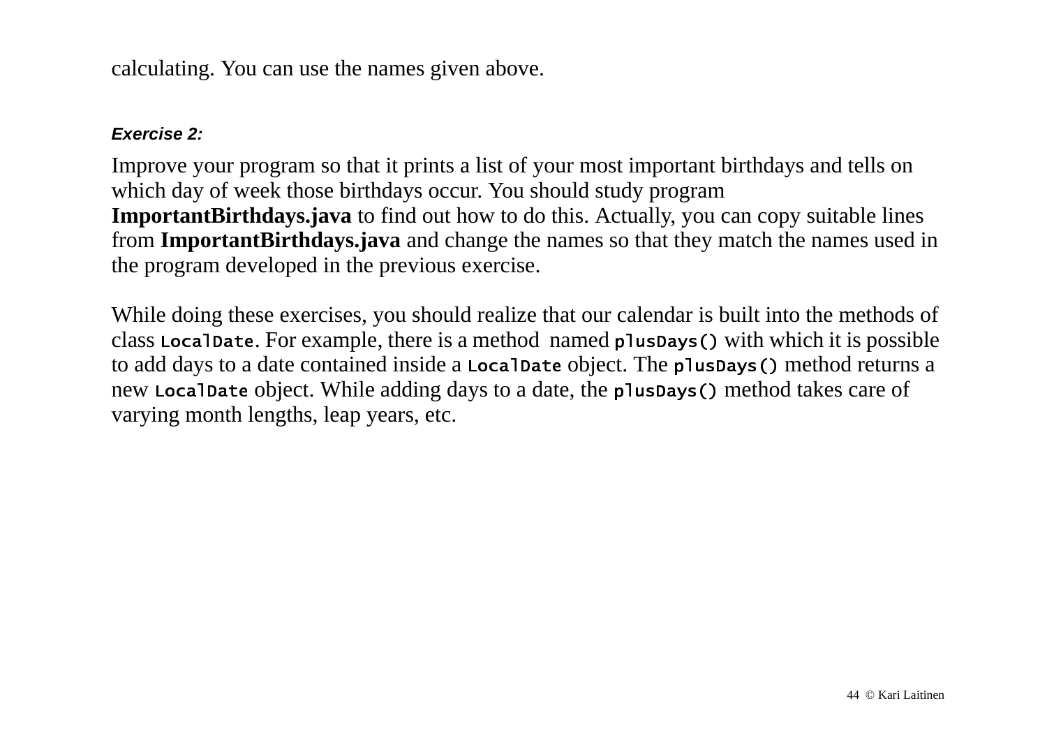calculating. You can use the names given above.

***Exercise 2:***

Improve your program so that it prints a list of your most important birthdays and tells on which day of week those birthdays occur. You should study program **ImportantBirthdays.java** to find out how to do this. Actually, you can copy suitable lines from **ImportantBirthdays.java** and change the names so that they match the names used in the program developed in the previous exercise.

While doing these exercises, you should realize that our calendar is built into the methods of class `LocalDate`. For example, there is a method named `plusDays()` with which it is possible to add days to a date contained inside a `LocalDate` object. The `plusDays()` method returns a new `LocalDate` object. While adding days to a date, the `plusDays()` method takes care of varying month lengths, leap years, etc.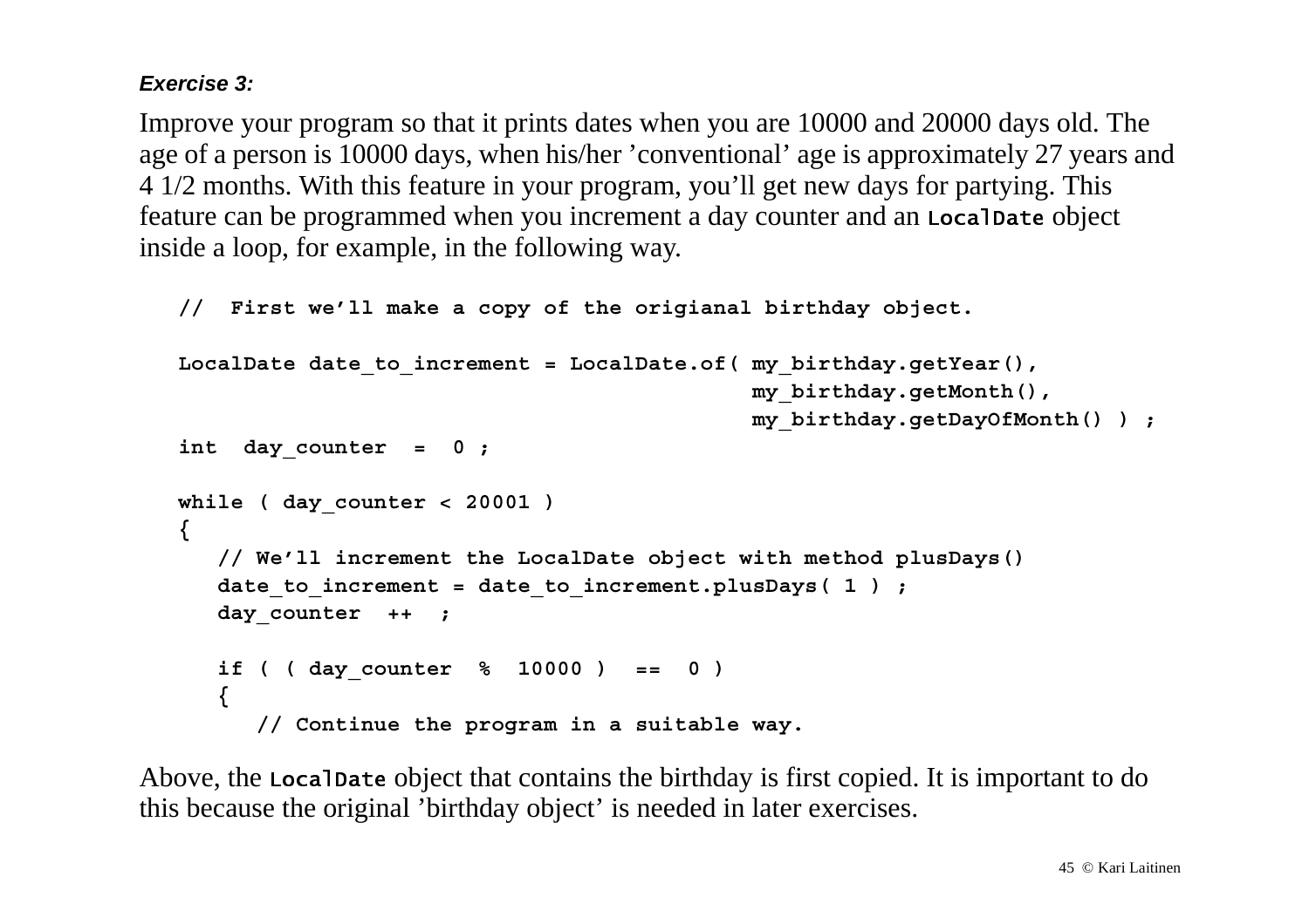***Exercise 3:***

Improve your program so that it prints dates when you are 10000 and 20000 days old. The age of a person is 10000 days, when his/her ’conventional’ age is approximately 27 years and 4 1/2 months. With this feature in your program, you’ll get new days for partying. This feature can be programmed when you increment a day counter and an `LocalDate` object inside a loop, for example, in the following way.

```
//  First we’ll make a copy of the origianal birthday object.

LocalDate date_to_increment = LocalDate.of( my_birthday.getYear(),
                                            my_birthday.getMonth(),
                                            my_birthday.getDayOfMonth() ) ;
int  day_counter  =  0 ;

while ( day_counter < 20001 )
{
   // We’ll increment the LocalDate object with method plusDays()
   date_to_increment = date_to_increment.plusDays( 1 ) ;
   day_counter  ++  ;

   if ( ( day_counter  %  10000 )  ==  0 )
   {
      // Continue the program in a suitable way.
```

Above, the `LocalDate` object that contains the birthday is first copied. It is important to do this because the original ’birthday object’ is needed in later exercises.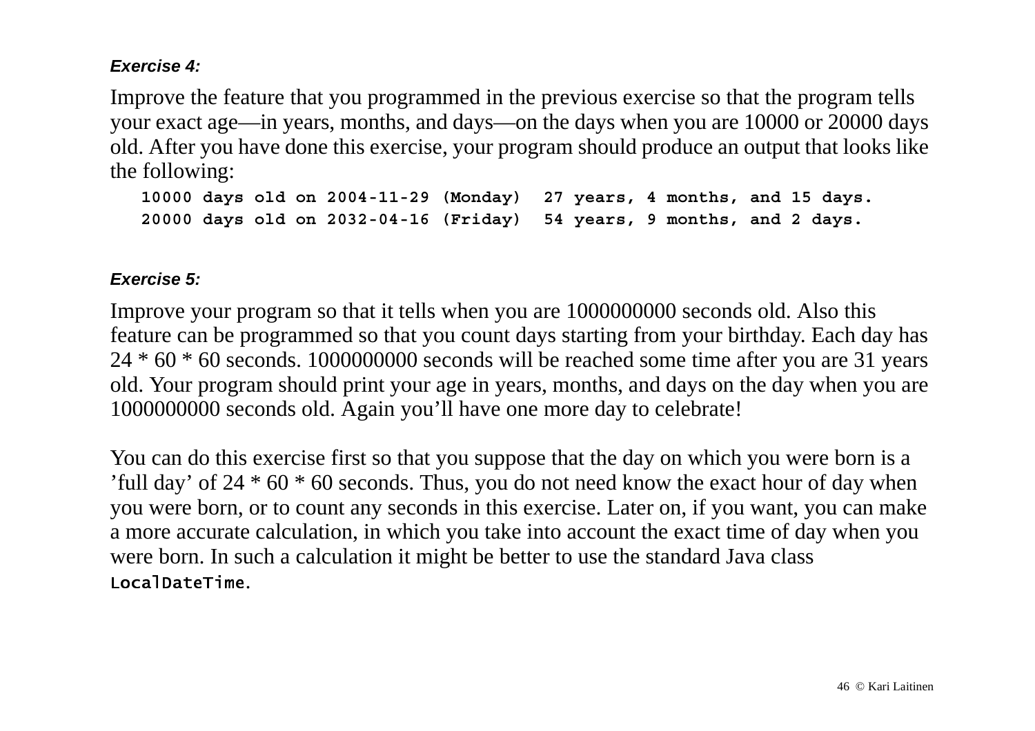***Exercise 4:***

Improve the feature that you programmed in the previous exercise so that the program tells your exact age—in years, months, and days—on the days when you are 10000 or 20000 days old. After you have done this exercise, your program should produce an output that looks like the following:

```
10000 days old on 2004-11-29 (Monday)  27 years, 4 months, and 15 days.
20000 days old on 2032-04-16 (Friday)  54 years, 9 months, and 2 days.
```

***Exercise 5:***

Improve your program so that it tells when you are 1000000000 seconds old. Also this feature can be programmed so that you count days starting from your birthday. Each day has 24 * 60 * 60 seconds. 1000000000 seconds will be reached some time after you are 31 years old. Your program should print your age in years, months, and days on the day when you are 1000000000 seconds old. Again you'll have one more day to celebrate!

You can do this exercise first so that you suppose that the day on which you were born is a 'full day' of 24 * 60 * 60 seconds. Thus, you do not need know the exact hour of day when you were born, or to count any seconds in this exercise. Later on, if you want, you can make a more accurate calculation, in which you take into account the exact time of day when you were born. In such a calculation it might be better to use the standard Java class `LocalDateTime`.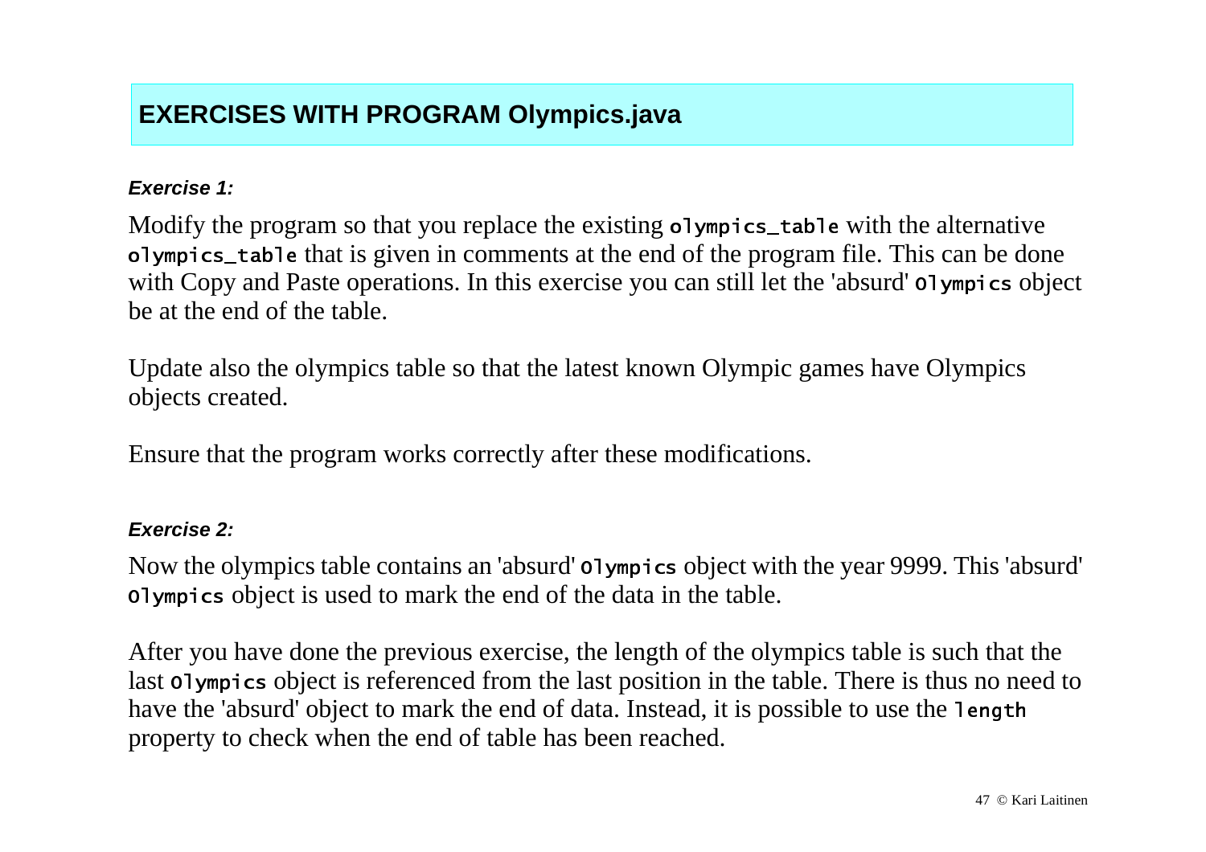## EXERCISES WITH PROGRAM Olympics.java

***Exercise 1:***

Modify the program so that you replace the existing `olympics_table` with the alternative `olympics_table` that is given in comments at the end of the program file. This can be done with Copy and Paste operations. In this exercise you can still let the 'absurd' `Olympics` object be at the end of the table.

Update also the olympics table so that the latest known Olympic games have Olympics objects created.

Ensure that the program works correctly after these modifications.

***Exercise 2:***

Now the olympics table contains an 'absurd' `Olympics` object with the year 9999. This 'absurd' `Olympics` object is used to mark the end of the data in the table.

After you have done the previous exercise, the length of the olympics table is such that the last `Olympics` object is referenced from the last position in the table. There is thus no need to have the 'absurd' object to mark the end of data. Instead, it is possible to use the `length` property to check when the end of table has been reached.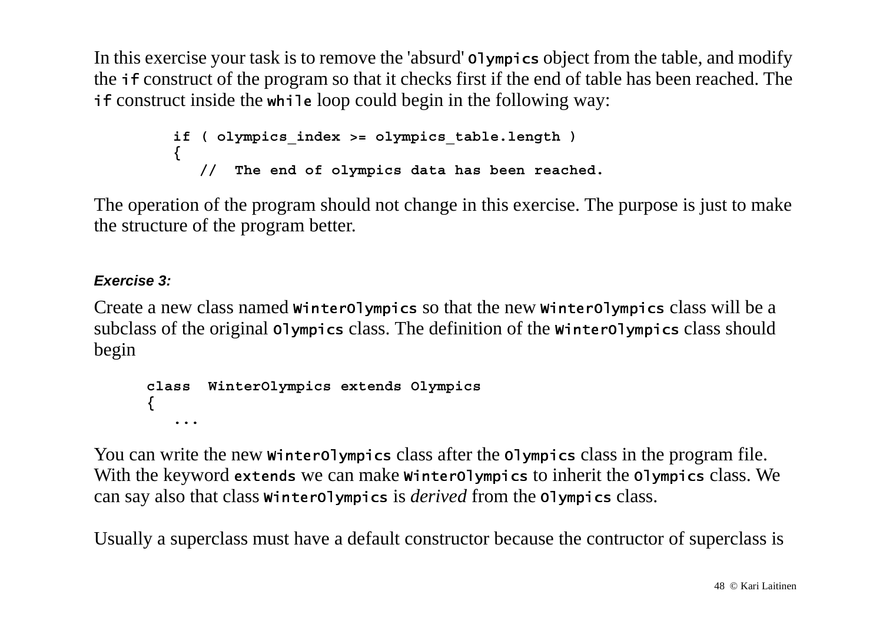In this exercise your task is to remove the 'absurd' `Olympics` object from the table, and modify the `if` construct of the program so that it checks first if the end of table has been reached. The `if` construct inside the `while` loop could begin in the following way:

```
if ( olympics_index >= olympics_table.length )
{
   //  The end of olympics data has been reached.
```

The operation of the program should not change in this exercise. The purpose is just to make the structure of the program better.

***Exercise 3:***

Create a new class named `WinterOlympics` so that the new `WinterOlympics` class will be a subclass of the original `Olympics` class. The definition of the `WinterOlympics` class should begin

```
class  WinterOlympics extends Olympics
{
   ...
```

You can write the new `WinterOlympics` class after the `Olympics` class in the program file. With the keyword `extends` we can make `WinterOlympics` to inherit the `Olympics` class. We can say also that class `WinterOlympics` is *derived* from the `Olympics` class.

Usually a superclass must have a default constructor because the contructor of superclass is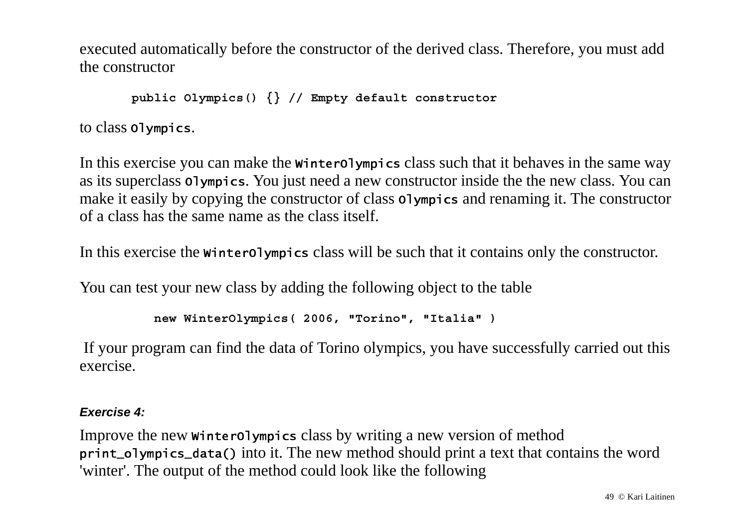executed automatically before the constructor of the derived class. Therefore, you must add the constructor

```
public Olympics() {} // Empty default constructor
```

to class `Olympics`.

In this exercise you can make the `WinterOlympics` class such that it behaves in the same way as its superclass `Olympics`. You just need a new constructor inside the the new class. You can make it easily by copying the constructor of class `Olympics` and renaming it. The constructor of a class has the same name as the class itself.

In this exercise the `WinterOlympics` class will be such that it contains only the constructor.

You can test your new class by adding the following object to the table

```
new WinterOlympics( 2006, "Torino", "Italia" )
```

If your program can find the data of Torino olympics, you have successfully carried out this exercise.

***Exercise 4:***

Improve the new `WinterOlympics` class by writing a new version of method `print_olympics_data()` into it. The new method should print a text that contains the word 'winter'. The output of the method could look like the following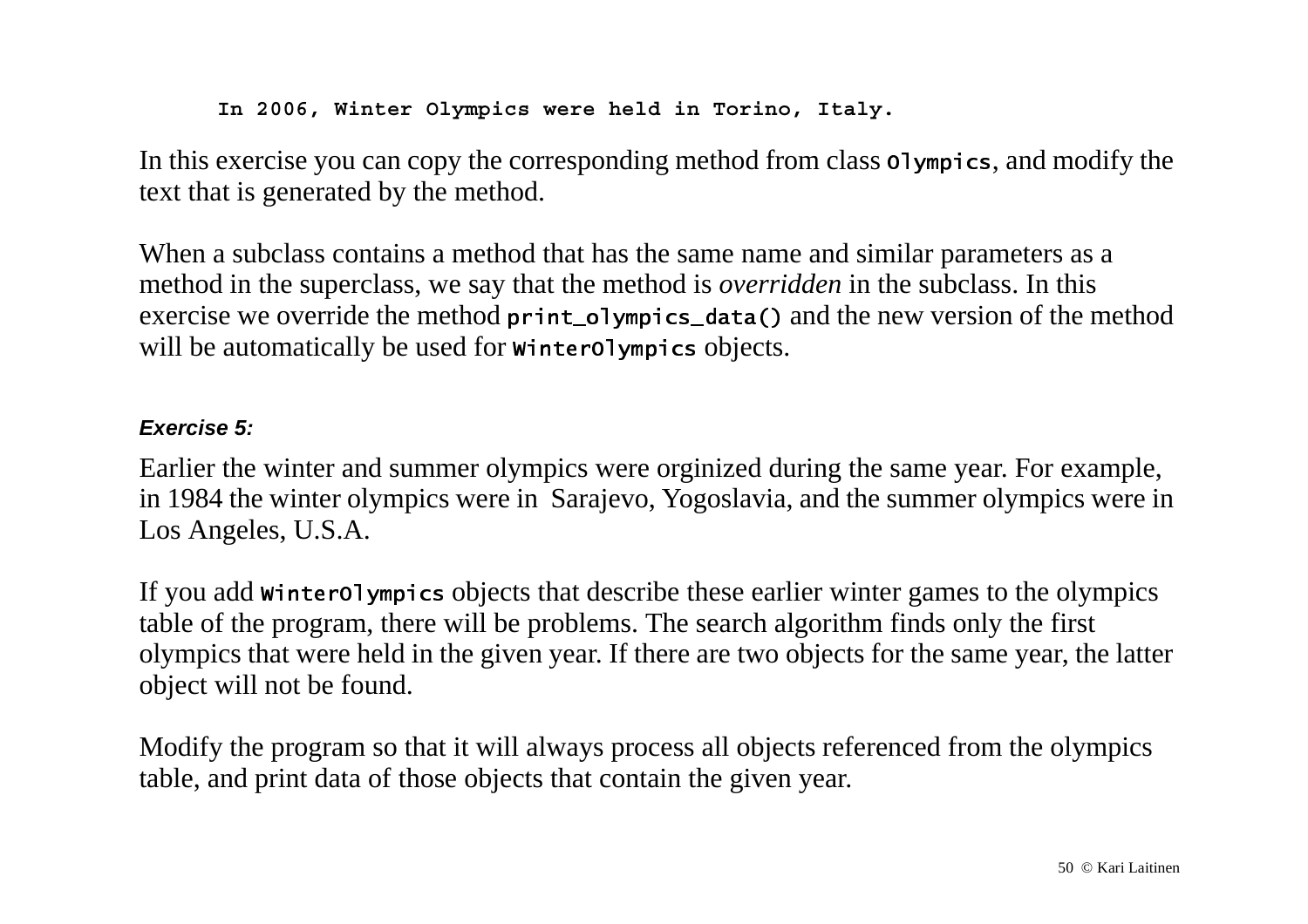```
      In 2006, Winter Olympics were held in Torino, Italy.
```

In this exercise you can copy the corresponding method from class `Olympics`, and modify the text that is generated by the method.

When a subclass contains a method that has the same name and similar parameters as a method in the superclass, we say that the method is *overridden* in the subclass. In this exercise we override the method `print_olympics_data()` and the new version of the method will be automatically be used for `WinterOlympics` objects.

***Exercise 5:***

Earlier the winter and summer olympics were orginized during the same year. For example, in 1984 the winter olympics were in Sarajevo, Yogoslavia, and the summer olympics were in Los Angeles, U.S.A.

If you add `WinterOlympics` objects that describe these earlier winter games to the olympics table of the program, there will be problems. The search algorithm finds only the first olympics that were held in the given year. If there are two objects for the same year, the latter object will not be found.

Modify the program so that it will always process all objects referenced from the olympics table, and print data of those objects that contain the given year.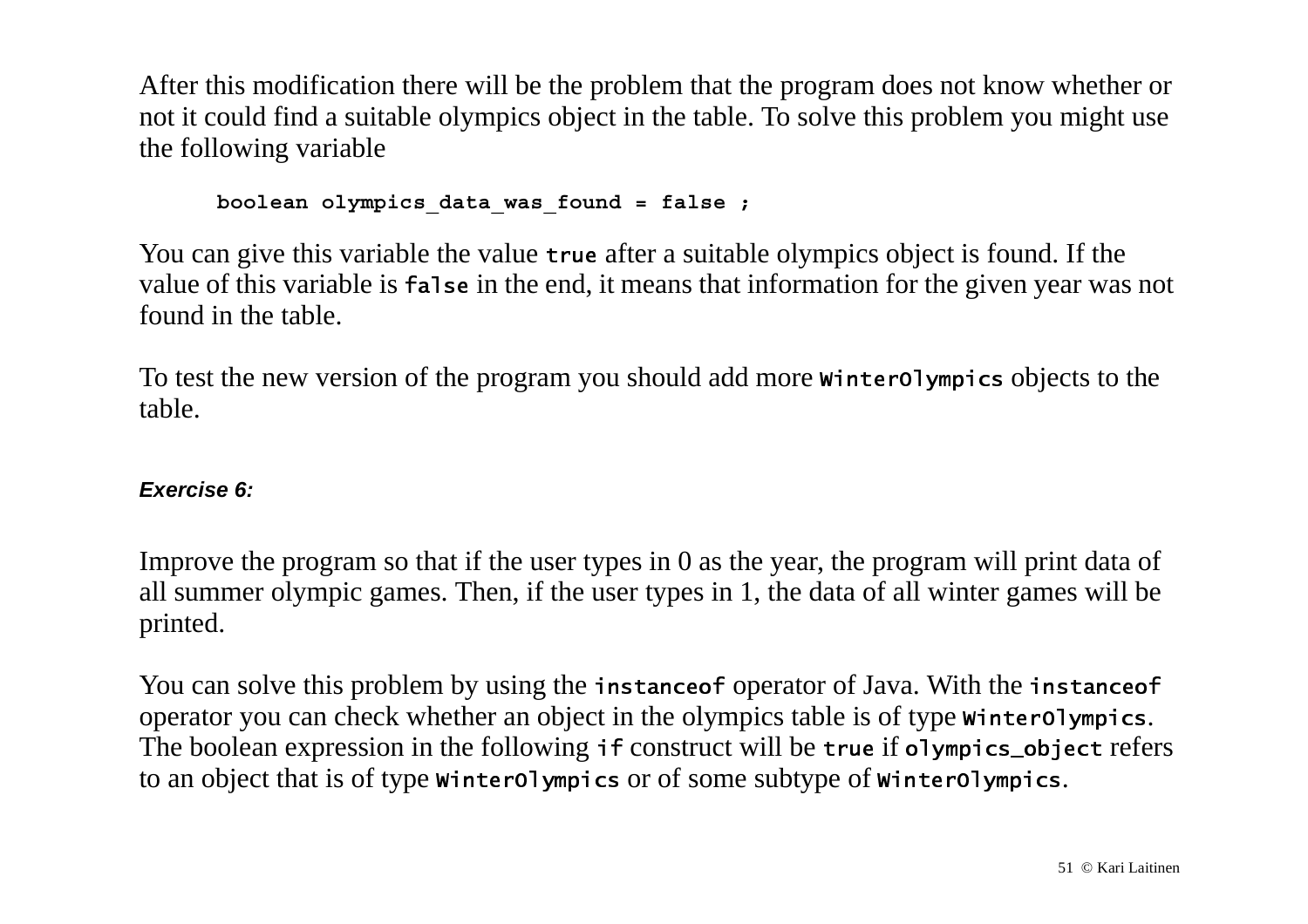After this modification there will be the problem that the program does not know whether or not it could find a suitable olympics object in the table. To solve this problem you might use the following variable

```
boolean olympics_data_was_found = false ;
```

You can give this variable the value `true` after a suitable olympics object is found. If the value of this variable is `false` in the end, it means that information for the given year was not found in the table.

To test the new version of the program you should add more `WinterOlympics` objects to the table.

***Exercise 6:***

Improve the program so that if the user types in 0 as the year, the program will print data of all summer olympic games. Then, if the user types in 1, the data of all winter games will be printed.

You can solve this problem by using the `instanceof` operator of Java. With the `instanceof` operator you can check whether an object in the olympics table is of type `WinterOlympics`. The boolean expression in the following `if` construct will be `true` if `olympics_object` refers to an object that is of type `WinterOlympics` or of some subtype of `WinterOlympics`.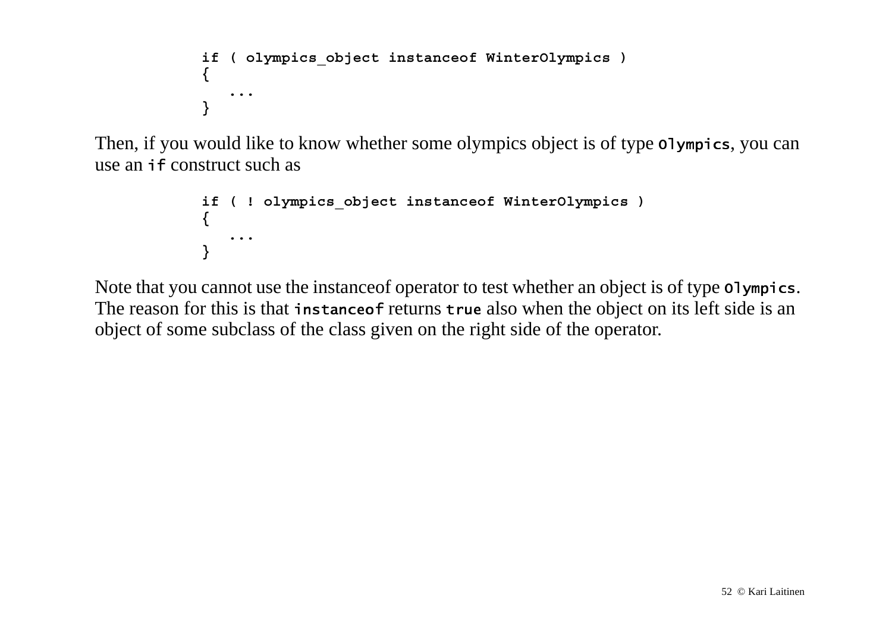```
if ( olympics_object instanceof WinterOlympics )
{
   ...
}
```

Then, if you would like to know whether some olympics object is of type `Olympics`, you can use an `if` construct such as

```
if ( ! olympics_object instanceof WinterOlympics )
{
   ...
}
```

Note that you cannot use the instanceof operator to test whether an object is of type `Olympics`. The reason for this is that `instanceof` returns `true` also when the object on its left side is an object of some subclass of the class given on the right side of the operator.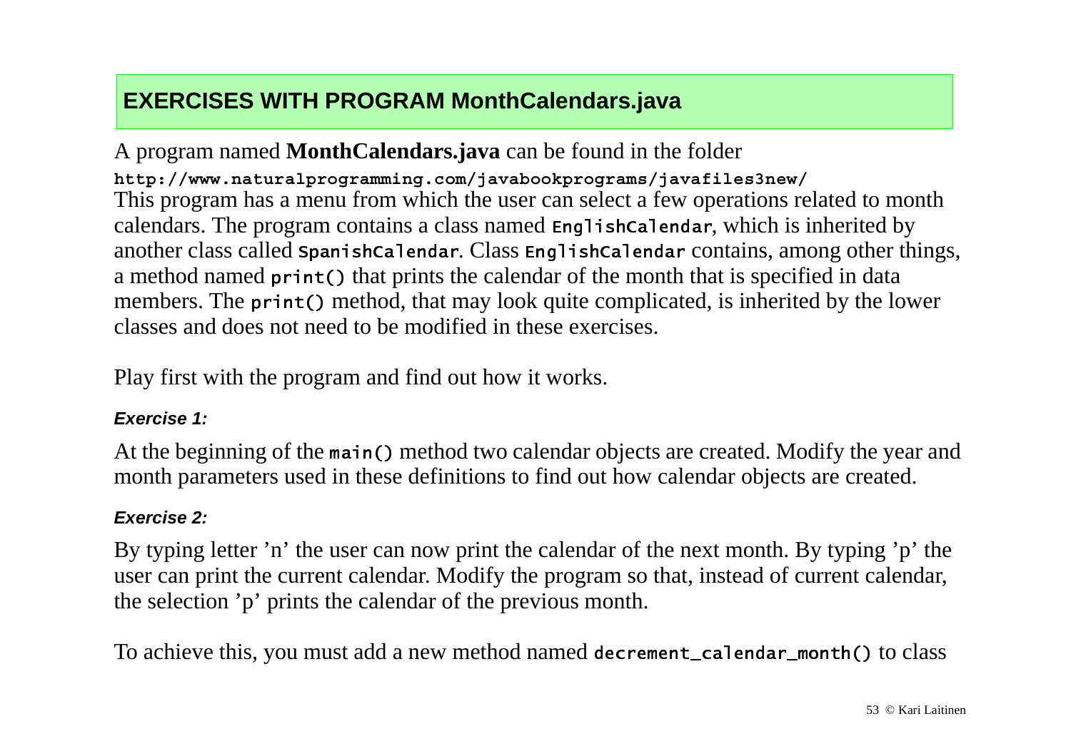## EXERCISES WITH PROGRAM MonthCalendars.java

A program named **MonthCalendars.java** can be found in the folder
**`http://www.naturalprogramming.com/javabookprograms/javafiles3new/`**
This program has a menu from which the user can select a few operations related to month calendars. The program contains a class named `EnglishCalendar`, which is inherited by another class called `SpanishCalendar`. Class `EnglishCalendar` contains, among other things, a method named `print()` that prints the calendar of the month that is specified in data members. The `print()` method, that may look quite complicated, is inherited by the lower classes and does not need to be modified in these exercises.

Play first with the program and find out how it works.

***Exercise 1:***

At the beginning of the `main()` method two calendar objects are created. Modify the year and month parameters used in these definitions to find out how calendar objects are created.

***Exercise 2:***

By typing letter 'n' the user can now print the calendar of the next month. By typing 'p' the user can print the current calendar. Modify the program so that, instead of current calendar, the selection 'p' prints the calendar of the previous month.

To achieve this, you must add a new method named `decrement_calendar_month()` to class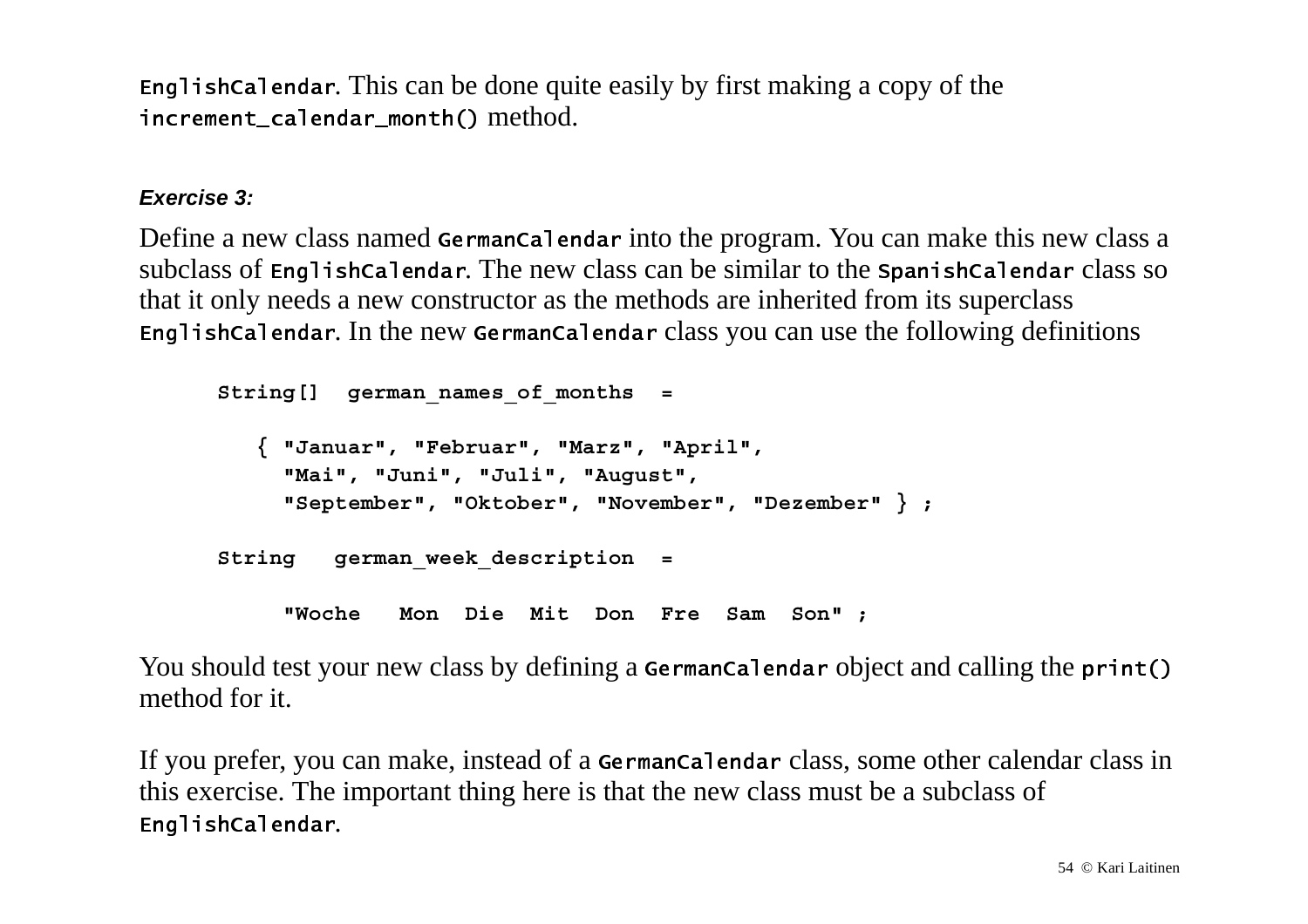`EnglishCalendar`. This can be done quite easily by first making a copy of the `increment_calendar_month()` method.

***Exercise 3:***

Define a new class named `GermanCalendar` into the program. You can make this new class a subclass of `EnglishCalendar`. The new class can be similar to the `SpanishCalendar` class so that it only needs a new constructor as the methods are inherited from its superclass `EnglishCalendar`. In the new `GermanCalendar` class you can use the following definitions

```
String[]  german_names_of_months  =

   { "Januar", "Februar", "Marz", "April",
     "Mai", "Juni", "Juli", "August",
     "September", "Oktober", "November", "Dezember" } ;

String   german_week_description  =

     "Woche   Mon  Die  Mit  Don  Fre  Sam  Son" ;
```

You should test your new class by defining a `GermanCalendar` object and calling the `print()` method for it.

If you prefer, you can make, instead of a `GermanCalendar` class, some other calendar class in this exercise. The important thing here is that the new class must be a subclass of `EnglishCalendar`.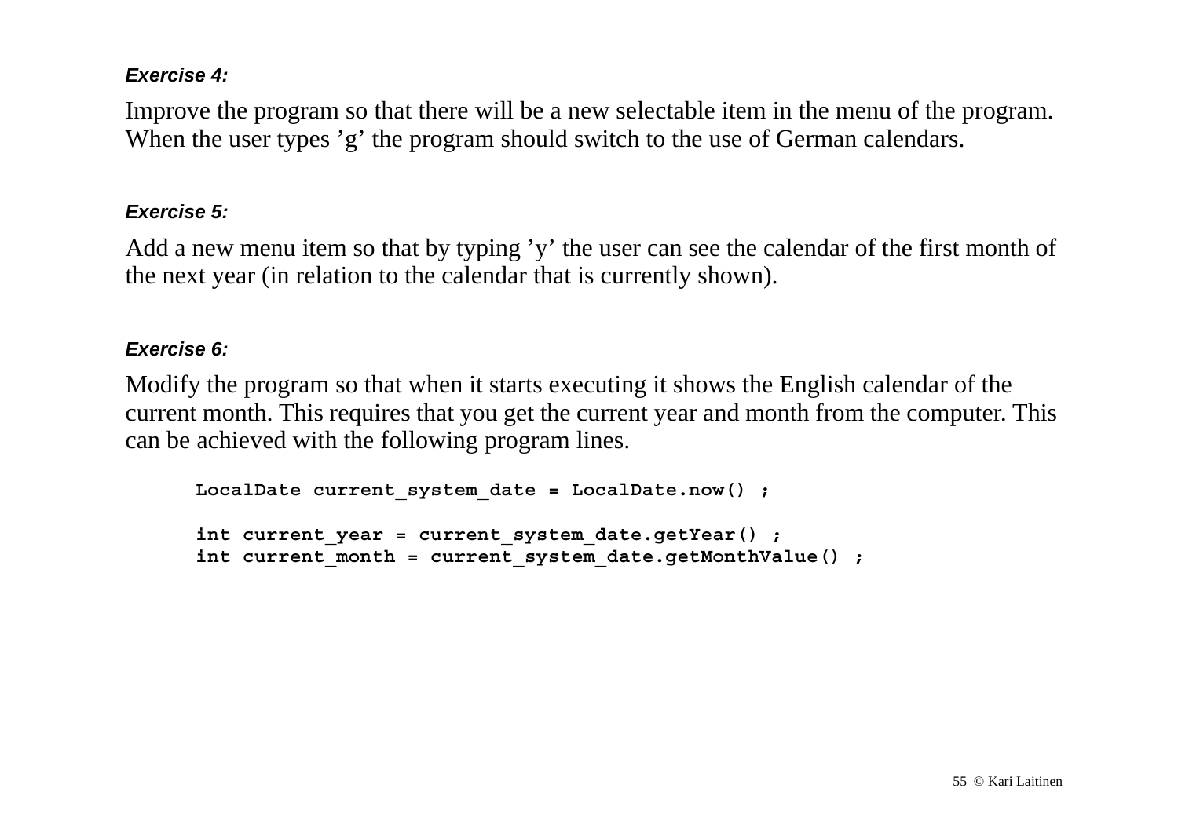***Exercise 4:***

Improve the program so that there will be a new selectable item in the menu of the program. When the user types ’g’ the program should switch to the use of German calendars.

***Exercise 5:***

Add a new menu item so that by typing ’y’ the user can see the calendar of the first month of the next year (in relation to the calendar that is currently shown).

***Exercise 6:***

Modify the program so that when it starts executing it shows the English calendar of the current month. This requires that you get the current year and month from the computer. This can be achieved with the following program lines.

```
LocalDate current_system_date = LocalDate.now() ;

int current_year = current_system_date.getYear() ;
int current_month = current_system_date.getMonthValue() ;
```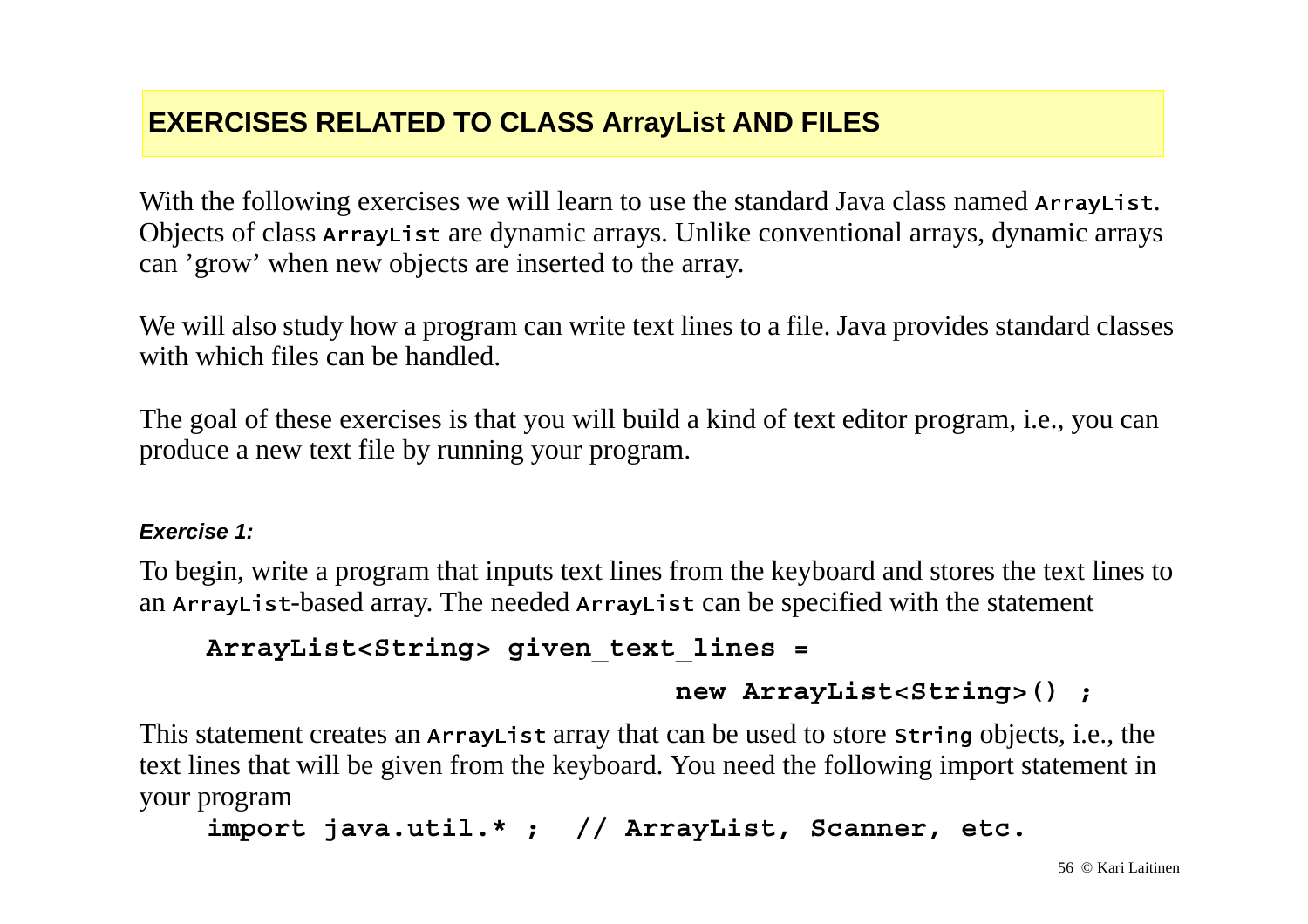# EXERCISES RELATED TO CLASS ArrayList AND FILES

With the following exercises we will learn to use the standard Java class named `ArrayList`. Objects of class `ArrayList` are dynamic arrays. Unlike conventional arrays, dynamic arrays can 'grow' when new objects are inserted to the array.

We will also study how a program can write text lines to a file. Java provides standard classes with which files can be handled.

The goal of these exercises is that you will build a kind of text editor program, i.e., you can produce a new text file by running your program.

***Exercise 1:***

To begin, write a program that inputs text lines from the keyboard and stores the text lines to an `ArrayList`-based array. The needed `ArrayList` can be specified with the statement

```
ArrayList<String> given_text_lines =
                                   new ArrayList<String>() ;
```

This statement creates an `ArrayList` array that can be used to store `String` objects, i.e., the text lines that will be given from the keyboard. You need the following import statement in your program

```
import java.util.* ;  // ArrayList, Scanner, etc.
```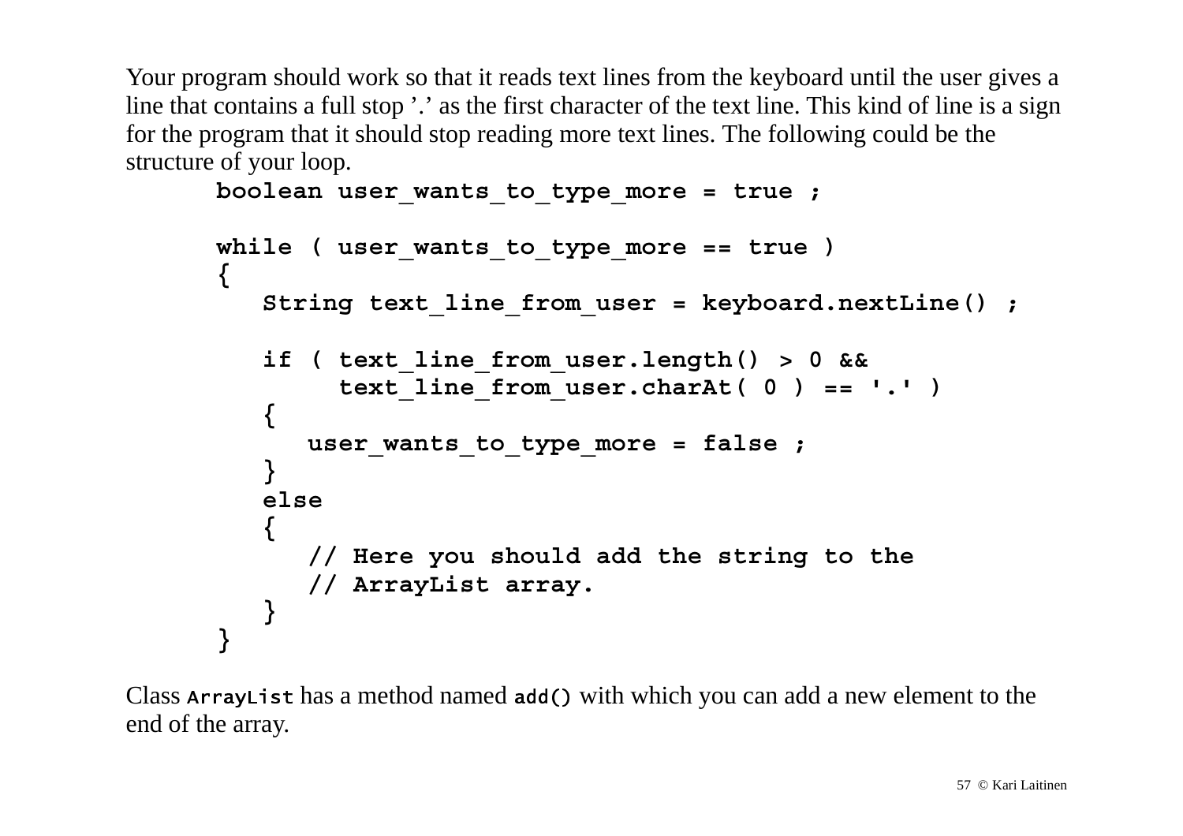Your program should work so that it reads text lines from the keyboard until the user gives a line that contains a full stop '.' as the first character of the text line. This kind of line is a sign for the program that it should stop reading more text lines. The following could be the structure of your loop.

```
boolean user_wants_to_type_more = true ;

while ( user_wants_to_type_more == true )
{
   String text_line_from_user = keyboard.nextLine() ;

   if ( text_line_from_user.length() > 0 &&
        text_line_from_user.charAt( 0 ) == '.' )
   {
      user_wants_to_type_more = false ;
   }
   else
   {
      // Here you should add the string to the
      // ArrayList array.
   }
}
```

Class `ArrayList` has a method named `add()` with which you can add a new element to the end of the array.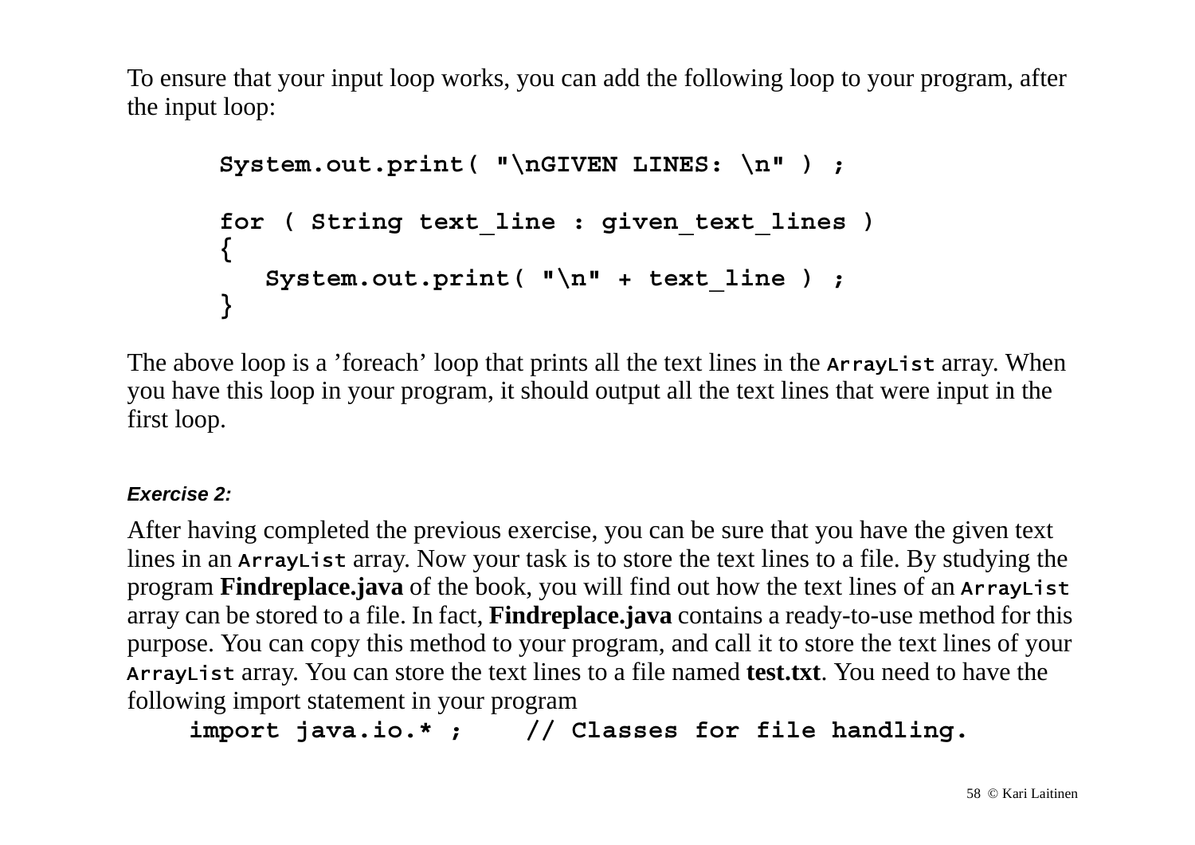To ensure that your input loop works, you can add the following loop to your program, after the input loop:

```
System.out.print( "\nGIVEN LINES: \n" ) ;

for ( String text_line : given_text_lines )
{
   System.out.print( "\n" + text_line ) ;
}
```

The above loop is a ’foreach’ loop that prints all the text lines in the `ArrayList` array. When you have this loop in your program, it should output all the text lines that were input in the first loop.

***Exercise 2:***

After having completed the previous exercise, you can be sure that you have the given text lines in an `ArrayList` array. Now your task is to store the text lines to a file. By studying the program **Findreplace.java** of the book, you will find out how the text lines of an `ArrayList` array can be stored to a file. In fact, **Findreplace.java** contains a ready-to-use method for this purpose. You can copy this method to your program, and call it to store the text lines of your `ArrayList` array. You can store the text lines to a file named **test.txt**. You need to have the following import statement in your program

```
import java.io.* ;    // Classes for file handling.
```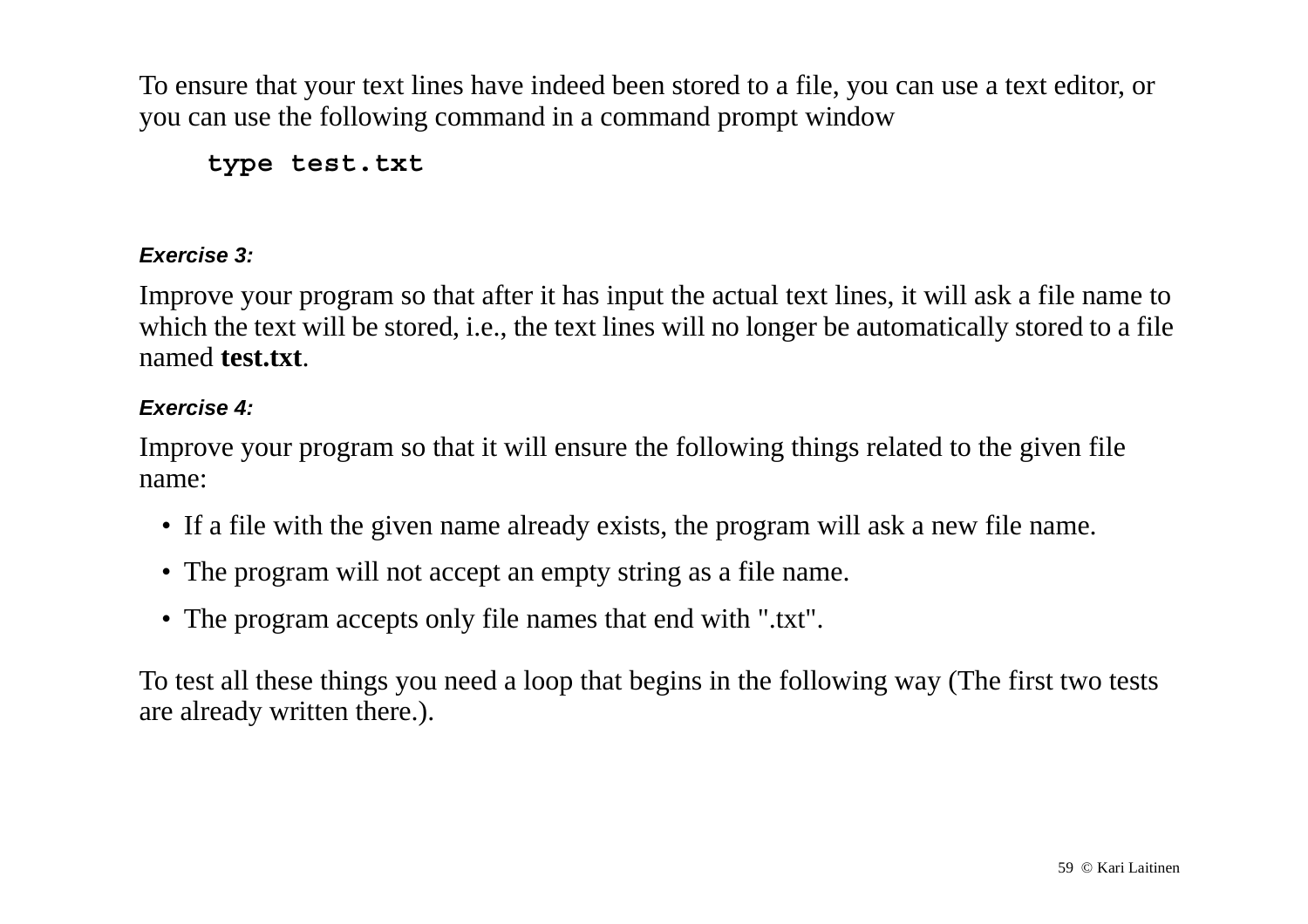To ensure that your text lines have indeed been stored to a file, you can use a text editor, or you can use the following command in a command prompt window

```
type test.txt
```

***Exercise 3:***

Improve your program so that after it has input the actual text lines, it will ask a file name to which the text will be stored, i.e., the text lines will no longer be automatically stored to a file named **test.txt**.

***Exercise 4:***

Improve your program so that it will ensure the following things related to the given file name:

- If a file with the given name already exists, the program will ask a new file name.
- The program will not accept an empty string as a file name.
- The program accepts only file names that end with ".txt".

To test all these things you need a loop that begins in the following way (The first two tests are already written there.).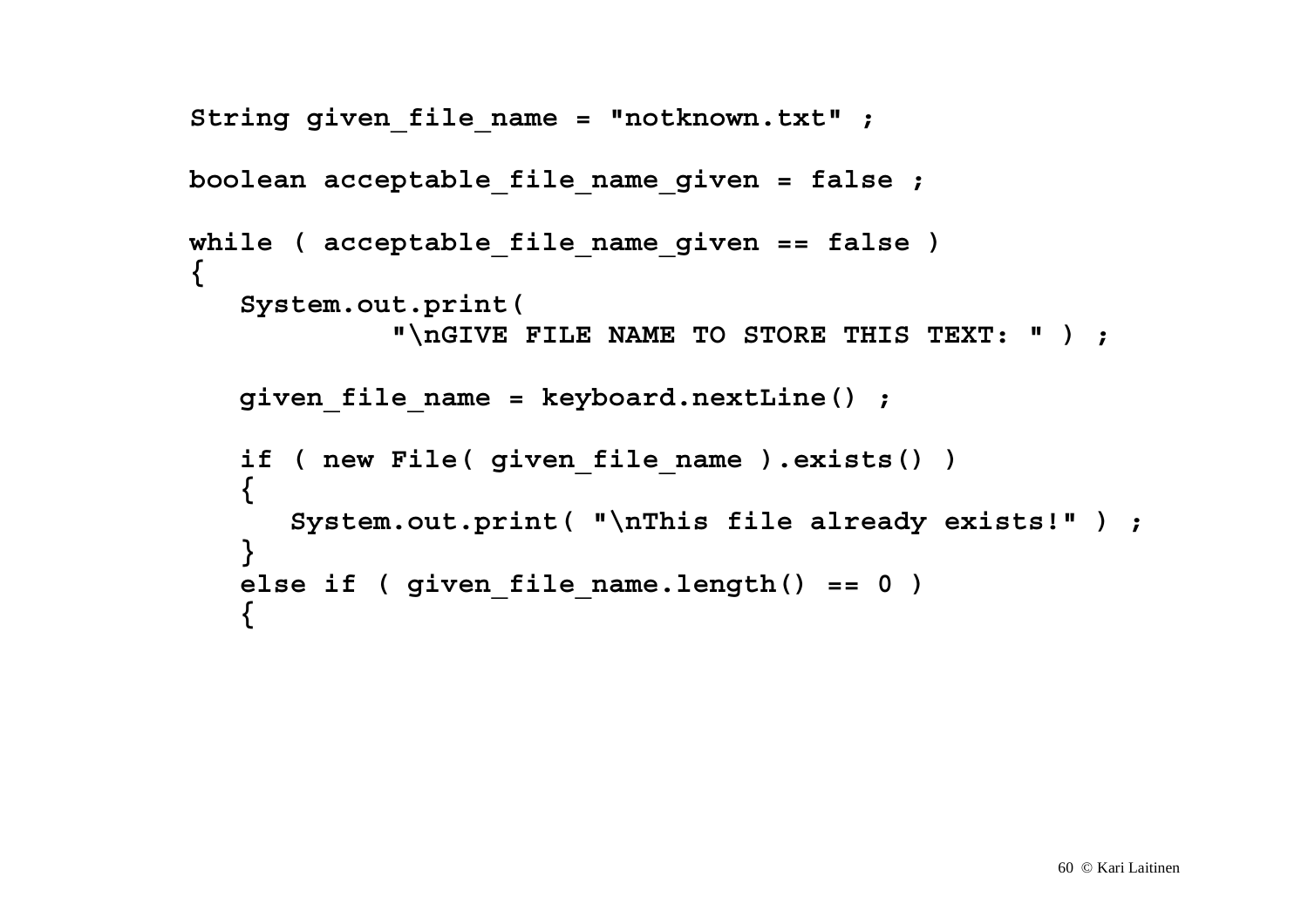```
String given_file_name = "notknown.txt" ;

boolean acceptable_file_name_given = false ;

while ( acceptable_file_name_given == false )
{
   System.out.print(
            "\nGIVE FILE NAME TO STORE THIS TEXT: " ) ;

   given_file_name = keyboard.nextLine() ;

   if ( new File( given_file_name ).exists() )
   {
      System.out.print( "\nThis file already exists!" ) ;
   }
   else if ( given_file_name.length() == 0 )
   {
```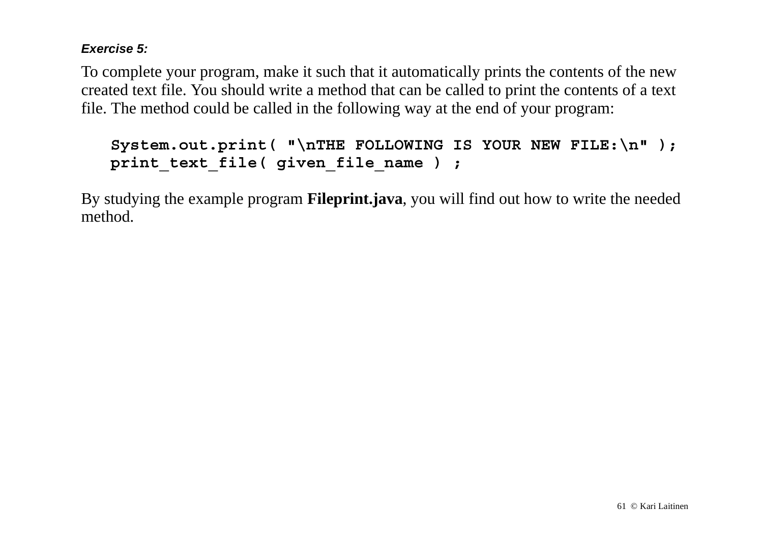***Exercise 5:***

To complete your program, make it such that it automatically prints the contents of the new created text file. You should write a method that can be called to print the contents of a text file. The method could be called in the following way at the end of your program:

```
System.out.print( "\nTHE FOLLOWING IS YOUR NEW FILE:\n" );
print_text_file( given_file_name ) ;
```

By studying the example program **Fileprint.java**, you will find out how to write the needed method.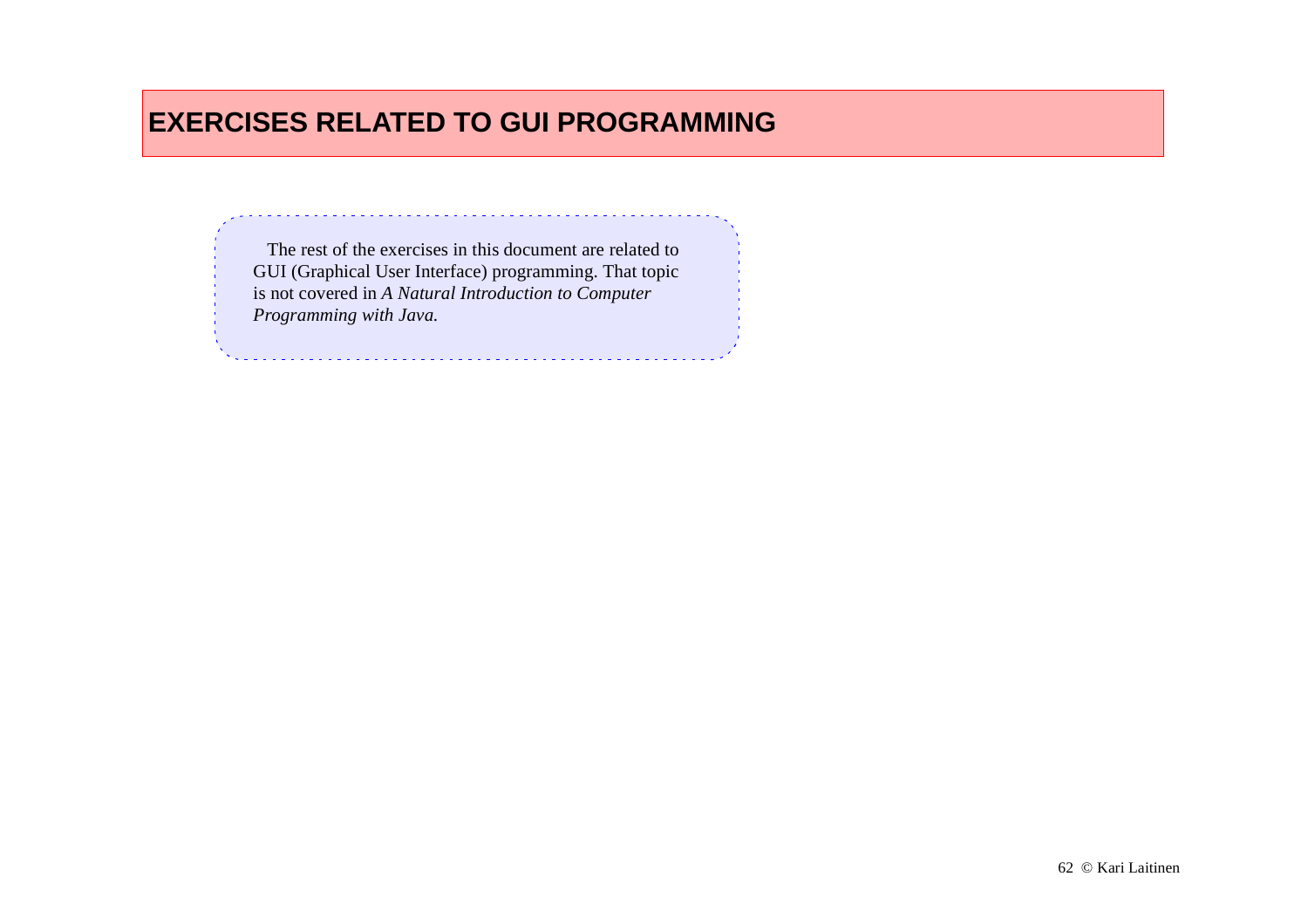# EXERCISES RELATED TO GUI PROGRAMMING

The rest of the exercises in this document are related to GUI (Graphical User Interface) programming. That topic is not covered in *A Natural Introduction to Computer Programming with Java.*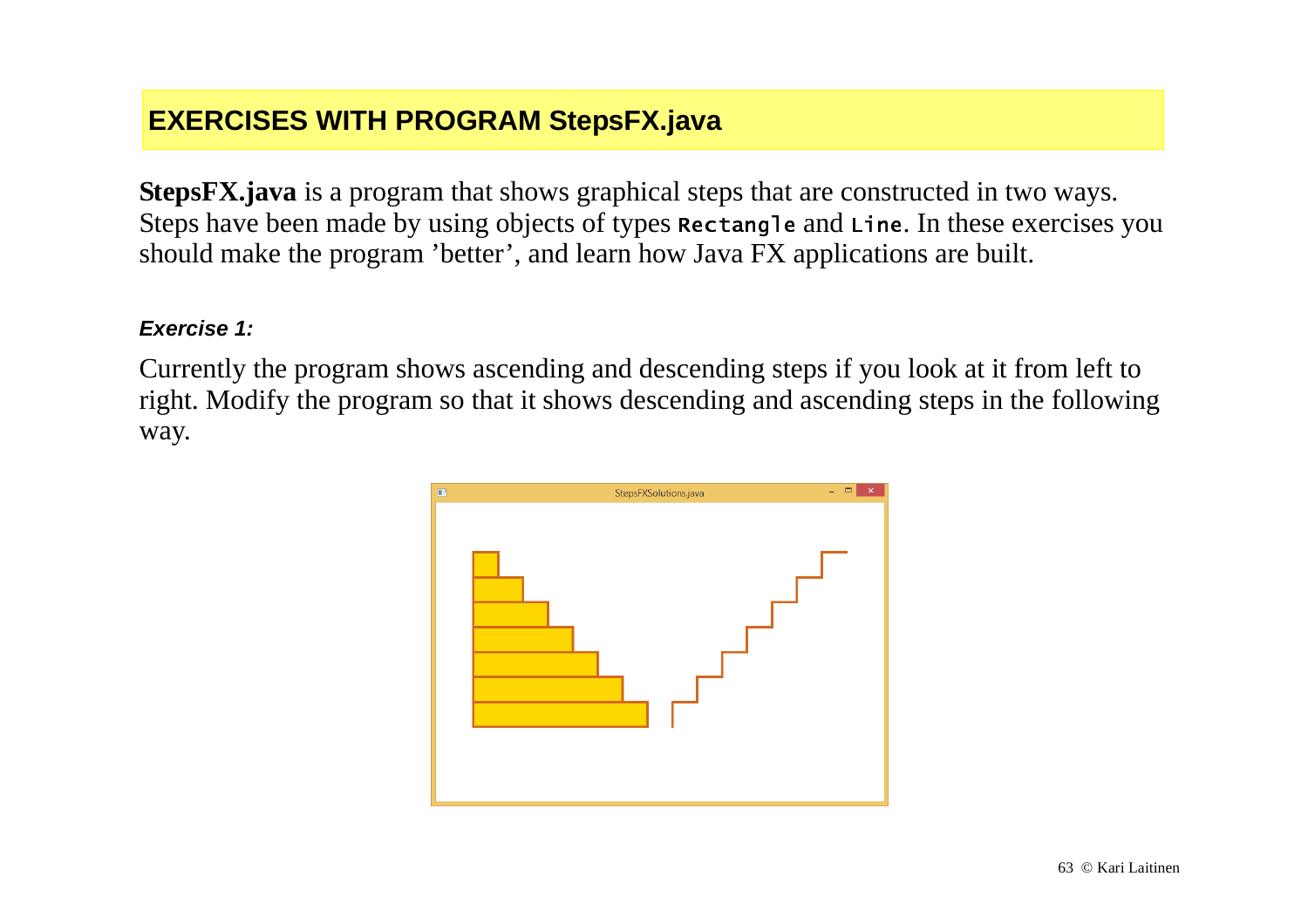## EXERCISES WITH PROGRAM StepsFX.java

**StepsFX.java** is a program that shows graphical steps that are constructed in two ways. Steps have been made by using objects of types `Rectangle` and `Line`. In these exercises you should make the program 'better', and learn how Java FX applications are built.

***Exercise 1:***

Currently the program shows ascending and descending steps if you look at it from left to right. Modify the program so that it shows descending and ascending steps in the following way.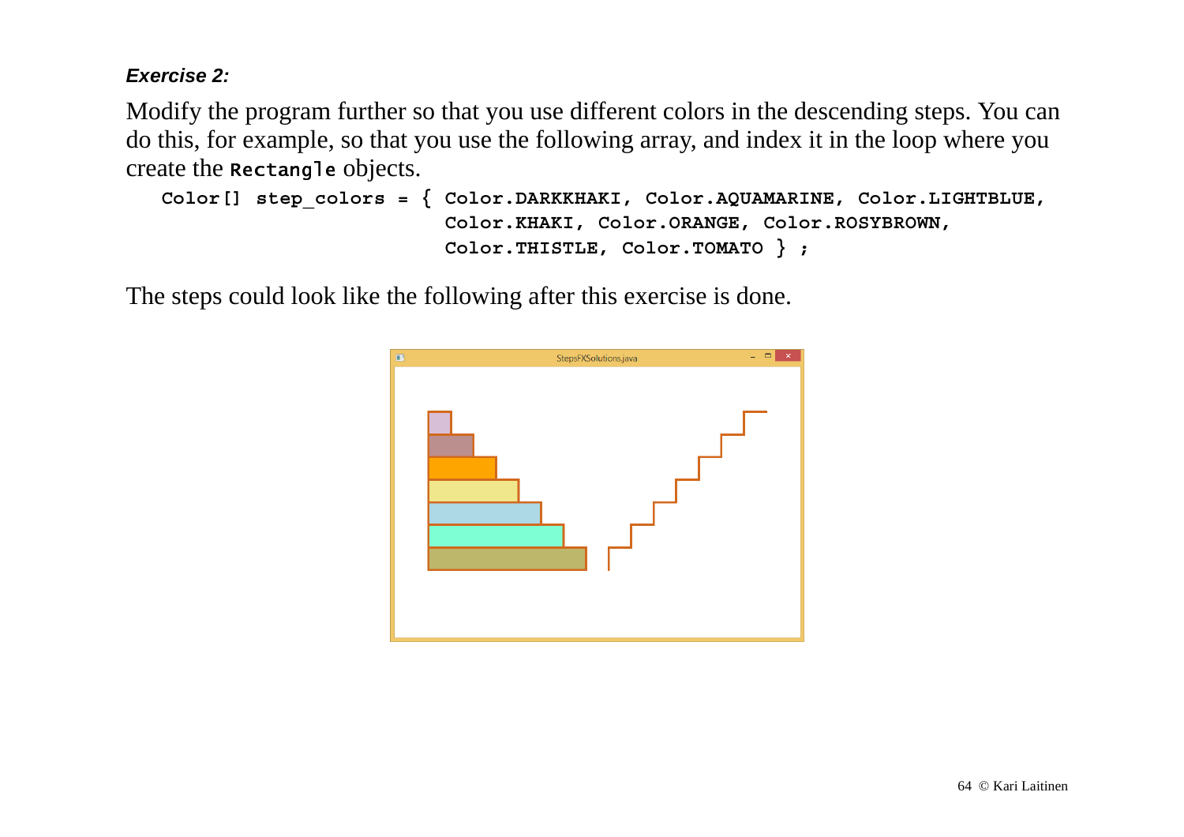***Exercise 2:***

Modify the program further so that you use different colors in the descending steps. You can do this, for example, so that you use the following array, and index it in the loop where you create the `Rectangle` objects.

```
Color[] step_colors = { Color.DARKKHAKI, Color.AQUAMARINE, Color.LIGHTBLUE,
                        Color.KHAKI, Color.ORANGE, Color.ROSYBROWN,
                        Color.THISTLE, Color.TOMATO } ;
```

The steps could look like the following after this exercise is done.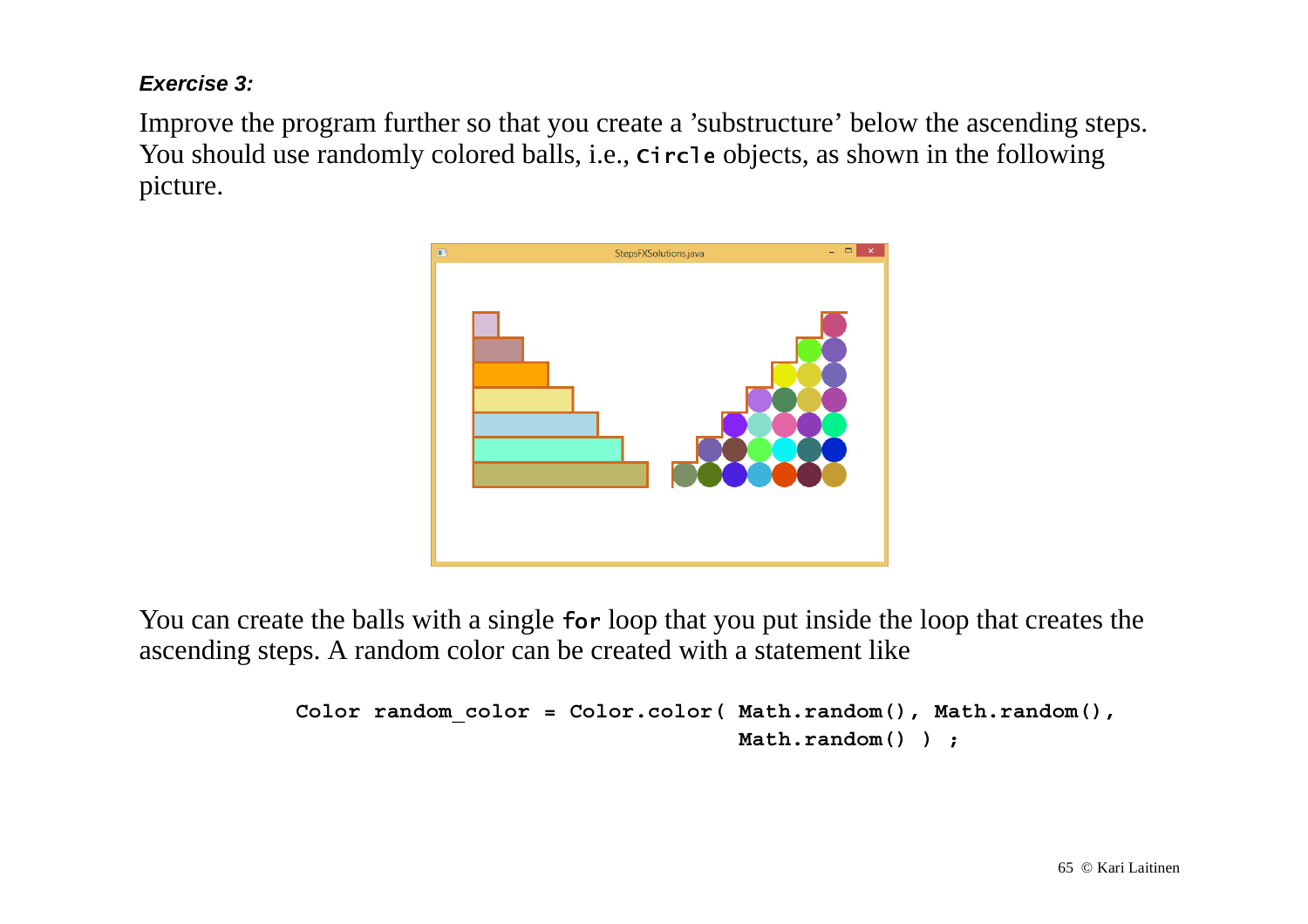***Exercise 3:***

Improve the program further so that you create a ’substructure’ below the ascending steps. You should use randomly colored balls, i.e., `Circle` objects, as shown in the following picture.

You can create the balls with a single `for` loop that you put inside the loop that creates the ascending steps. A random color can be created with a statement like

```
Color random_color = Color.color( Math.random(), Math.random(),
                                  Math.random() ) ;
```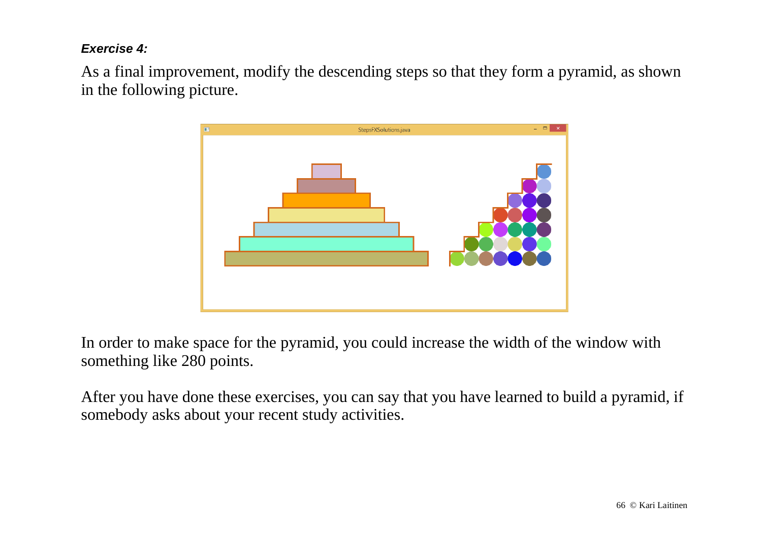***Exercise 4:***

As a final improvement, modify the descending steps so that they form a pyramid, as shown in the following picture.

StepsFXSolutions.java

In order to make space for the pyramid, you could increase the width of the window with something like 280 points.

After you have done these exercises, you can say that you have learned to build a pyramid, if somebody asks about your recent study activities.